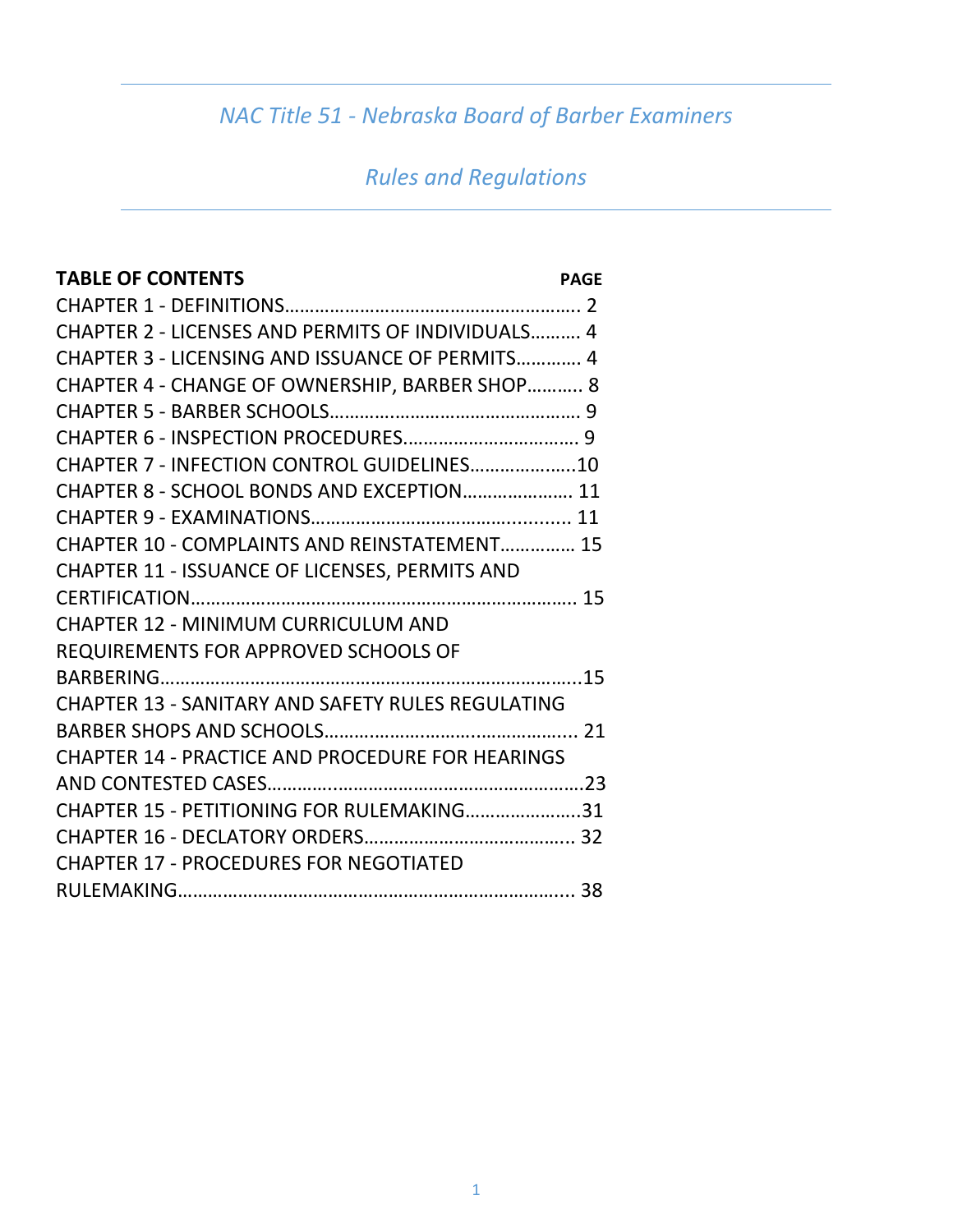# *NAC Title 51 - Nebraska Board of Barber Examiners*

## *Rules and Regulations*

| **TABLE OF CONTENTS** | **PAGE** |
|---|---|
| CHAPTER 1 - DEFINITIONS | 2 |
| CHAPTER 2 - LICENSES AND PERMITS OF INDIVIDUALS | 4 |
| CHAPTER 3 - LICENSING AND ISSUANCE OF PERMITS | 4 |
| CHAPTER 4 - CHANGE OF OWNERSHIP, BARBER SHOP | 8 |
| CHAPTER 5 - BARBER SCHOOLS | 9 |
| CHAPTER 6 - INSPECTION PROCEDURES | 9 |
| CHAPTER 7 - INFECTION CONTROL GUIDELINES | 10 |
| CHAPTER 8 - SCHOOL BONDS AND EXCEPTION | 11 |
| CHAPTER 9 - EXAMINATIONS | 11 |
| CHAPTER 10 - COMPLAINTS AND REINSTATEMENT | 15 |
| CHAPTER 11 - ISSUANCE OF LICENSES, PERMITS AND CERTIFICATION | 15 |
| CHAPTER 12 - MINIMUM CURRICULUM AND REQUIREMENTS FOR APPROVED SCHOOLS OF BARBERING | 15 |
| CHAPTER 13 - SANITARY AND SAFETY RULES REGULATING BARBER SHOPS AND SCHOOLS | 21 |
| CHAPTER 14 - PRACTICE AND PROCEDURE FOR HEARINGS AND CONTESTED CASES | 23 |
| CHAPTER 15 - PETITIONING FOR RULEMAKING | 31 |
| CHAPTER 16 - DECLATORY ORDERS | 32 |
| CHAPTER 17 - PROCEDURES FOR NEGOTIATED RULEMAKING | 38 |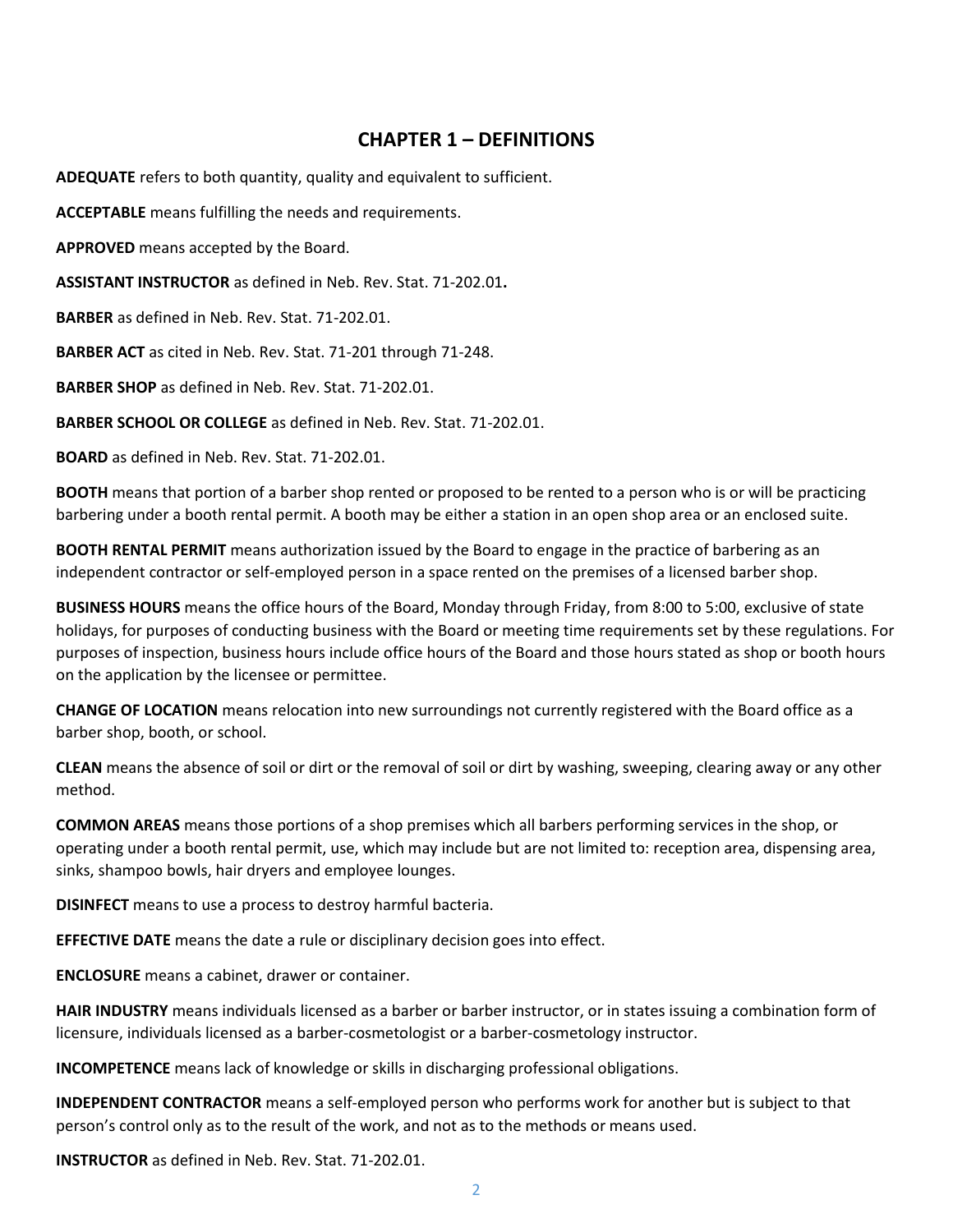# CHAPTER 1 – DEFINITIONS

**ADEQUATE** refers to both quantity, quality and equivalent to sufficient.

**ACCEPTABLE** means fulfilling the needs and requirements.

**APPROVED** means accepted by the Board.

**ASSISTANT INSTRUCTOR** as defined in Neb. Rev. Stat. 71-202.01**.**

**BARBER** as defined in Neb. Rev. Stat. 71-202.01.

**BARBER ACT** as cited in Neb. Rev. Stat. 71-201 through 71-248.

**BARBER SHOP** as defined in Neb. Rev. Stat. 71-202.01.

**BARBER SCHOOL OR COLLEGE** as defined in Neb. Rev. Stat. 71-202.01.

**BOARD** as defined in Neb. Rev. Stat. 71-202.01.

**BOOTH** means that portion of a barber shop rented or proposed to be rented to a person who is or will be practicing barbering under a booth rental permit. A booth may be either a station in an open shop area or an enclosed suite.

**BOOTH RENTAL PERMIT** means authorization issued by the Board to engage in the practice of barbering as an independent contractor or self-employed person in a space rented on the premises of a licensed barber shop.

**BUSINESS HOURS** means the office hours of the Board, Monday through Friday, from 8:00 to 5:00, exclusive of state holidays, for purposes of conducting business with the Board or meeting time requirements set by these regulations. For purposes of inspection, business hours include office hours of the Board and those hours stated as shop or booth hours on the application by the licensee or permittee.

**CHANGE OF LOCATION** means relocation into new surroundings not currently registered with the Board office as a barber shop, booth, or school.

**CLEAN** means the absence of soil or dirt or the removal of soil or dirt by washing, sweeping, clearing away or any other method.

**COMMON AREAS** means those portions of a shop premises which all barbers performing services in the shop, or operating under a booth rental permit, use, which may include but are not limited to: reception area, dispensing area, sinks, shampoo bowls, hair dryers and employee lounges.

**DISINFECT** means to use a process to destroy harmful bacteria.

**EFFECTIVE DATE** means the date a rule or disciplinary decision goes into effect.

**ENCLOSURE** means a cabinet, drawer or container.

**HAIR INDUSTRY** means individuals licensed as a barber or barber instructor, or in states issuing a combination form of licensure, individuals licensed as a barber-cosmetologist or a barber-cosmetology instructor.

**INCOMPETENCE** means lack of knowledge or skills in discharging professional obligations.

**INDEPENDENT CONTRACTOR** means a self-employed person who performs work for another but is subject to that person's control only as to the result of the work, and not as to the methods or means used.

**INSTRUCTOR** as defined in Neb. Rev. Stat. 71-202.01.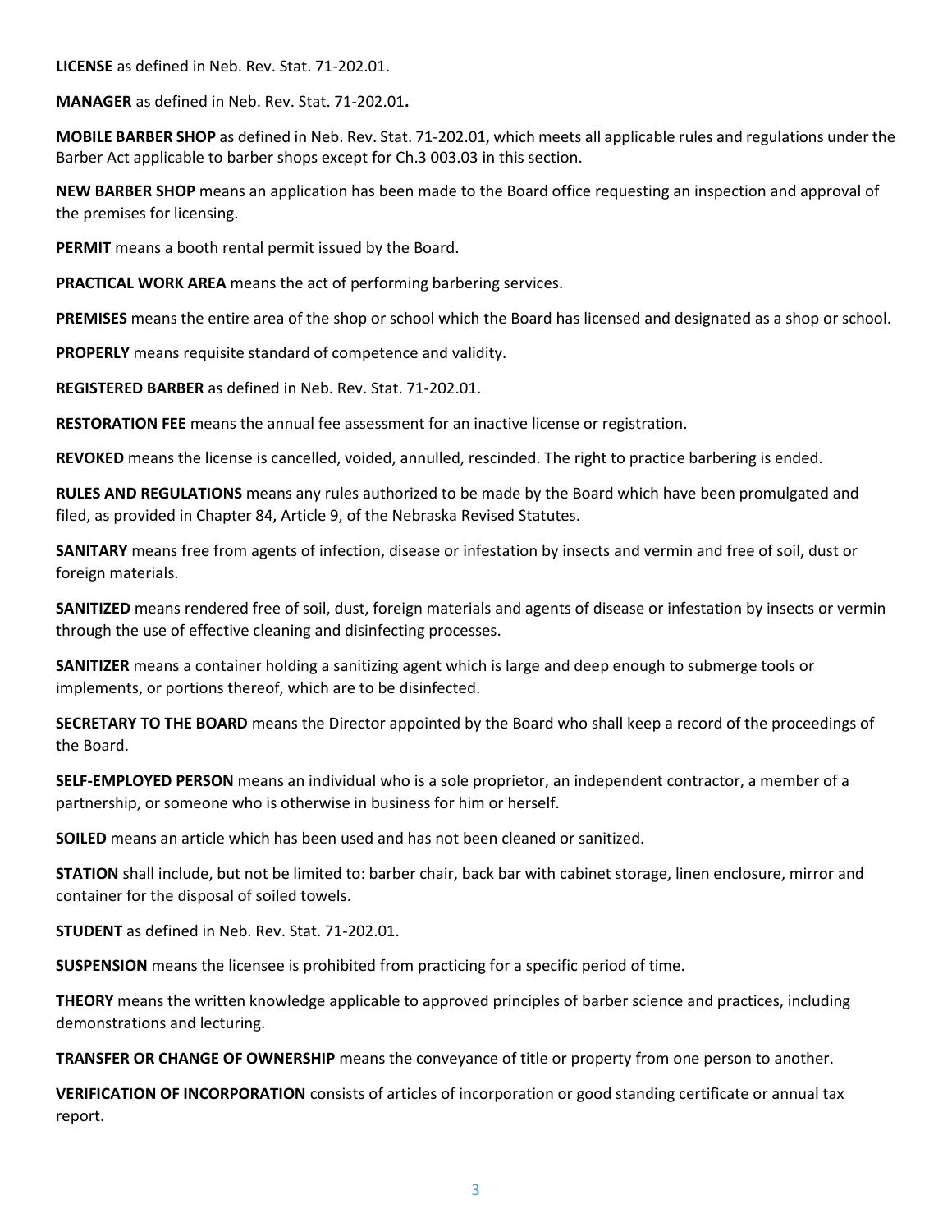**LICENSE** as defined in Neb. Rev. Stat. 71-202.01.

**MANAGER** as defined in Neb. Rev. Stat. 71-202.01**.**

**MOBILE BARBER SHOP** as defined in Neb. Rev. Stat. 71-202.01, which meets all applicable rules and regulations under the Barber Act applicable to barber shops except for Ch.3 003.03 in this section.

**NEW BARBER SHOP** means an application has been made to the Board office requesting an inspection and approval of the premises for licensing.

**PERMIT** means a booth rental permit issued by the Board.

**PRACTICAL WORK AREA** means the act of performing barbering services.

**PREMISES** means the entire area of the shop or school which the Board has licensed and designated as a shop or school.

**PROPERLY** means requisite standard of competence and validity.

**REGISTERED BARBER** as defined in Neb. Rev. Stat. 71-202.01.

**RESTORATION FEE** means the annual fee assessment for an inactive license or registration.

**REVOKED** means the license is cancelled, voided, annulled, rescinded. The right to practice barbering is ended.

**RULES AND REGULATIONS** means any rules authorized to be made by the Board which have been promulgated and filed, as provided in Chapter 84, Article 9, of the Nebraska Revised Statutes.

**SANITARY** means free from agents of infection, disease or infestation by insects and vermin and free of soil, dust or foreign materials.

**SANITIZED** means rendered free of soil, dust, foreign materials and agents of disease or infestation by insects or vermin through the use of effective cleaning and disinfecting processes.

**SANITIZER** means a container holding a sanitizing agent which is large and deep enough to submerge tools or implements, or portions thereof, which are to be disinfected.

**SECRETARY TO THE BOARD** means the Director appointed by the Board who shall keep a record of the proceedings of the Board.

**SELF-EMPLOYED PERSON** means an individual who is a sole proprietor, an independent contractor, a member of a partnership, or someone who is otherwise in business for him or herself.

**SOILED** means an article which has been used and has not been cleaned or sanitized.

**STATION** shall include, but not be limited to: barber chair, back bar with cabinet storage, linen enclosure, mirror and container for the disposal of soiled towels.

**STUDENT** as defined in Neb. Rev. Stat. 71-202.01.

**SUSPENSION** means the licensee is prohibited from practicing for a specific period of time.

**THEORY** means the written knowledge applicable to approved principles of barber science and practices, including demonstrations and lecturing.

**TRANSFER OR CHANGE OF OWNERSHIP** means the conveyance of title or property from one person to another.

**VERIFICATION OF INCORPORATION** consists of articles of incorporation or good standing certificate or annual tax report.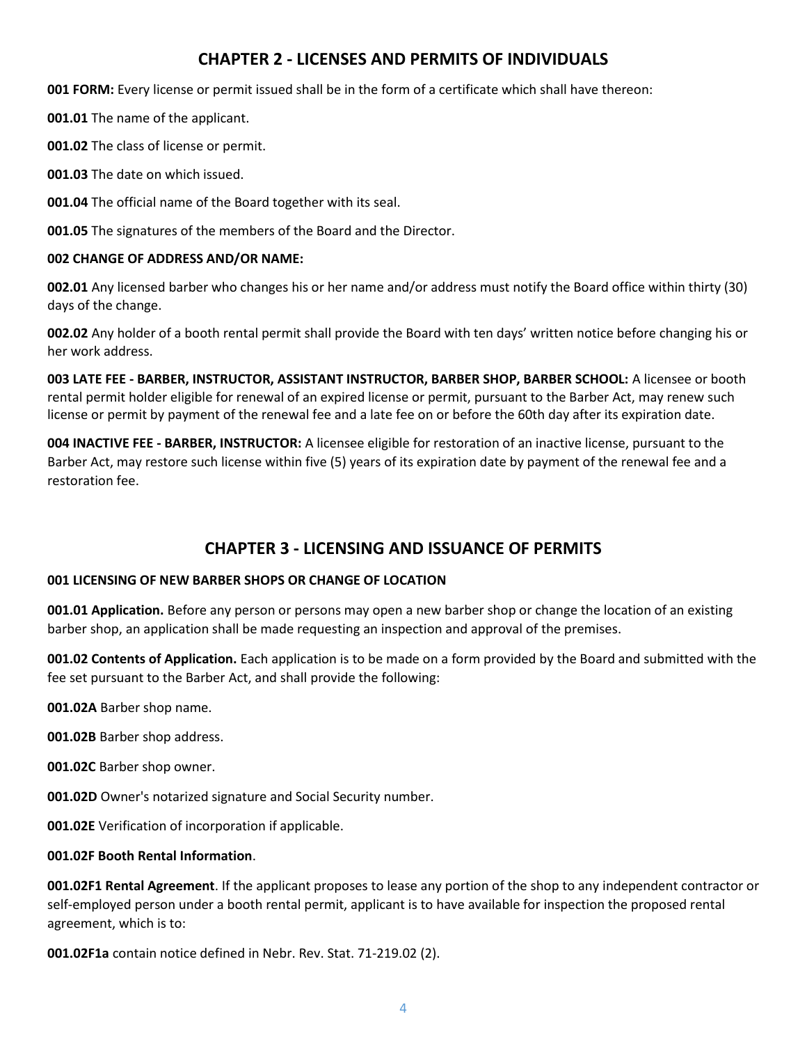## CHAPTER 2 - LICENSES AND PERMITS OF INDIVIDUALS

**001 FORM:** Every license or permit issued shall be in the form of a certificate which shall have thereon:

**001.01** The name of the applicant.

**001.02** The class of license or permit.

**001.03** The date on which issued.

**001.04** The official name of the Board together with its seal.

**001.05** The signatures of the members of the Board and the Director.

**002 CHANGE OF ADDRESS AND/OR NAME:**

**002.01** Any licensed barber who changes his or her name and/or address must notify the Board office within thirty (30) days of the change.

**002.02** Any holder of a booth rental permit shall provide the Board with ten days' written notice before changing his or her work address.

**003 LATE FEE - BARBER, INSTRUCTOR, ASSISTANT INSTRUCTOR, BARBER SHOP, BARBER SCHOOL:** A licensee or booth rental permit holder eligible for renewal of an expired license or permit, pursuant to the Barber Act, may renew such license or permit by payment of the renewal fee and a late fee on or before the 60th day after its expiration date.

**004 INACTIVE FEE - BARBER, INSTRUCTOR:** A licensee eligible for restoration of an inactive license, pursuant to the Barber Act, may restore such license within five (5) years of its expiration date by payment of the renewal fee and a restoration fee.

## CHAPTER 3 - LICENSING AND ISSUANCE OF PERMITS

**001 LICENSING OF NEW BARBER SHOPS OR CHANGE OF LOCATION**

**001.01 Application.** Before any person or persons may open a new barber shop or change the location of an existing barber shop, an application shall be made requesting an inspection and approval of the premises.

**001.02 Contents of Application.** Each application is to be made on a form provided by the Board and submitted with the fee set pursuant to the Barber Act, and shall provide the following:

**001.02A** Barber shop name.

**001.02B** Barber shop address.

**001.02C** Barber shop owner.

**001.02D** Owner's notarized signature and Social Security number.

**001.02E** Verification of incorporation if applicable.

**001.02F Booth Rental Information**.

**001.02F1 Rental Agreement**. If the applicant proposes to lease any portion of the shop to any independent contractor or self-employed person under a booth rental permit, applicant is to have available for inspection the proposed rental agreement, which is to:

**001.02F1a** contain notice defined in Nebr. Rev. Stat. 71-219.02 (2).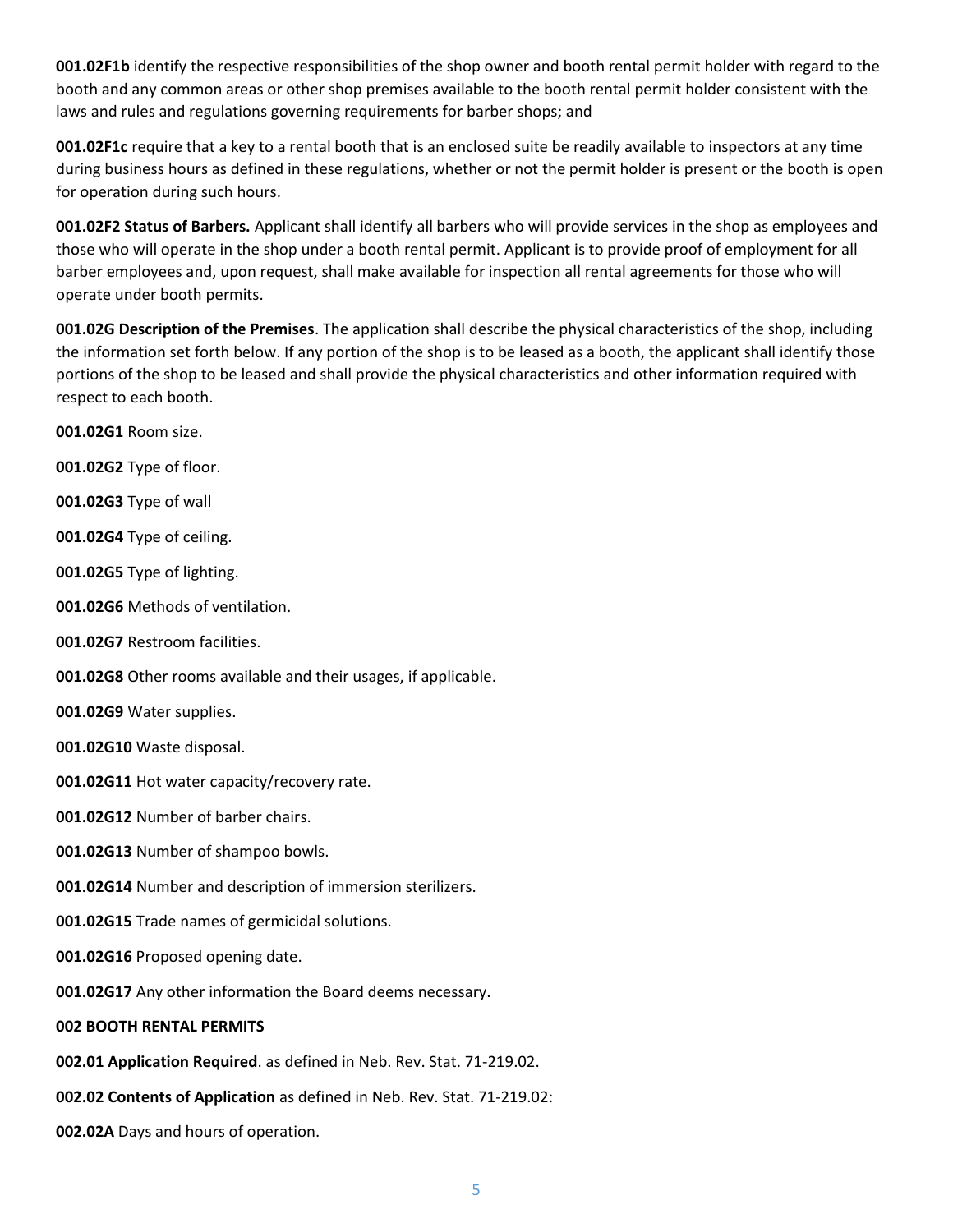**001.02F1b** identify the respective responsibilities of the shop owner and booth rental permit holder with regard to the booth and any common areas or other shop premises available to the booth rental permit holder consistent with the laws and rules and regulations governing requirements for barber shops; and

**001.02F1c** require that a key to a rental booth that is an enclosed suite be readily available to inspectors at any time during business hours as defined in these regulations, whether or not the permit holder is present or the booth is open for operation during such hours.

**001.02F2 Status of Barbers.** Applicant shall identify all barbers who will provide services in the shop as employees and those who will operate in the shop under a booth rental permit. Applicant is to provide proof of employment for all barber employees and, upon request, shall make available for inspection all rental agreements for those who will operate under booth permits.

**001.02G Description of the Premises**. The application shall describe the physical characteristics of the shop, including the information set forth below. If any portion of the shop is to be leased as a booth, the applicant shall identify those portions of the shop to be leased and shall provide the physical characteristics and other information required with respect to each booth.

**001.02G1** Room size.

**001.02G2** Type of floor.

**001.02G3** Type of wall

**001.02G4** Type of ceiling.

**001.02G5** Type of lighting.

**001.02G6** Methods of ventilation.

**001.02G7** Restroom facilities.

**001.02G8** Other rooms available and their usages, if applicable.

**001.02G9** Water supplies.

**001.02G10** Waste disposal.

**001.02G11** Hot water capacity/recovery rate.

**001.02G12** Number of barber chairs.

**001.02G13** Number of shampoo bowls.

**001.02G14** Number and description of immersion sterilizers.

**001.02G15** Trade names of germicidal solutions.

**001.02G16** Proposed opening date.

**001.02G17** Any other information the Board deems necessary.

**002 BOOTH RENTAL PERMITS**

**002.01 Application Required**. as defined in Neb. Rev. Stat. 71-219.02.

**002.02 Contents of Application** as defined in Neb. Rev. Stat. 71-219.02:

**002.02A** Days and hours of operation.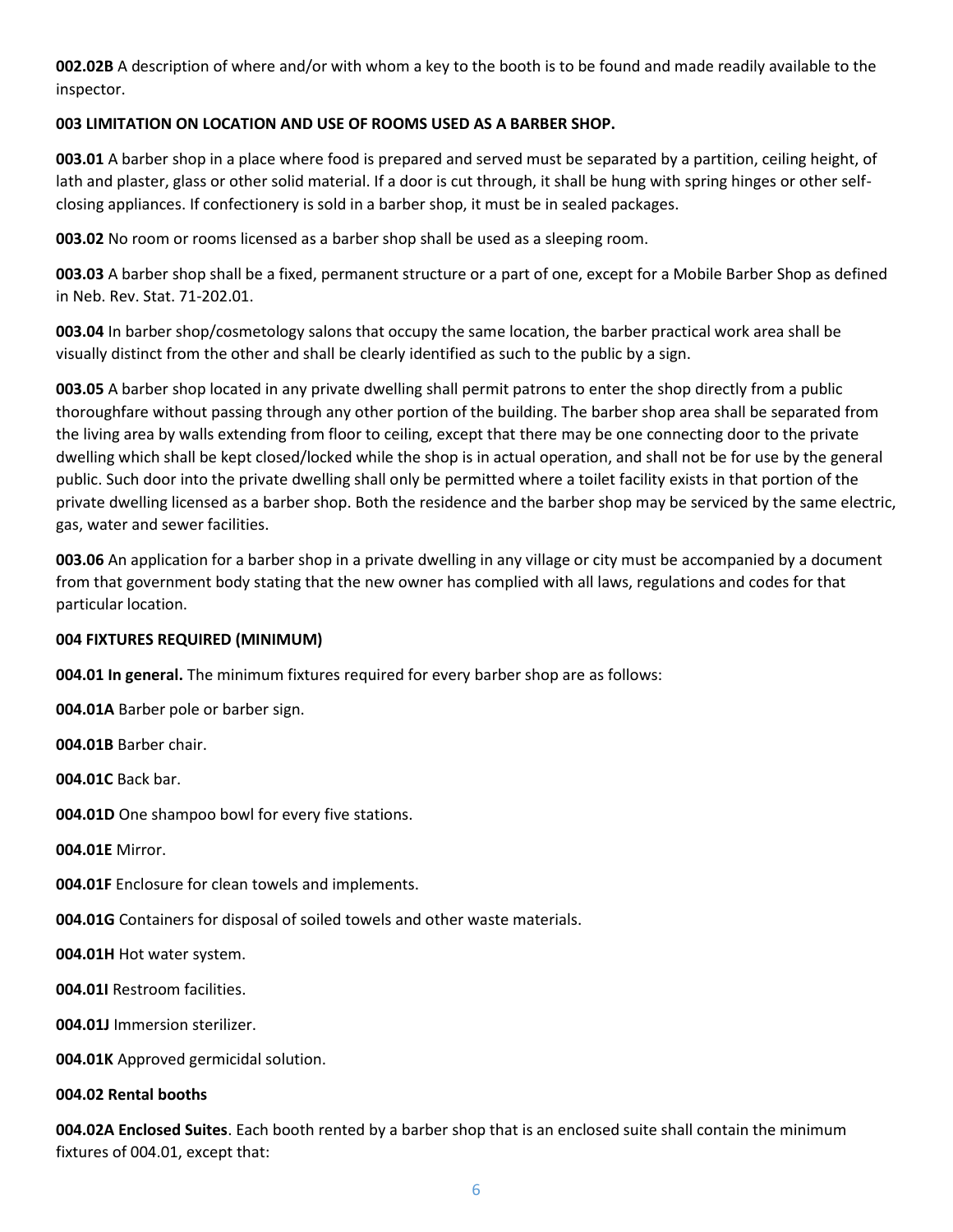**002.02B** A description of where and/or with whom a key to the booth is to be found and made readily available to the inspector.

**003 LIMITATION ON LOCATION AND USE OF ROOMS USED AS A BARBER SHOP.**

**003.01** A barber shop in a place where food is prepared and served must be separated by a partition, ceiling height, of lath and plaster, glass or other solid material. If a door is cut through, it shall be hung with spring hinges or other self-closing appliances. If confectionery is sold in a barber shop, it must be in sealed packages.

**003.02** No room or rooms licensed as a barber shop shall be used as a sleeping room.

**003.03** A barber shop shall be a fixed, permanent structure or a part of one, except for a Mobile Barber Shop as defined in Neb. Rev. Stat. 71-202.01.

**003.04** In barber shop/cosmetology salons that occupy the same location, the barber practical work area shall be visually distinct from the other and shall be clearly identified as such to the public by a sign.

**003.05** A barber shop located in any private dwelling shall permit patrons to enter the shop directly from a public thoroughfare without passing through any other portion of the building. The barber shop area shall be separated from the living area by walls extending from floor to ceiling, except that there may be one connecting door to the private dwelling which shall be kept closed/locked while the shop is in actual operation, and shall not be for use by the general public. Such door into the private dwelling shall only be permitted where a toilet facility exists in that portion of the private dwelling licensed as a barber shop. Both the residence and the barber shop may be serviced by the same electric, gas, water and sewer facilities.

**003.06** An application for a barber shop in a private dwelling in any village or city must be accompanied by a document from that government body stating that the new owner has complied with all laws, regulations and codes for that particular location.

**004 FIXTURES REQUIRED (MINIMUM)**

**004.01 In general.** The minimum fixtures required for every barber shop are as follows:

**004.01A** Barber pole or barber sign.

**004.01B** Barber chair.

**004.01C** Back bar.

**004.01D** One shampoo bowl for every five stations.

**004.01E** Mirror.

**004.01F** Enclosure for clean towels and implements.

**004.01G** Containers for disposal of soiled towels and other waste materials.

**004.01H** Hot water system.

**004.01I** Restroom facilities.

**004.01J** Immersion sterilizer.

**004.01K** Approved germicidal solution.

**004.02 Rental booths**

**004.02A Enclosed Suites**. Each booth rented by a barber shop that is an enclosed suite shall contain the minimum fixtures of 004.01, except that: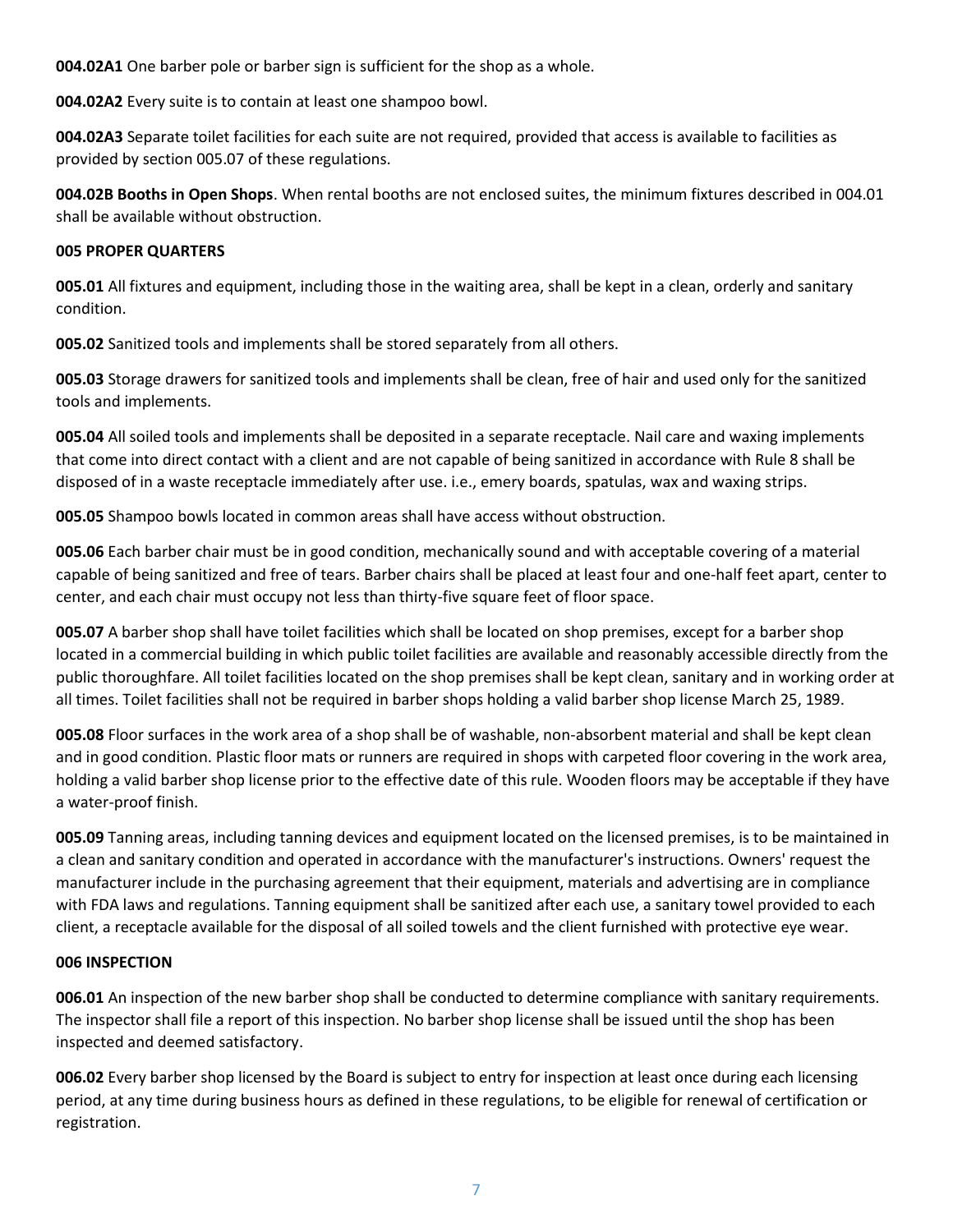**004.02A1** One barber pole or barber sign is sufficient for the shop as a whole.

**004.02A2** Every suite is to contain at least one shampoo bowl.

**004.02A3** Separate toilet facilities for each suite are not required, provided that access is available to facilities as provided by section 005.07 of these regulations.

**004.02B Booths in Open Shops**. When rental booths are not enclosed suites, the minimum fixtures described in 004.01 shall be available without obstruction.

**005 PROPER QUARTERS**

**005.01** All fixtures and equipment, including those in the waiting area, shall be kept in a clean, orderly and sanitary condition.

**005.02** Sanitized tools and implements shall be stored separately from all others.

**005.03** Storage drawers for sanitized tools and implements shall be clean, free of hair and used only for the sanitized tools and implements.

**005.04** All soiled tools and implements shall be deposited in a separate receptacle. Nail care and waxing implements that come into direct contact with a client and are not capable of being sanitized in accordance with Rule 8 shall be disposed of in a waste receptacle immediately after use. i.e., emery boards, spatulas, wax and waxing strips.

**005.05** Shampoo bowls located in common areas shall have access without obstruction.

**005.06** Each barber chair must be in good condition, mechanically sound and with acceptable covering of a material capable of being sanitized and free of tears. Barber chairs shall be placed at least four and one-half feet apart, center to center, and each chair must occupy not less than thirty-five square feet of floor space.

**005.07** A barber shop shall have toilet facilities which shall be located on shop premises, except for a barber shop located in a commercial building in which public toilet facilities are available and reasonably accessible directly from the public thoroughfare. All toilet facilities located on the shop premises shall be kept clean, sanitary and in working order at all times. Toilet facilities shall not be required in barber shops holding a valid barber shop license March 25, 1989.

**005.08** Floor surfaces in the work area of a shop shall be of washable, non-absorbent material and shall be kept clean and in good condition. Plastic floor mats or runners are required in shops with carpeted floor covering in the work area, holding a valid barber shop license prior to the effective date of this rule. Wooden floors may be acceptable if they have a water-proof finish.

**005.09** Tanning areas, including tanning devices and equipment located on the licensed premises, is to be maintained in a clean and sanitary condition and operated in accordance with the manufacturer's instructions. Owners' request the manufacturer include in the purchasing agreement that their equipment, materials and advertising are in compliance with FDA laws and regulations. Tanning equipment shall be sanitized after each use, a sanitary towel provided to each client, a receptacle available for the disposal of all soiled towels and the client furnished with protective eye wear.

**006 INSPECTION**

**006.01** An inspection of the new barber shop shall be conducted to determine compliance with sanitary requirements. The inspector shall file a report of this inspection. No barber shop license shall be issued until the shop has been inspected and deemed satisfactory.

**006.02** Every barber shop licensed by the Board is subject to entry for inspection at least once during each licensing period, at any time during business hours as defined in these regulations, to be eligible for renewal of certification or registration.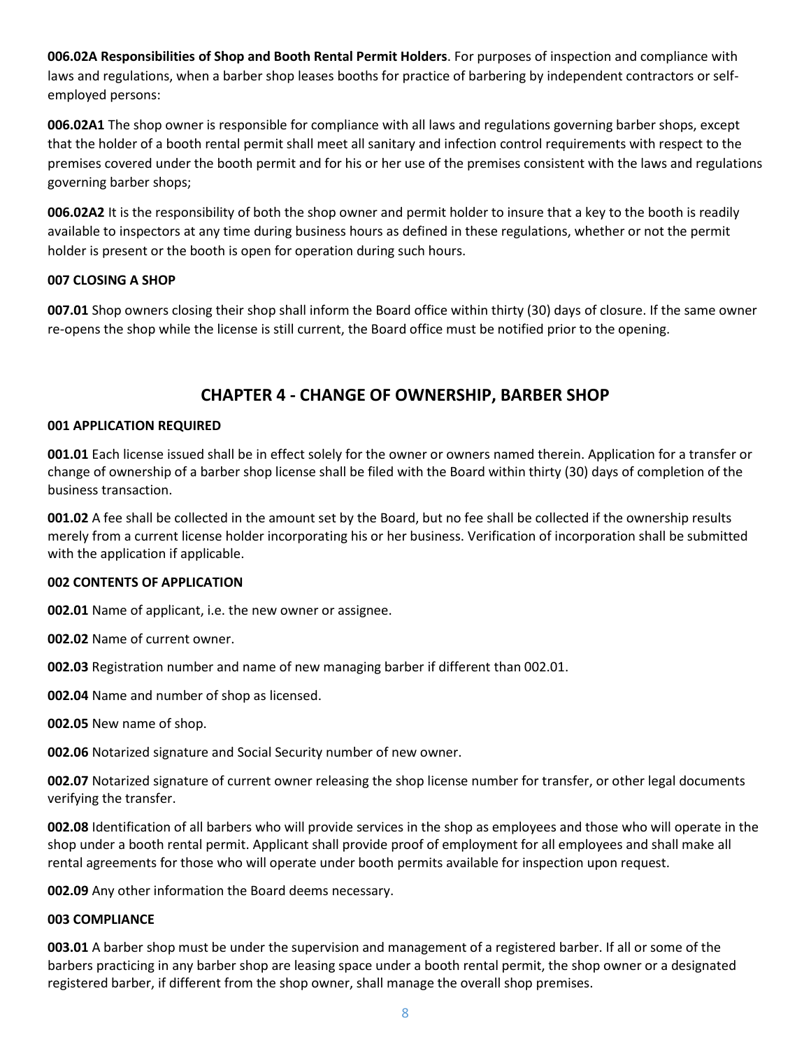**006.02A Responsibilities of Shop and Booth Rental Permit Holders**. For purposes of inspection and compliance with laws and regulations, when a barber shop leases booths for practice of barbering by independent contractors or self-employed persons:

**006.02A1** The shop owner is responsible for compliance with all laws and regulations governing barber shops, except that the holder of a booth rental permit shall meet all sanitary and infection control requirements with respect to the premises covered under the booth permit and for his or her use of the premises consistent with the laws and regulations governing barber shops;

**006.02A2** It is the responsibility of both the shop owner and permit holder to insure that a key to the booth is readily available to inspectors at any time during business hours as defined in these regulations, whether or not the permit holder is present or the booth is open for operation during such hours.

**007 CLOSING A SHOP**

**007.01** Shop owners closing their shop shall inform the Board office within thirty (30) days of closure. If the same owner re-opens the shop while the license is still current, the Board office must be notified prior to the opening.

## CHAPTER 4 - CHANGE OF OWNERSHIP, BARBER SHOP

**001 APPLICATION REQUIRED**

**001.01** Each license issued shall be in effect solely for the owner or owners named therein. Application for a transfer or change of ownership of a barber shop license shall be filed with the Board within thirty (30) days of completion of the business transaction.

**001.02** A fee shall be collected in the amount set by the Board, but no fee shall be collected if the ownership results merely from a current license holder incorporating his or her business. Verification of incorporation shall be submitted with the application if applicable.

**002 CONTENTS OF APPLICATION**

**002.01** Name of applicant, i.e. the new owner or assignee.

**002.02** Name of current owner.

**002.03** Registration number and name of new managing barber if different than 002.01.

**002.04** Name and number of shop as licensed.

**002.05** New name of shop.

**002.06** Notarized signature and Social Security number of new owner.

**002.07** Notarized signature of current owner releasing the shop license number for transfer, or other legal documents verifying the transfer.

**002.08** Identification of all barbers who will provide services in the shop as employees and those who will operate in the shop under a booth rental permit. Applicant shall provide proof of employment for all employees and shall make all rental agreements for those who will operate under booth permits available for inspection upon request.

**002.09** Any other information the Board deems necessary.

**003 COMPLIANCE**

**003.01** A barber shop must be under the supervision and management of a registered barber. If all or some of the barbers practicing in any barber shop are leasing space under a booth rental permit, the shop owner or a designated registered barber, if different from the shop owner, shall manage the overall shop premises.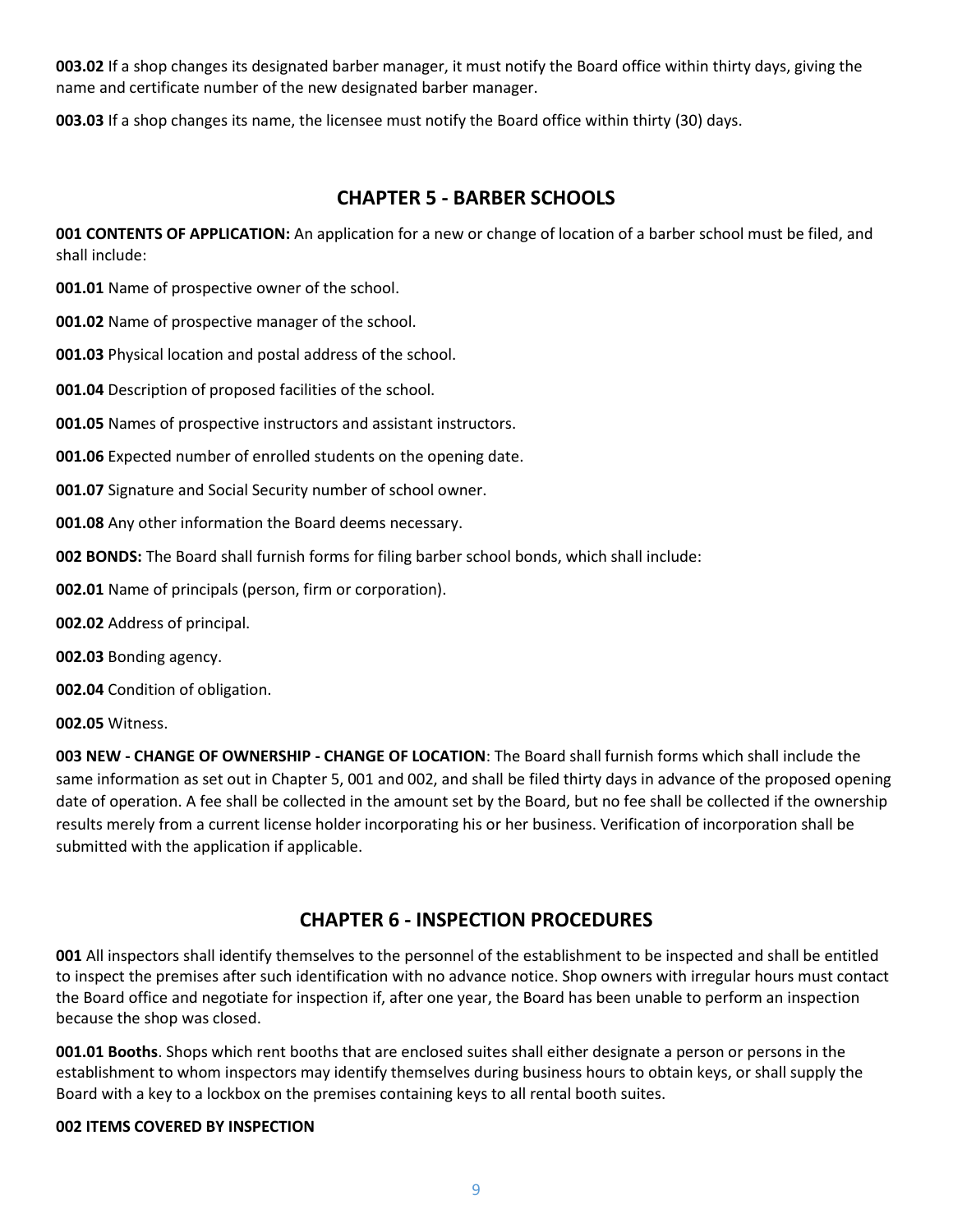**003.02** If a shop changes its designated barber manager, it must notify the Board office within thirty days, giving the name and certificate number of the new designated barber manager.

**003.03** If a shop changes its name, the licensee must notify the Board office within thirty (30) days.

## CHAPTER 5 - BARBER SCHOOLS

**001 CONTENTS OF APPLICATION:** An application for a new or change of location of a barber school must be filed, and shall include:

**001.01** Name of prospective owner of the school.

**001.02** Name of prospective manager of the school.

**001.03** Physical location and postal address of the school.

**001.04** Description of proposed facilities of the school.

**001.05** Names of prospective instructors and assistant instructors.

**001.06** Expected number of enrolled students on the opening date.

**001.07** Signature and Social Security number of school owner.

**001.08** Any other information the Board deems necessary.

**002 BONDS:** The Board shall furnish forms for filing barber school bonds, which shall include:

**002.01** Name of principals (person, firm or corporation).

**002.02** Address of principal.

**002.03** Bonding agency.

**002.04** Condition of obligation.

**002.05** Witness.

**003 NEW - CHANGE OF OWNERSHIP - CHANGE OF LOCATION**: The Board shall furnish forms which shall include the same information as set out in Chapter 5, 001 and 002, and shall be filed thirty days in advance of the proposed opening date of operation. A fee shall be collected in the amount set by the Board, but no fee shall be collected if the ownership results merely from a current license holder incorporating his or her business. Verification of incorporation shall be submitted with the application if applicable.

## CHAPTER 6 - INSPECTION PROCEDURES

**001** All inspectors shall identify themselves to the personnel of the establishment to be inspected and shall be entitled to inspect the premises after such identification with no advance notice. Shop owners with irregular hours must contact the Board office and negotiate for inspection if, after one year, the Board has been unable to perform an inspection because the shop was closed.

**001.01 Booths**. Shops which rent booths that are enclosed suites shall either designate a person or persons in the establishment to whom inspectors may identify themselves during business hours to obtain keys, or shall supply the Board with a key to a lockbox on the premises containing keys to all rental booth suites.

**002 ITEMS COVERED BY INSPECTION**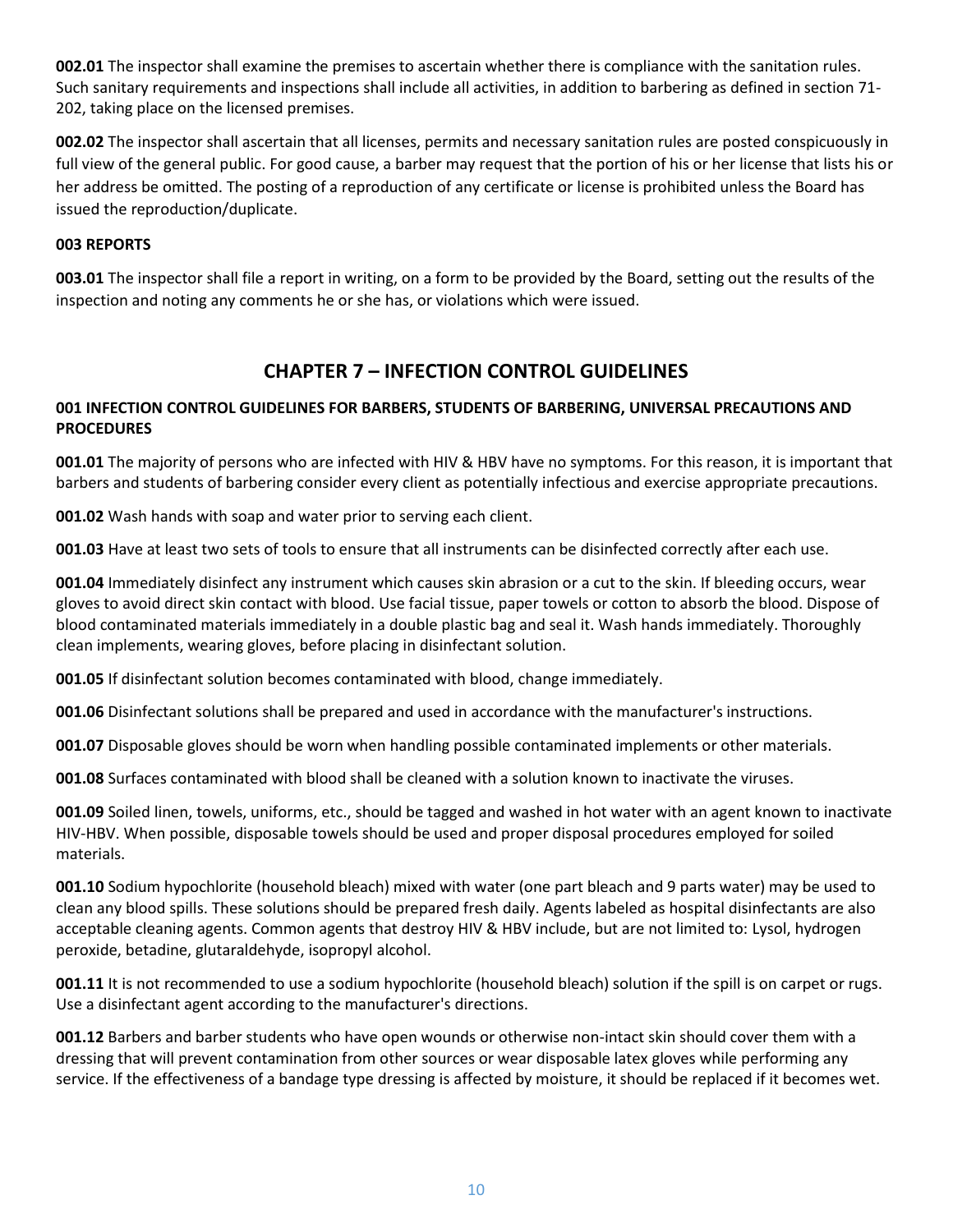**002.01** The inspector shall examine the premises to ascertain whether there is compliance with the sanitation rules. Such sanitary requirements and inspections shall include all activities, in addition to barbering as defined in section 71-202, taking place on the licensed premises.

**002.02** The inspector shall ascertain that all licenses, permits and necessary sanitation rules are posted conspicuously in full view of the general public. For good cause, a barber may request that the portion of his or her license that lists his or her address be omitted. The posting of a reproduction of any certificate or license is prohibited unless the Board has issued the reproduction/duplicate.

**003 REPORTS**

**003.01** The inspector shall file a report in writing, on a form to be provided by the Board, setting out the results of the inspection and noting any comments he or she has, or violations which were issued.

## CHAPTER 7 – INFECTION CONTROL GUIDELINES

**001 INFECTION CONTROL GUIDELINES FOR BARBERS, STUDENTS OF BARBERING, UNIVERSAL PRECAUTIONS AND PROCEDURES**

**001.01** The majority of persons who are infected with HIV & HBV have no symptoms. For this reason, it is important that barbers and students of barbering consider every client as potentially infectious and exercise appropriate precautions.

**001.02** Wash hands with soap and water prior to serving each client.

**001.03** Have at least two sets of tools to ensure that all instruments can be disinfected correctly after each use.

**001.04** Immediately disinfect any instrument which causes skin abrasion or a cut to the skin. If bleeding occurs, wear gloves to avoid direct skin contact with blood. Use facial tissue, paper towels or cotton to absorb the blood. Dispose of blood contaminated materials immediately in a double plastic bag and seal it. Wash hands immediately. Thoroughly clean implements, wearing gloves, before placing in disinfectant solution.

**001.05** If disinfectant solution becomes contaminated with blood, change immediately.

**001.06** Disinfectant solutions shall be prepared and used in accordance with the manufacturer's instructions.

**001.07** Disposable gloves should be worn when handling possible contaminated implements or other materials.

**001.08** Surfaces contaminated with blood shall be cleaned with a solution known to inactivate the viruses.

**001.09** Soiled linen, towels, uniforms, etc., should be tagged and washed in hot water with an agent known to inactivate HIV-HBV. When possible, disposable towels should be used and proper disposal procedures employed for soiled materials.

**001.10** Sodium hypochlorite (household bleach) mixed with water (one part bleach and 9 parts water) may be used to clean any blood spills. These solutions should be prepared fresh daily. Agents labeled as hospital disinfectants are also acceptable cleaning agents. Common agents that destroy HIV & HBV include, but are not limited to: Lysol, hydrogen peroxide, betadine, glutaraldehyde, isopropyl alcohol.

**001.11** It is not recommended to use a sodium hypochlorite (household bleach) solution if the spill is on carpet or rugs. Use a disinfectant agent according to the manufacturer's directions.

**001.12** Barbers and barber students who have open wounds or otherwise non-intact skin should cover them with a dressing that will prevent contamination from other sources or wear disposable latex gloves while performing any service. If the effectiveness of a bandage type dressing is affected by moisture, it should be replaced if it becomes wet.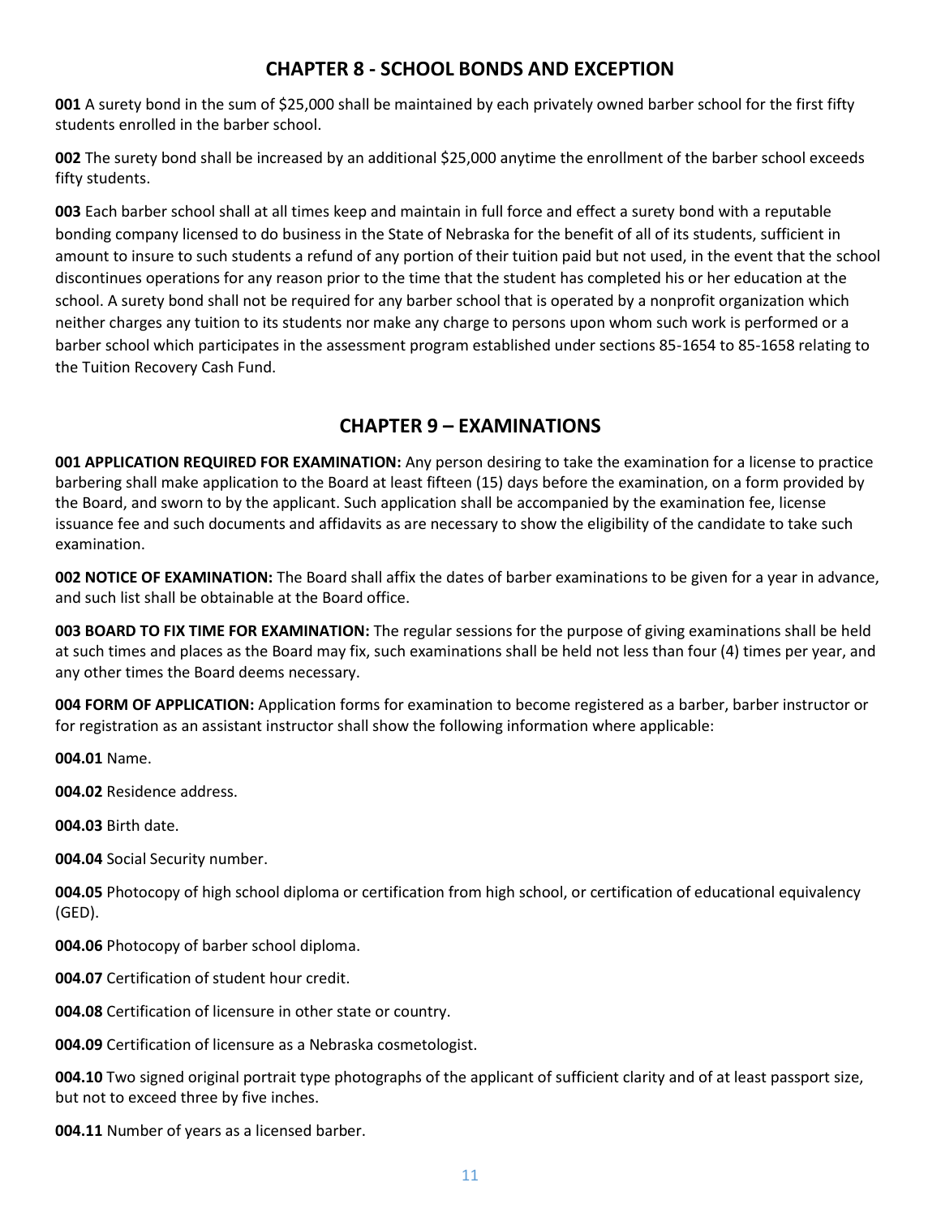## CHAPTER 8 - SCHOOL BONDS AND EXCEPTION

**001** A surety bond in the sum of $25,000 shall be maintained by each privately owned barber school for the first fifty students enrolled in the barber school.

**002** The surety bond shall be increased by an additional $25,000 anytime the enrollment of the barber school exceeds fifty students.

**003** Each barber school shall at all times keep and maintain in full force and effect a surety bond with a reputable bonding company licensed to do business in the State of Nebraska for the benefit of all of its students, sufficient in amount to insure to such students a refund of any portion of their tuition paid but not used, in the event that the school discontinues operations for any reason prior to the time that the student has completed his or her education at the school. A surety bond shall not be required for any barber school that is operated by a nonprofit organization which neither charges any tuition to its students nor make any charge to persons upon whom such work is performed or a barber school which participates in the assessment program established under sections 85-1654 to 85-1658 relating to the Tuition Recovery Cash Fund.

## CHAPTER 9 – EXAMINATIONS

**001 APPLICATION REQUIRED FOR EXAMINATION:** Any person desiring to take the examination for a license to practice barbering shall make application to the Board at least fifteen (15) days before the examination, on a form provided by the Board, and sworn to by the applicant. Such application shall be accompanied by the examination fee, license issuance fee and such documents and affidavits as are necessary to show the eligibility of the candidate to take such examination.

**002 NOTICE OF EXAMINATION:** The Board shall affix the dates of barber examinations to be given for a year in advance, and such list shall be obtainable at the Board office.

**003 BOARD TO FIX TIME FOR EXAMINATION:** The regular sessions for the purpose of giving examinations shall be held at such times and places as the Board may fix, such examinations shall be held not less than four (4) times per year, and any other times the Board deems necessary.

**004 FORM OF APPLICATION:** Application forms for examination to become registered as a barber, barber instructor or for registration as an assistant instructor shall show the following information where applicable:

**004.01** Name.

**004.02** Residence address.

**004.03** Birth date.

**004.04** Social Security number.

**004.05** Photocopy of high school diploma or certification from high school, or certification of educational equivalency (GED).

**004.06** Photocopy of barber school diploma.

**004.07** Certification of student hour credit.

**004.08** Certification of licensure in other state or country.

**004.09** Certification of licensure as a Nebraska cosmetologist.

**004.10** Two signed original portrait type photographs of the applicant of sufficient clarity and of at least passport size, but not to exceed three by five inches.

**004.11** Number of years as a licensed barber.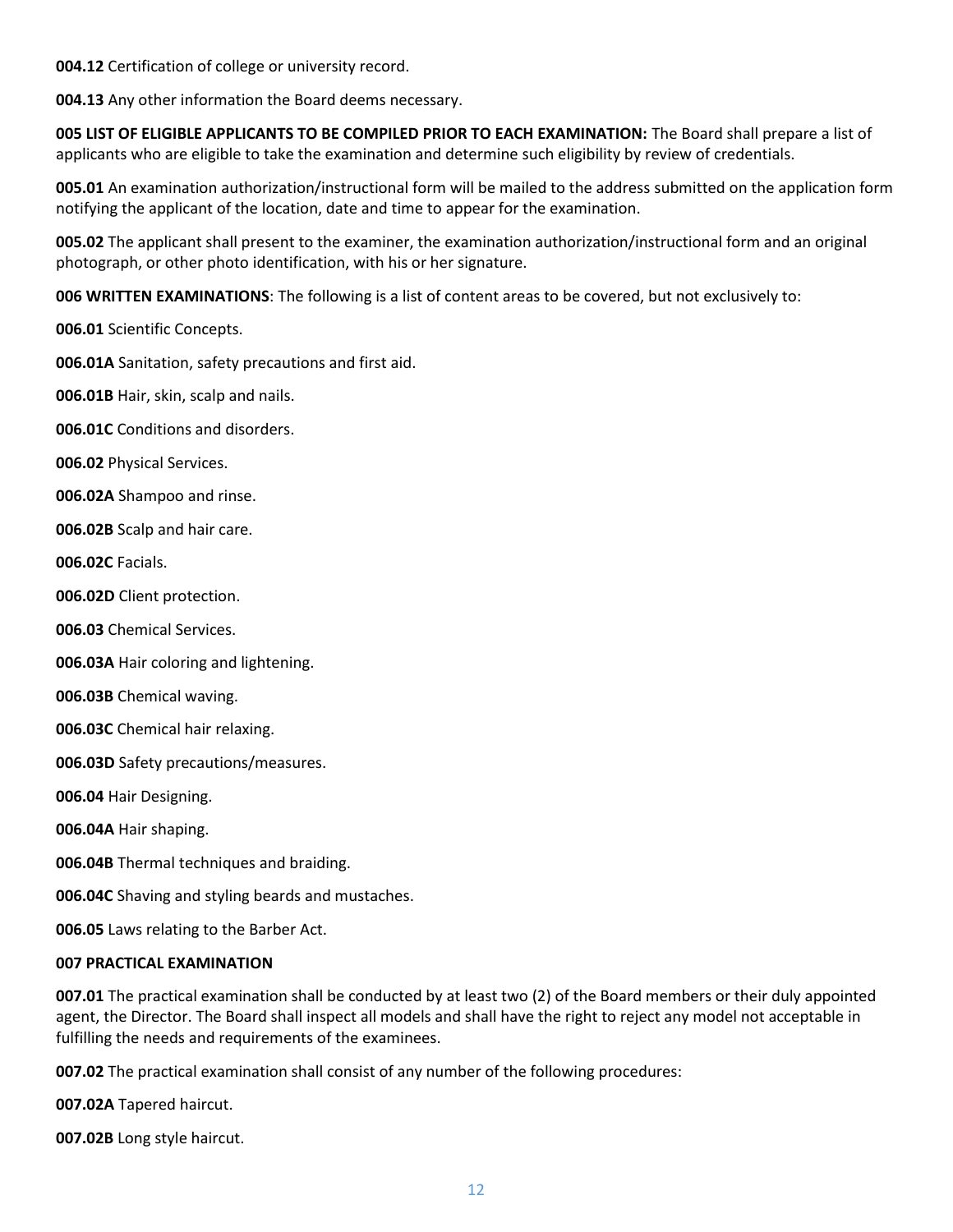**004.12** Certification of college or university record.

**004.13** Any other information the Board deems necessary.

**005 LIST OF ELIGIBLE APPLICANTS TO BE COMPILED PRIOR TO EACH EXAMINATION:** The Board shall prepare a list of applicants who are eligible to take the examination and determine such eligibility by review of credentials.

**005.01** An examination authorization/instructional form will be mailed to the address submitted on the application form notifying the applicant of the location, date and time to appear for the examination.

**005.02** The applicant shall present to the examiner, the examination authorization/instructional form and an original photograph, or other photo identification, with his or her signature.

**006 WRITTEN EXAMINATIONS**: The following is a list of content areas to be covered, but not exclusively to:

**006.01** Scientific Concepts.

**006.01A** Sanitation, safety precautions and first aid.

**006.01B** Hair, skin, scalp and nails.

**006.01C** Conditions and disorders.

**006.02** Physical Services.

**006.02A** Shampoo and rinse.

**006.02B** Scalp and hair care.

**006.02C** Facials.

**006.02D** Client protection.

**006.03** Chemical Services.

**006.03A** Hair coloring and lightening.

**006.03B** Chemical waving.

**006.03C** Chemical hair relaxing.

**006.03D** Safety precautions/measures.

**006.04** Hair Designing.

**006.04A** Hair shaping.

**006.04B** Thermal techniques and braiding.

**006.04C** Shaving and styling beards and mustaches.

**006.05** Laws relating to the Barber Act.

**007 PRACTICAL EXAMINATION**

**007.01** The practical examination shall be conducted by at least two (2) of the Board members or their duly appointed agent, the Director. The Board shall inspect all models and shall have the right to reject any model not acceptable in fulfilling the needs and requirements of the examinees.

**007.02** The practical examination shall consist of any number of the following procedures:

**007.02A** Tapered haircut.

**007.02B** Long style haircut.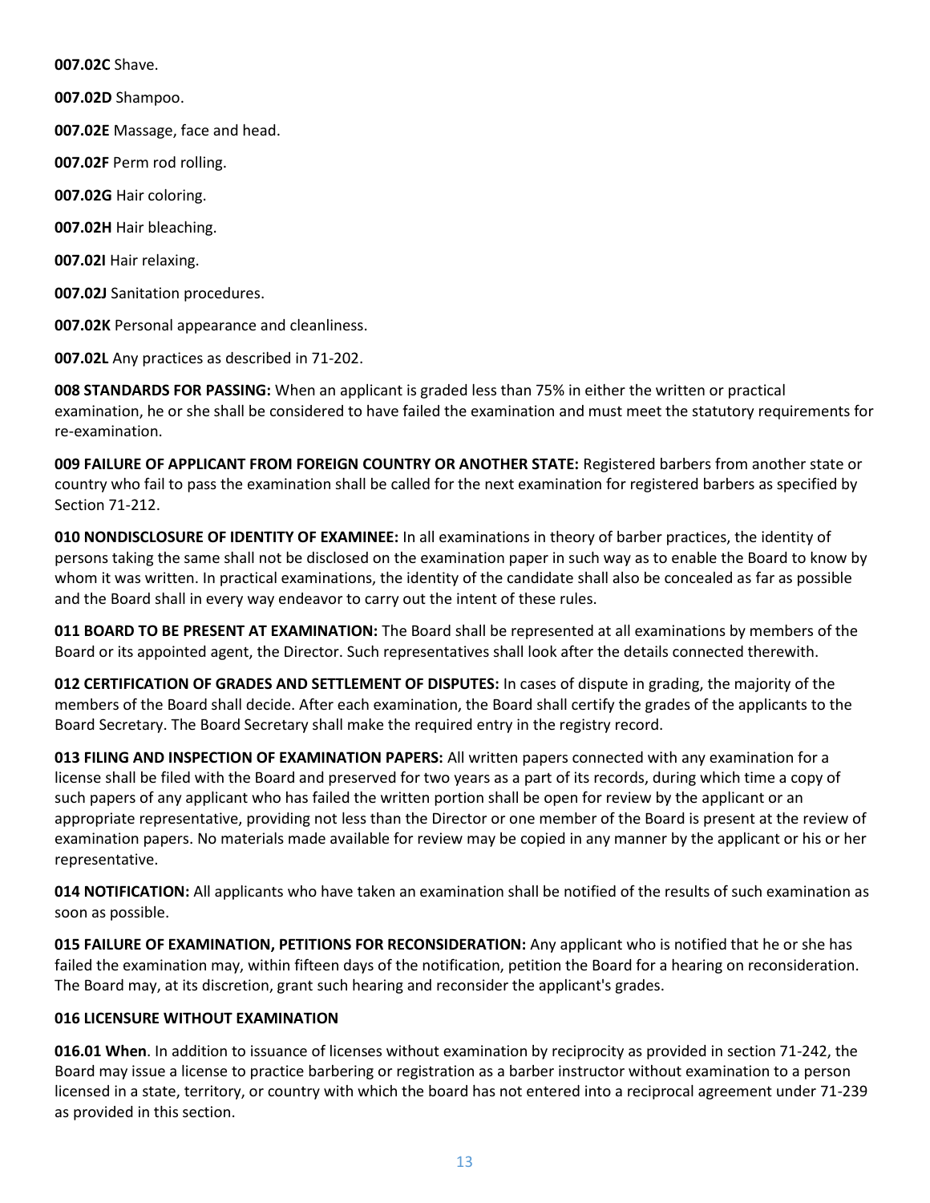**007.02C** Shave.

**007.02D** Shampoo.

**007.02E** Massage, face and head.

**007.02F** Perm rod rolling.

**007.02G** Hair coloring.

**007.02H** Hair bleaching.

**007.02I** Hair relaxing.

**007.02J** Sanitation procedures.

**007.02K** Personal appearance and cleanliness.

**007.02L** Any practices as described in 71-202.

**008 STANDARDS FOR PASSING:** When an applicant is graded less than 75% in either the written or practical examination, he or she shall be considered to have failed the examination and must meet the statutory requirements for re-examination.

**009 FAILURE OF APPLICANT FROM FOREIGN COUNTRY OR ANOTHER STATE:** Registered barbers from another state or country who fail to pass the examination shall be called for the next examination for registered barbers as specified by Section 71-212.

**010 NONDISCLOSURE OF IDENTITY OF EXAMINEE:** In all examinations in theory of barber practices, the identity of persons taking the same shall not be disclosed on the examination paper in such way as to enable the Board to know by whom it was written. In practical examinations, the identity of the candidate shall also be concealed as far as possible and the Board shall in every way endeavor to carry out the intent of these rules.

**011 BOARD TO BE PRESENT AT EXAMINATION:** The Board shall be represented at all examinations by members of the Board or its appointed agent, the Director. Such representatives shall look after the details connected therewith.

**012 CERTIFICATION OF GRADES AND SETTLEMENT OF DISPUTES:** In cases of dispute in grading, the majority of the members of the Board shall decide. After each examination, the Board shall certify the grades of the applicants to the Board Secretary. The Board Secretary shall make the required entry in the registry record.

**013 FILING AND INSPECTION OF EXAMINATION PAPERS:** All written papers connected with any examination for a license shall be filed with the Board and preserved for two years as a part of its records, during which time a copy of such papers of any applicant who has failed the written portion shall be open for review by the applicant or an appropriate representative, providing not less than the Director or one member of the Board is present at the review of examination papers. No materials made available for review may be copied in any manner by the applicant or his or her representative.

**014 NOTIFICATION:** All applicants who have taken an examination shall be notified of the results of such examination as soon as possible.

**015 FAILURE OF EXAMINATION, PETITIONS FOR RECONSIDERATION:** Any applicant who is notified that he or she has failed the examination may, within fifteen days of the notification, petition the Board for a hearing on reconsideration. The Board may, at its discretion, grant such hearing and reconsider the applicant's grades.

**016 LICENSURE WITHOUT EXAMINATION**

**016.01 When**. In addition to issuance of licenses without examination by reciprocity as provided in section 71-242, the Board may issue a license to practice barbering or registration as a barber instructor without examination to a person licensed in a state, territory, or country with which the board has not entered into a reciprocal agreement under 71-239 as provided in this section.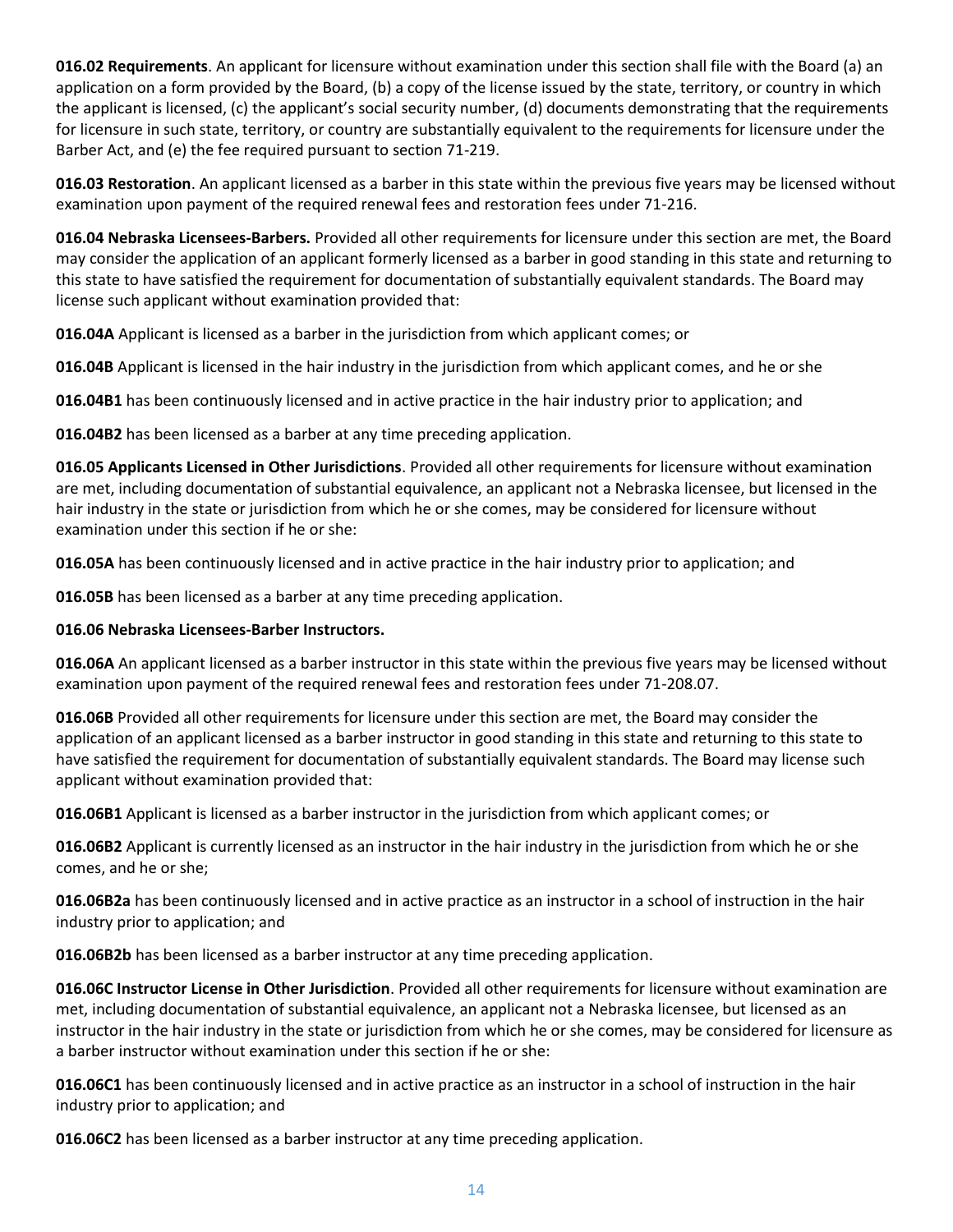**016.02 Requirements**. An applicant for licensure without examination under this section shall file with the Board (a) an application on a form provided by the Board, (b) a copy of the license issued by the state, territory, or country in which the applicant is licensed, (c) the applicant's social security number, (d) documents demonstrating that the requirements for licensure in such state, territory, or country are substantially equivalent to the requirements for licensure under the Barber Act, and (e) the fee required pursuant to section 71-219.

**016.03 Restoration**. An applicant licensed as a barber in this state within the previous five years may be licensed without examination upon payment of the required renewal fees and restoration fees under 71-216.

**016.04 Nebraska Licensees-Barbers.** Provided all other requirements for licensure under this section are met, the Board may consider the application of an applicant formerly licensed as a barber in good standing in this state and returning to this state to have satisfied the requirement for documentation of substantially equivalent standards. The Board may license such applicant without examination provided that:

**016.04A** Applicant is licensed as a barber in the jurisdiction from which applicant comes; or

**016.04B** Applicant is licensed in the hair industry in the jurisdiction from which applicant comes, and he or she

**016.04B1** has been continuously licensed and in active practice in the hair industry prior to application; and

**016.04B2** has been licensed as a barber at any time preceding application.

**016.05 Applicants Licensed in Other Jurisdictions**. Provided all other requirements for licensure without examination are met, including documentation of substantial equivalence, an applicant not a Nebraska licensee, but licensed in the hair industry in the state or jurisdiction from which he or she comes, may be considered for licensure without examination under this section if he or she:

**016.05A** has been continuously licensed and in active practice in the hair industry prior to application; and

**016.05B** has been licensed as a barber at any time preceding application.

**016.06 Nebraska Licensees-Barber Instructors.**

**016.06A** An applicant licensed as a barber instructor in this state within the previous five years may be licensed without examination upon payment of the required renewal fees and restoration fees under 71-208.07.

**016.06B** Provided all other requirements for licensure under this section are met, the Board may consider the application of an applicant licensed as a barber instructor in good standing in this state and returning to this state to have satisfied the requirement for documentation of substantially equivalent standards. The Board may license such applicant without examination provided that:

**016.06B1** Applicant is licensed as a barber instructor in the jurisdiction from which applicant comes; or

**016.06B2** Applicant is currently licensed as an instructor in the hair industry in the jurisdiction from which he or she comes, and he or she;

**016.06B2a** has been continuously licensed and in active practice as an instructor in a school of instruction in the hair industry prior to application; and

**016.06B2b** has been licensed as a barber instructor at any time preceding application.

**016.06C Instructor License in Other Jurisdiction**. Provided all other requirements for licensure without examination are met, including documentation of substantial equivalence, an applicant not a Nebraska licensee, but licensed as an instructor in the hair industry in the state or jurisdiction from which he or she comes, may be considered for licensure as a barber instructor without examination under this section if he or she:

**016.06C1** has been continuously licensed and in active practice as an instructor in a school of instruction in the hair industry prior to application; and

**016.06C2** has been licensed as a barber instructor at any time preceding application.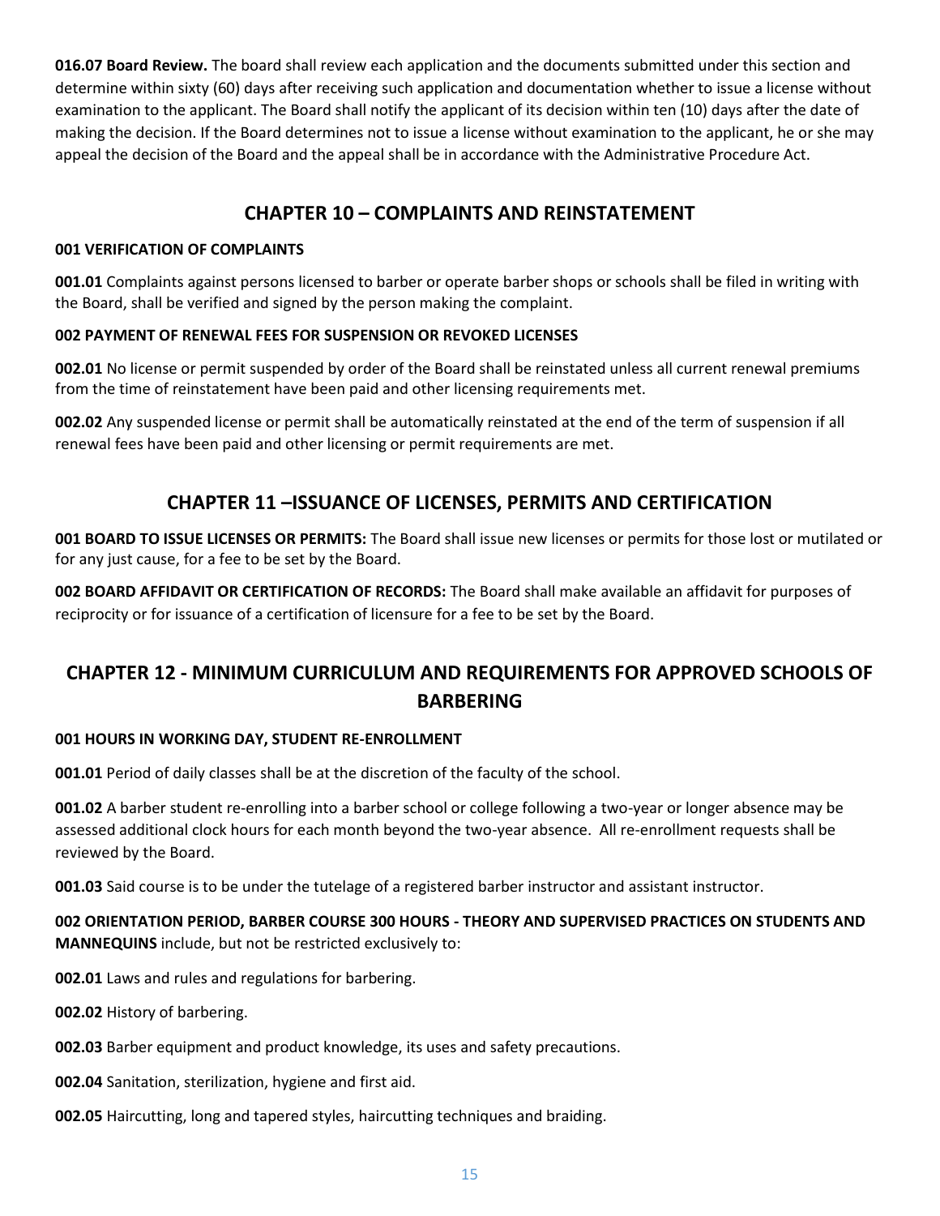**016.07 Board Review.** The board shall review each application and the documents submitted under this section and determine within sixty (60) days after receiving such application and documentation whether to issue a license without examination to the applicant. The Board shall notify the applicant of its decision within ten (10) days after the date of making the decision. If the Board determines not to issue a license without examination to the applicant, he or she may appeal the decision of the Board and the appeal shall be in accordance with the Administrative Procedure Act.

## CHAPTER 10 – COMPLAINTS AND REINSTATEMENT

**001 VERIFICATION OF COMPLAINTS**

**001.01** Complaints against persons licensed to barber or operate barber shops or schools shall be filed in writing with the Board, shall be verified and signed by the person making the complaint.

**002 PAYMENT OF RENEWAL FEES FOR SUSPENSION OR REVOKED LICENSES**

**002.01** No license or permit suspended by order of the Board shall be reinstated unless all current renewal premiums from the time of reinstatement have been paid and other licensing requirements met.

**002.02** Any suspended license or permit shall be automatically reinstated at the end of the term of suspension if all renewal fees have been paid and other licensing or permit requirements are met.

## CHAPTER 11 –ISSUANCE OF LICENSES, PERMITS AND CERTIFICATION

**001 BOARD TO ISSUE LICENSES OR PERMITS:** The Board shall issue new licenses or permits for those lost or mutilated or for any just cause, for a fee to be set by the Board.

**002 BOARD AFFIDAVIT OR CERTIFICATION OF RECORDS:** The Board shall make available an affidavit for purposes of reciprocity or for issuance of a certification of licensure for a fee to be set by the Board.

## CHAPTER 12 - MINIMUM CURRICULUM AND REQUIREMENTS FOR APPROVED SCHOOLS OF BARBERING

**001 HOURS IN WORKING DAY, STUDENT RE-ENROLLMENT**

**001.01** Period of daily classes shall be at the discretion of the faculty of the school.

**001.02** A barber student re-enrolling into a barber school or college following a two-year or longer absence may be assessed additional clock hours for each month beyond the two-year absence. All re-enrollment requests shall be reviewed by the Board.

**001.03** Said course is to be under the tutelage of a registered barber instructor and assistant instructor.

**002 ORIENTATION PERIOD, BARBER COURSE 300 HOURS - THEORY AND SUPERVISED PRACTICES ON STUDENTS AND MANNEQUINS** include, but not be restricted exclusively to:

**002.01** Laws and rules and regulations for barbering.

**002.02** History of barbering.

**002.03** Barber equipment and product knowledge, its uses and safety precautions.

**002.04** Sanitation, sterilization, hygiene and first aid.

**002.05** Haircutting, long and tapered styles, haircutting techniques and braiding.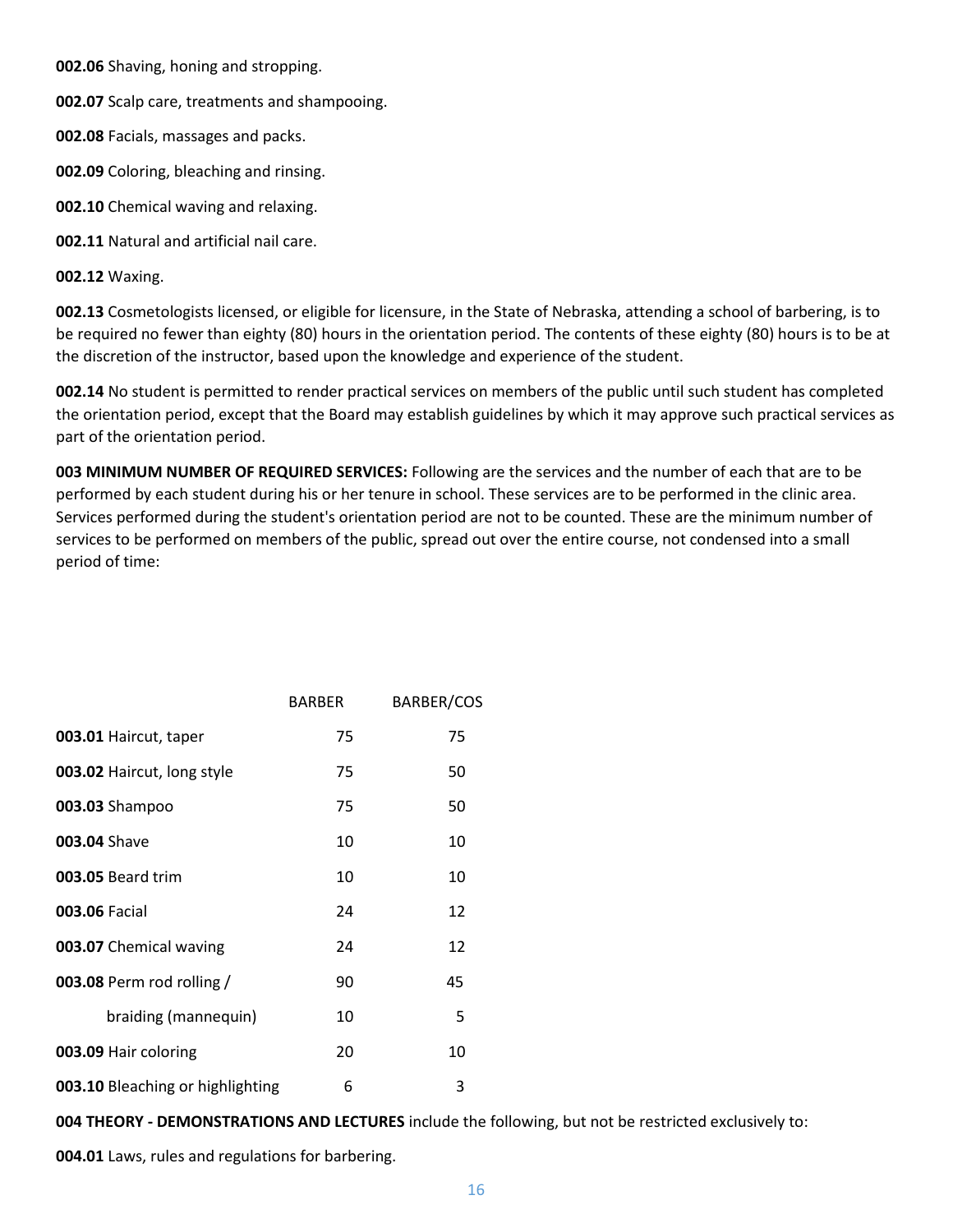**002.06** Shaving, honing and stropping.

**002.07** Scalp care, treatments and shampooing.

**002.08** Facials, massages and packs.

**002.09** Coloring, bleaching and rinsing.

**002.10** Chemical waving and relaxing.

**002.11** Natural and artificial nail care.

**002.12** Waxing.

**002.13** Cosmetologists licensed, or eligible for licensure, in the State of Nebraska, attending a school of barbering, is to be required no fewer than eighty (80) hours in the orientation period. The contents of these eighty (80) hours is to be at the discretion of the instructor, based upon the knowledge and experience of the student.

**002.14** No student is permitted to render practical services on members of the public until such student has completed the orientation period, except that the Board may establish guidelines by which it may approve such practical services as part of the orientation period.

**003 MINIMUM NUMBER OF REQUIRED SERVICES:** Following are the services and the number of each that are to be performed by each student during his or her tenure in school. These services are to be performed in the clinic area. Services performed during the student's orientation period are not to be counted. These are the minimum number of services to be performed on members of the public, spread out over the entire course, not condensed into a small period of time:

| | BARBER | BARBER/COS |
|---|---|---|
| **003.01** Haircut, taper | 75 | 75 |
| **003.02** Haircut, long style | 75 | 50 |
| **003.03** Shampoo | 75 | 50 |
| **003.04** Shave | 10 | 10 |
| **003.05** Beard trim | 10 | 10 |
| **003.06** Facial | 24 | 12 |
| **003.07** Chemical waving | 24 | 12 |
| **003.08** Perm rod rolling / | 90 | 45 |
| braiding (mannequin) | 10 | 5 |
| **003.09** Hair coloring | 20 | 10 |
| **003.10** Bleaching or highlighting | 6 | 3 |

**004 THEORY - DEMONSTRATIONS AND LECTURES** include the following, but not be restricted exclusively to:

**004.01** Laws, rules and regulations for barbering.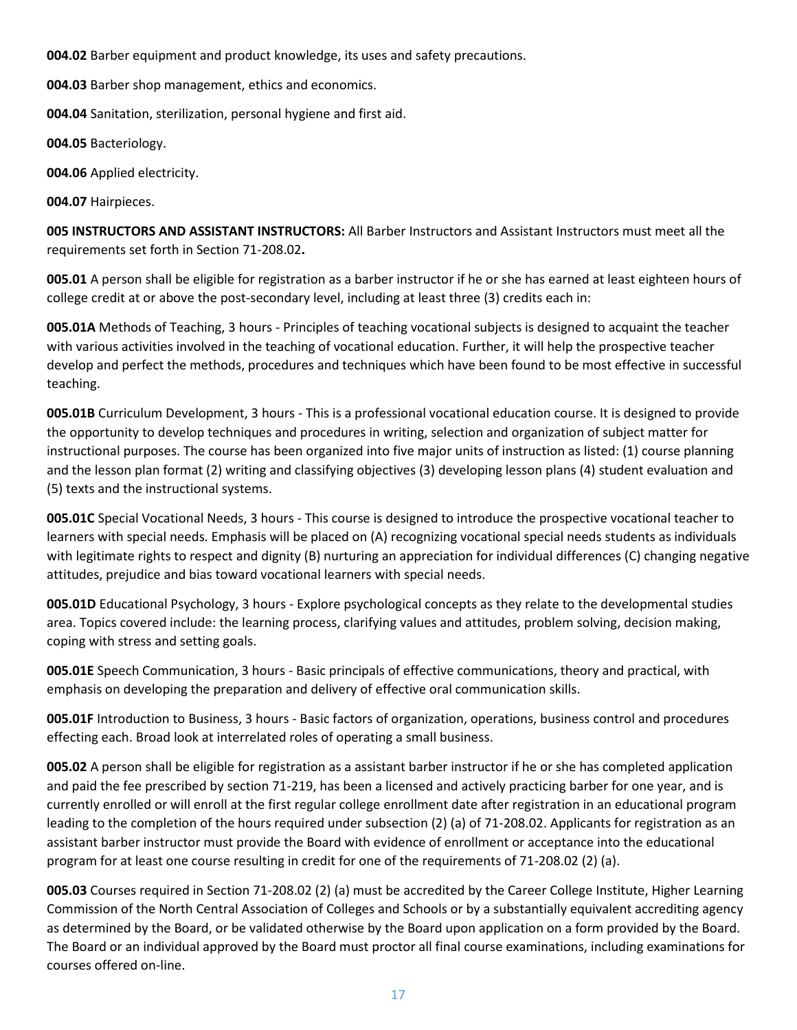**004.02** Barber equipment and product knowledge, its uses and safety precautions.

**004.03** Barber shop management, ethics and economics.

**004.04** Sanitation, sterilization, personal hygiene and first aid.

**004.05** Bacteriology.

**004.06** Applied electricity.

**004.07** Hairpieces.

**005 INSTRUCTORS AND ASSISTANT INSTRUCTORS:** All Barber Instructors and Assistant Instructors must meet all the requirements set forth in Section 71-208.02**.**

**005.01** A person shall be eligible for registration as a barber instructor if he or she has earned at least eighteen hours of college credit at or above the post-secondary level, including at least three (3) credits each in:

**005.01A** Methods of Teaching, 3 hours - Principles of teaching vocational subjects is designed to acquaint the teacher with various activities involved in the teaching of vocational education. Further, it will help the prospective teacher develop and perfect the methods, procedures and techniques which have been found to be most effective in successful teaching.

**005.01B** Curriculum Development, 3 hours - This is a professional vocational education course. It is designed to provide the opportunity to develop techniques and procedures in writing, selection and organization of subject matter for instructional purposes. The course has been organized into five major units of instruction as listed: (1) course planning and the lesson plan format (2) writing and classifying objectives (3) developing lesson plans (4) student evaluation and (5) texts and the instructional systems.

**005.01C** Special Vocational Needs, 3 hours - This course is designed to introduce the prospective vocational teacher to learners with special needs. Emphasis will be placed on (A) recognizing vocational special needs students as individuals with legitimate rights to respect and dignity (B) nurturing an appreciation for individual differences (C) changing negative attitudes, prejudice and bias toward vocational learners with special needs.

**005.01D** Educational Psychology, 3 hours - Explore psychological concepts as they relate to the developmental studies area. Topics covered include: the learning process, clarifying values and attitudes, problem solving, decision making, coping with stress and setting goals.

**005.01E** Speech Communication, 3 hours - Basic principals of effective communications, theory and practical, with emphasis on developing the preparation and delivery of effective oral communication skills.

**005.01F** Introduction to Business, 3 hours - Basic factors of organization, operations, business control and procedures effecting each. Broad look at interrelated roles of operating a small business.

**005.02** A person shall be eligible for registration as a assistant barber instructor if he or she has completed application and paid the fee prescribed by section 71-219, has been a licensed and actively practicing barber for one year, and is currently enrolled or will enroll at the first regular college enrollment date after registration in an educational program leading to the completion of the hours required under subsection (2) (a) of 71-208.02. Applicants for registration as an assistant barber instructor must provide the Board with evidence of enrollment or acceptance into the educational program for at least one course resulting in credit for one of the requirements of 71-208.02 (2) (a).

**005.03** Courses required in Section 71-208.02 (2) (a) must be accredited by the Career College Institute, Higher Learning Commission of the North Central Association of Colleges and Schools or by a substantially equivalent accrediting agency as determined by the Board, or be validated otherwise by the Board upon application on a form provided by the Board. The Board or an individual approved by the Board must proctor all final course examinations, including examinations for courses offered on-line.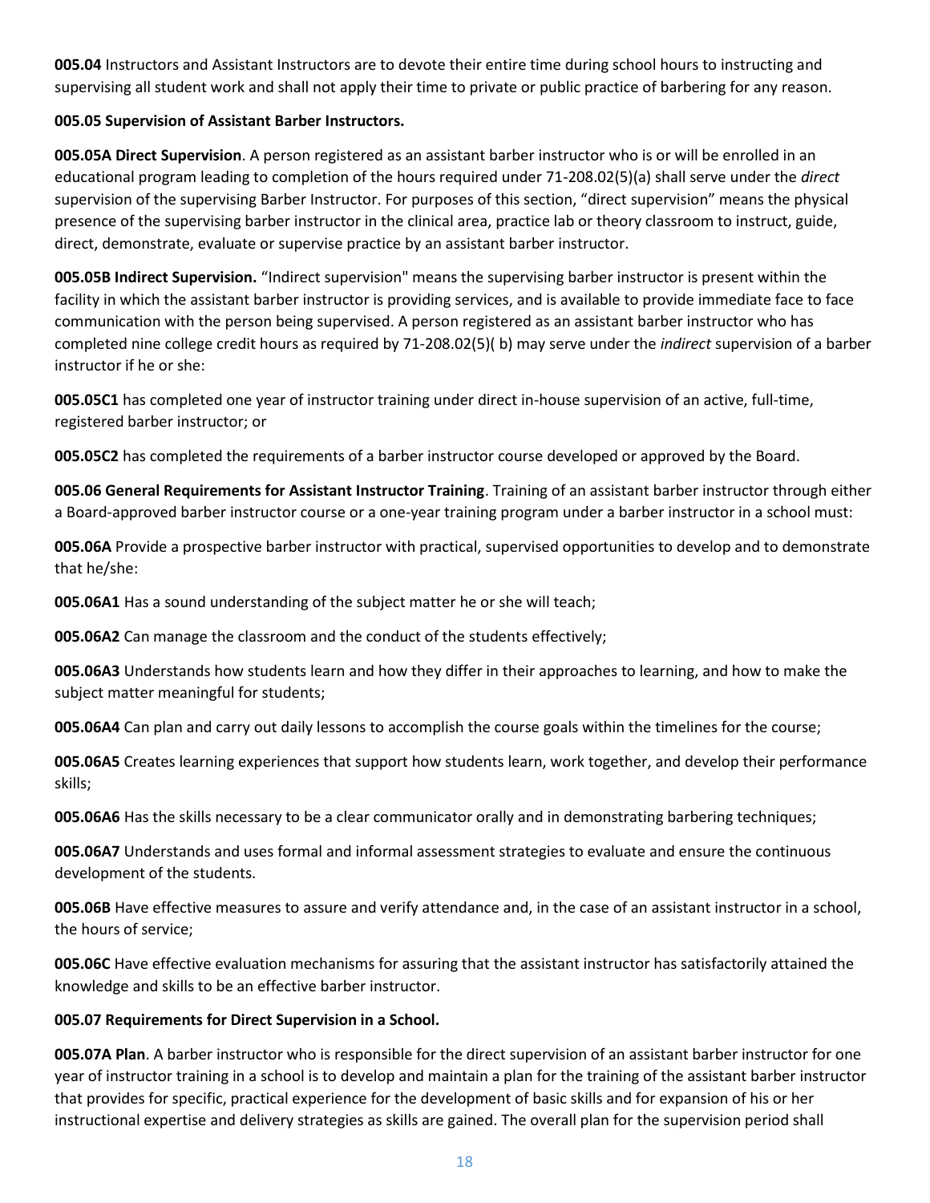**005.04** Instructors and Assistant Instructors are to devote their entire time during school hours to instructing and supervising all student work and shall not apply their time to private or public practice of barbering for any reason.

**005.05 Supervision of Assistant Barber Instructors.**

**005.05A Direct Supervision**. A person registered as an assistant barber instructor who is or will be enrolled in an educational program leading to completion of the hours required under 71-208.02(5)(a) shall serve under the *direct* supervision of the supervising Barber Instructor. For purposes of this section, "direct supervision" means the physical presence of the supervising barber instructor in the clinical area, practice lab or theory classroom to instruct, guide, direct, demonstrate, evaluate or supervise practice by an assistant barber instructor.

**005.05B Indirect Supervision.** "Indirect supervision" means the supervising barber instructor is present within the facility in which the assistant barber instructor is providing services, and is available to provide immediate face to face communication with the person being supervised. A person registered as an assistant barber instructor who has completed nine college credit hours as required by 71-208.02(5)( b) may serve under the *indirect* supervision of a barber instructor if he or she:

**005.05C1** has completed one year of instructor training under direct in-house supervision of an active, full-time, registered barber instructor; or

**005.05C2** has completed the requirements of a barber instructor course developed or approved by the Board.

**005.06 General Requirements for Assistant Instructor Training**. Training of an assistant barber instructor through either a Board-approved barber instructor course or a one-year training program under a barber instructor in a school must:

**005.06A** Provide a prospective barber instructor with practical, supervised opportunities to develop and to demonstrate that he/she:

**005.06A1** Has a sound understanding of the subject matter he or she will teach;

**005.06A2** Can manage the classroom and the conduct of the students effectively;

**005.06A3** Understands how students learn and how they differ in their approaches to learning, and how to make the subject matter meaningful for students;

**005.06A4** Can plan and carry out daily lessons to accomplish the course goals within the timelines for the course;

**005.06A5** Creates learning experiences that support how students learn, work together, and develop their performance skills;

**005.06A6** Has the skills necessary to be a clear communicator orally and in demonstrating barbering techniques;

**005.06A7** Understands and uses formal and informal assessment strategies to evaluate and ensure the continuous development of the students.

**005.06B** Have effective measures to assure and verify attendance and, in the case of an assistant instructor in a school, the hours of service;

**005.06C** Have effective evaluation mechanisms for assuring that the assistant instructor has satisfactorily attained the knowledge and skills to be an effective barber instructor.

**005.07 Requirements for Direct Supervision in a School.**

**005.07A Plan**. A barber instructor who is responsible for the direct supervision of an assistant barber instructor for one year of instructor training in a school is to develop and maintain a plan for the training of the assistant barber instructor that provides for specific, practical experience for the development of basic skills and for expansion of his or her instructional expertise and delivery strategies as skills are gained. The overall plan for the supervision period shall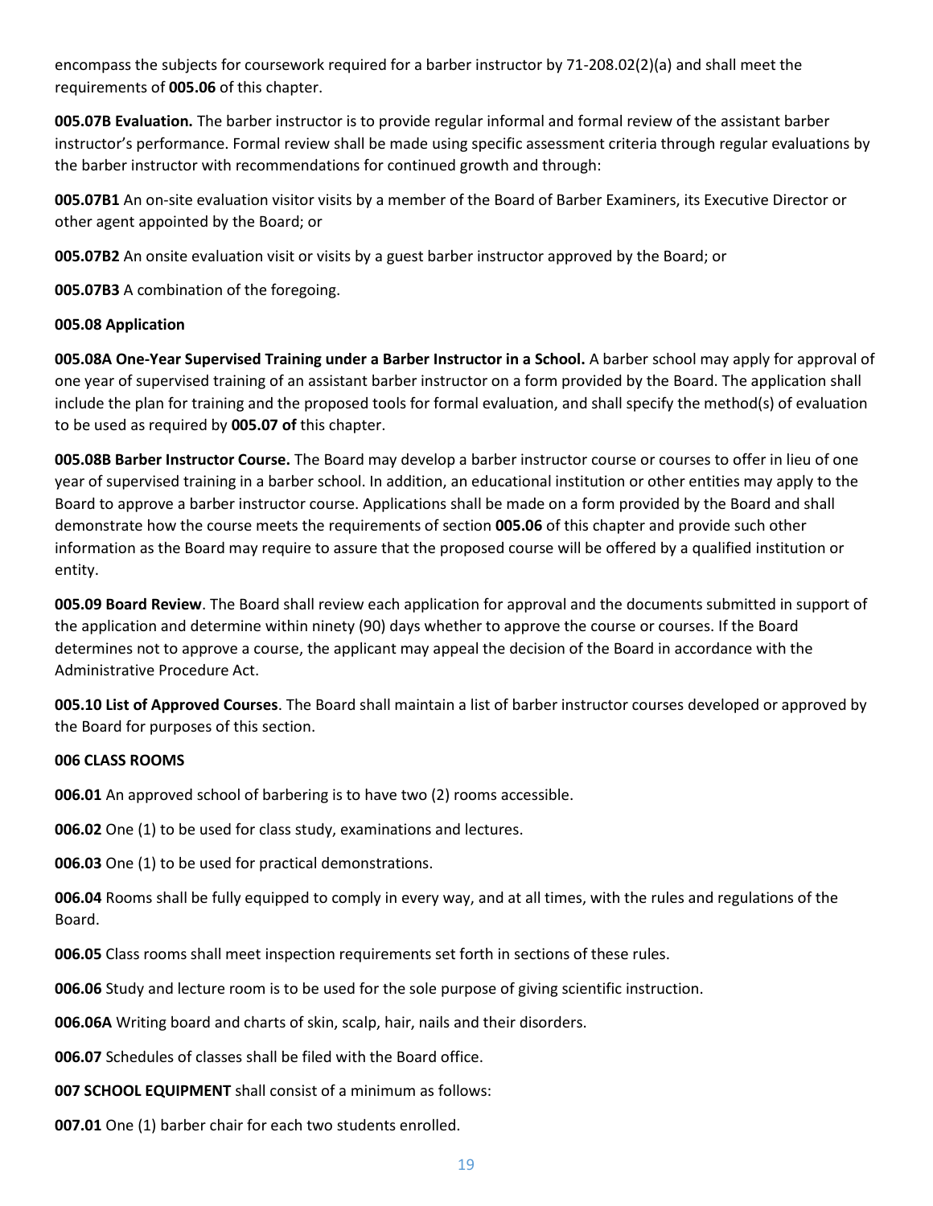encompass the subjects for coursework required for a barber instructor by 71-208.02(2)(a) and shall meet the requirements of **005.06** of this chapter.

**005.07B Evaluation.** The barber instructor is to provide regular informal and formal review of the assistant barber instructor's performance. Formal review shall be made using specific assessment criteria through regular evaluations by the barber instructor with recommendations for continued growth and through:

**005.07B1** An on-site evaluation visitor visits by a member of the Board of Barber Examiners, its Executive Director or other agent appointed by the Board; or

**005.07B2** An onsite evaluation visit or visits by a guest barber instructor approved by the Board; or

**005.07B3** A combination of the foregoing.

**005.08 Application**

**005.08A One-Year Supervised Training under a Barber Instructor in a School.** A barber school may apply for approval of one year of supervised training of an assistant barber instructor on a form provided by the Board. The application shall include the plan for training and the proposed tools for formal evaluation, and shall specify the method(s) of evaluation to be used as required by **005.07 of** this chapter.

**005.08B Barber Instructor Course.** The Board may develop a barber instructor course or courses to offer in lieu of one year of supervised training in a barber school. In addition, an educational institution or other entities may apply to the Board to approve a barber instructor course. Applications shall be made on a form provided by the Board and shall demonstrate how the course meets the requirements of section **005.06** of this chapter and provide such other information as the Board may require to assure that the proposed course will be offered by a qualified institution or entity.

**005.09 Board Review**. The Board shall review each application for approval and the documents submitted in support of the application and determine within ninety (90) days whether to approve the course or courses. If the Board determines not to approve a course, the applicant may appeal the decision of the Board in accordance with the Administrative Procedure Act.

**005.10 List of Approved Courses**. The Board shall maintain a list of barber instructor courses developed or approved by the Board for purposes of this section.

**006 CLASS ROOMS**

**006.01** An approved school of barbering is to have two (2) rooms accessible.

**006.02** One (1) to be used for class study, examinations and lectures.

**006.03** One (1) to be used for practical demonstrations.

**006.04** Rooms shall be fully equipped to comply in every way, and at all times, with the rules and regulations of the Board.

**006.05** Class rooms shall meet inspection requirements set forth in sections of these rules.

**006.06** Study and lecture room is to be used for the sole purpose of giving scientific instruction.

**006.06A** Writing board and charts of skin, scalp, hair, nails and their disorders.

**006.07** Schedules of classes shall be filed with the Board office.

**007 SCHOOL EQUIPMENT** shall consist of a minimum as follows:

**007.01** One (1) barber chair for each two students enrolled.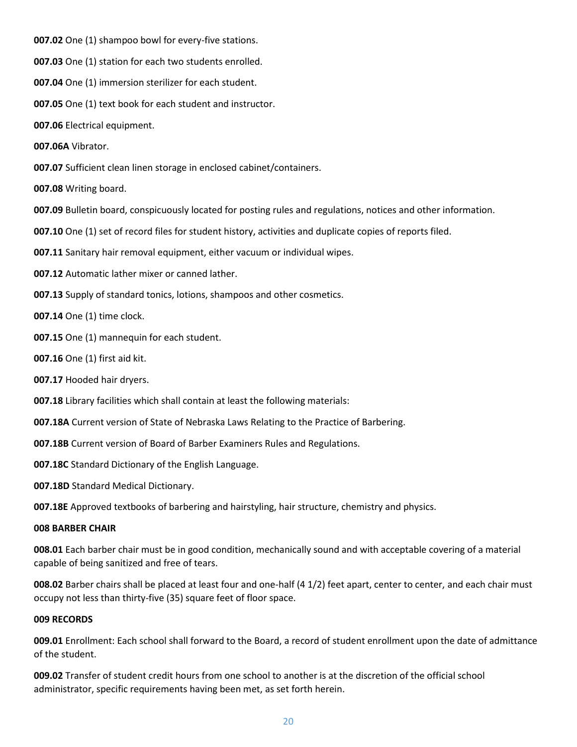**007.02** One (1) shampoo bowl for every-five stations.

**007.03** One (1) station for each two students enrolled.

**007.04** One (1) immersion sterilizer for each student.

**007.05** One (1) text book for each student and instructor.

**007.06** Electrical equipment.

**007.06A** Vibrator.

**007.07** Sufficient clean linen storage in enclosed cabinet/containers.

**007.08** Writing board.

**007.09** Bulletin board, conspicuously located for posting rules and regulations, notices and other information.

**007.10** One (1) set of record files for student history, activities and duplicate copies of reports filed.

**007.11** Sanitary hair removal equipment, either vacuum or individual wipes.

**007.12** Automatic lather mixer or canned lather.

**007.13** Supply of standard tonics, lotions, shampoos and other cosmetics.

**007.14** One (1) time clock.

**007.15** One (1) mannequin for each student.

**007.16** One (1) first aid kit.

**007.17** Hooded hair dryers.

**007.18** Library facilities which shall contain at least the following materials:

**007.18A** Current version of State of Nebraska Laws Relating to the Practice of Barbering.

**007.18B** Current version of Board of Barber Examiners Rules and Regulations.

**007.18C** Standard Dictionary of the English Language.

**007.18D** Standard Medical Dictionary.

**007.18E** Approved textbooks of barbering and hairstyling, hair structure, chemistry and physics.

**008 BARBER CHAIR**

**008.01** Each barber chair must be in good condition, mechanically sound and with acceptable covering of a material capable of being sanitized and free of tears.

**008.02** Barber chairs shall be placed at least four and one-half (4 1/2) feet apart, center to center, and each chair must occupy not less than thirty-five (35) square feet of floor space.

**009 RECORDS**

**009.01** Enrollment: Each school shall forward to the Board, a record of student enrollment upon the date of admittance of the student.

**009.02** Transfer of student credit hours from one school to another is at the discretion of the official school administrator, specific requirements having been met, as set forth herein.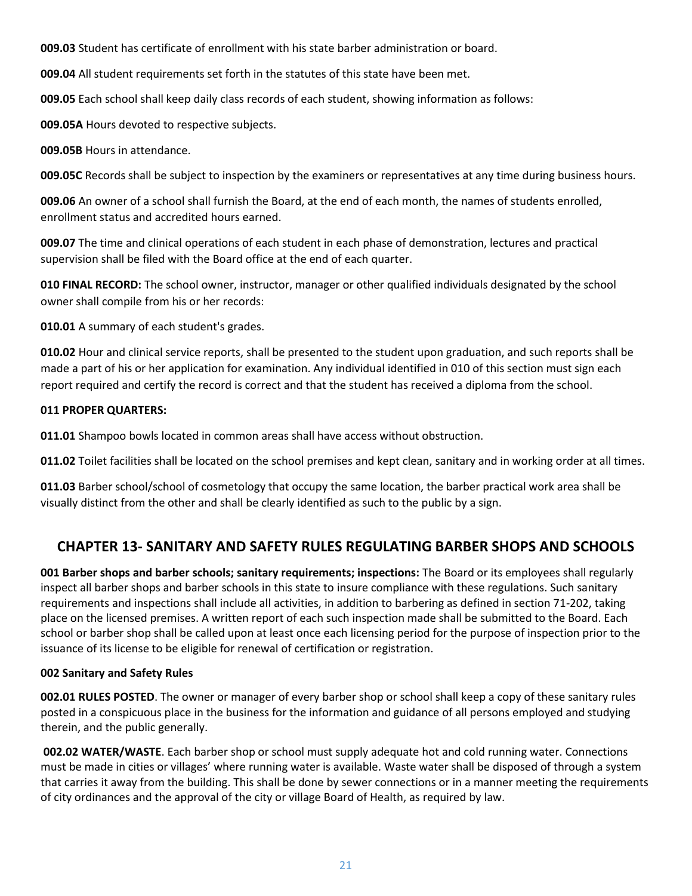**009.03** Student has certificate of enrollment with his state barber administration or board.

**009.04** All student requirements set forth in the statutes of this state have been met.

**009.05** Each school shall keep daily class records of each student, showing information as follows:

**009.05A** Hours devoted to respective subjects.

**009.05B** Hours in attendance.

**009.05C** Records shall be subject to inspection by the examiners or representatives at any time during business hours.

**009.06** An owner of a school shall furnish the Board, at the end of each month, the names of students enrolled, enrollment status and accredited hours earned.

**009.07** The time and clinical operations of each student in each phase of demonstration, lectures and practical supervision shall be filed with the Board office at the end of each quarter.

**010 FINAL RECORD:** The school owner, instructor, manager or other qualified individuals designated by the school owner shall compile from his or her records:

**010.01** A summary of each student's grades.

**010.02** Hour and clinical service reports, shall be presented to the student upon graduation, and such reports shall be made a part of his or her application for examination. Any individual identified in 010 of this section must sign each report required and certify the record is correct and that the student has received a diploma from the school.

**011 PROPER QUARTERS:**

**011.01** Shampoo bowls located in common areas shall have access without obstruction.

**011.02** Toilet facilities shall be located on the school premises and kept clean, sanitary and in working order at all times.

**011.03** Barber school/school of cosmetology that occupy the same location, the barber practical work area shall be visually distinct from the other and shall be clearly identified as such to the public by a sign.

## CHAPTER 13- SANITARY AND SAFETY RULES REGULATING BARBER SHOPS AND SCHOOLS

**001 Barber shops and barber schools; sanitary requirements; inspections:** The Board or its employees shall regularly inspect all barber shops and barber schools in this state to insure compliance with these regulations. Such sanitary requirements and inspections shall include all activities, in addition to barbering as defined in section 71-202, taking place on the licensed premises. A written report of each such inspection made shall be submitted to the Board. Each school or barber shop shall be called upon at least once each licensing period for the purpose of inspection prior to the issuance of its license to be eligible for renewal of certification or registration.

**002 Sanitary and Safety Rules**

**002.01 RULES POSTED**. The owner or manager of every barber shop or school shall keep a copy of these sanitary rules posted in a conspicuous place in the business for the information and guidance of all persons employed and studying therein, and the public generally.

**002.02 WATER/WASTE**. Each barber shop or school must supply adequate hot and cold running water. Connections must be made in cities or villages' where running water is available. Waste water shall be disposed of through a system that carries it away from the building. This shall be done by sewer connections or in a manner meeting the requirements of city ordinances and the approval of the city or village Board of Health, as required by law.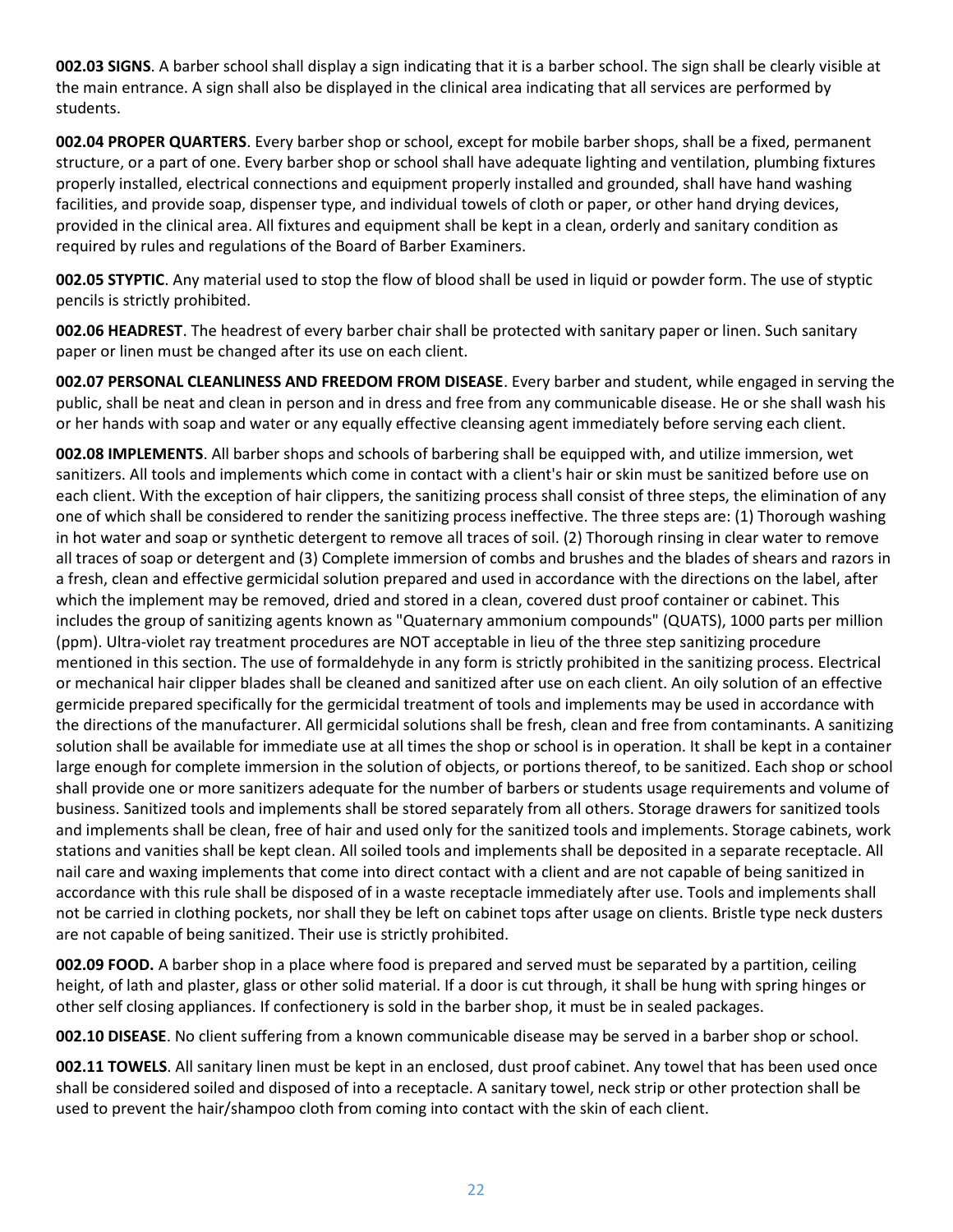**002.03 SIGNS**. A barber school shall display a sign indicating that it is a barber school. The sign shall be clearly visible at the main entrance. A sign shall also be displayed in the clinical area indicating that all services are performed by students.

**002.04 PROPER QUARTERS**. Every barber shop or school, except for mobile barber shops, shall be a fixed, permanent structure, or a part of one. Every barber shop or school shall have adequate lighting and ventilation, plumbing fixtures properly installed, electrical connections and equipment properly installed and grounded, shall have hand washing facilities, and provide soap, dispenser type, and individual towels of cloth or paper, or other hand drying devices, provided in the clinical area. All fixtures and equipment shall be kept in a clean, orderly and sanitary condition as required by rules and regulations of the Board of Barber Examiners.

**002.05 STYPTIC**. Any material used to stop the flow of blood shall be used in liquid or powder form. The use of styptic pencils is strictly prohibited.

**002.06 HEADREST**. The headrest of every barber chair shall be protected with sanitary paper or linen. Such sanitary paper or linen must be changed after its use on each client.

**002.07 PERSONAL CLEANLINESS AND FREEDOM FROM DISEASE**. Every barber and student, while engaged in serving the public, shall be neat and clean in person and in dress and free from any communicable disease. He or she shall wash his or her hands with soap and water or any equally effective cleansing agent immediately before serving each client.

**002.08 IMPLEMENTS**. All barber shops and schools of barbering shall be equipped with, and utilize immersion, wet sanitizers. All tools and implements which come in contact with a client's hair or skin must be sanitized before use on each client. With the exception of hair clippers, the sanitizing process shall consist of three steps, the elimination of any one of which shall be considered to render the sanitizing process ineffective. The three steps are: (1) Thorough washing in hot water and soap or synthetic detergent to remove all traces of soil. (2) Thorough rinsing in clear water to remove all traces of soap or detergent and (3) Complete immersion of combs and brushes and the blades of shears and razors in a fresh, clean and effective germicidal solution prepared and used in accordance with the directions on the label, after which the implement may be removed, dried and stored in a clean, covered dust proof container or cabinet. This includes the group of sanitizing agents known as "Quaternary ammonium compounds" (QUATS), 1000 parts per million (ppm). Ultra-violet ray treatment procedures are NOT acceptable in lieu of the three step sanitizing procedure mentioned in this section. The use of formaldehyde in any form is strictly prohibited in the sanitizing process. Electrical or mechanical hair clipper blades shall be cleaned and sanitized after use on each client. An oily solution of an effective germicide prepared specifically for the germicidal treatment of tools and implements may be used in accordance with the directions of the manufacturer. All germicidal solutions shall be fresh, clean and free from contaminants. A sanitizing solution shall be available for immediate use at all times the shop or school is in operation. It shall be kept in a container large enough for complete immersion in the solution of objects, or portions thereof, to be sanitized. Each shop or school shall provide one or more sanitizers adequate for the number of barbers or students usage requirements and volume of business. Sanitized tools and implements shall be stored separately from all others. Storage drawers for sanitized tools and implements shall be clean, free of hair and used only for the sanitized tools and implements. Storage cabinets, work stations and vanities shall be kept clean. All soiled tools and implements shall be deposited in a separate receptacle. All nail care and waxing implements that come into direct contact with a client and are not capable of being sanitized in accordance with this rule shall be disposed of in a waste receptacle immediately after use. Tools and implements shall not be carried in clothing pockets, nor shall they be left on cabinet tops after usage on clients. Bristle type neck dusters are not capable of being sanitized. Their use is strictly prohibited.

**002.09 FOOD.** A barber shop in a place where food is prepared and served must be separated by a partition, ceiling height, of lath and plaster, glass or other solid material. If a door is cut through, it shall be hung with spring hinges or other self closing appliances. If confectionery is sold in the barber shop, it must be in sealed packages.

**002.10 DISEASE**. No client suffering from a known communicable disease may be served in a barber shop or school.

**002.11 TOWELS**. All sanitary linen must be kept in an enclosed, dust proof cabinet. Any towel that has been used once shall be considered soiled and disposed of into a receptacle. A sanitary towel, neck strip or other protection shall be used to prevent the hair/shampoo cloth from coming into contact with the skin of each client.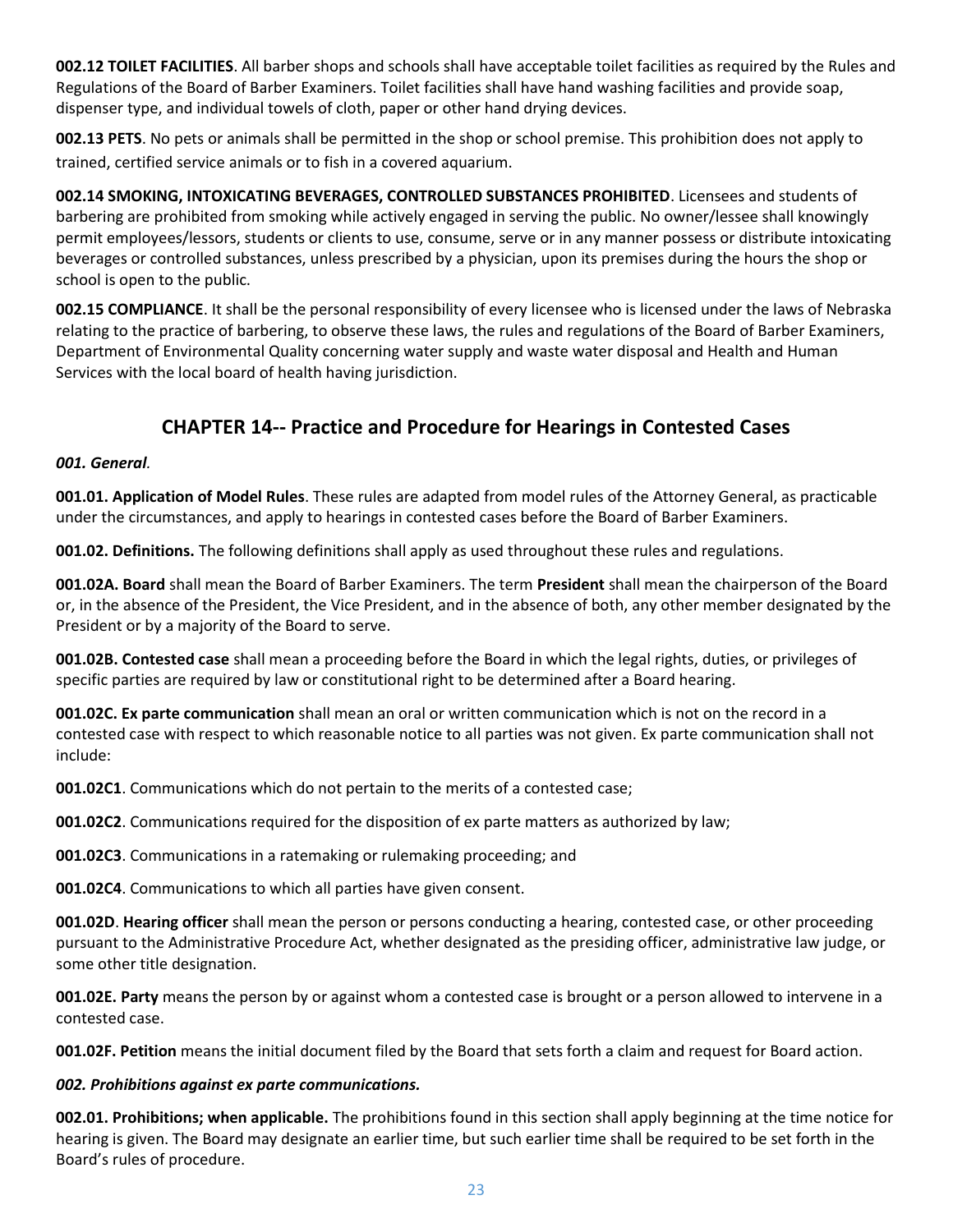**002.12 TOILET FACILITIES**. All barber shops and schools shall have acceptable toilet facilities as required by the Rules and Regulations of the Board of Barber Examiners. Toilet facilities shall have hand washing facilities and provide soap, dispenser type, and individual towels of cloth, paper or other hand drying devices.

**002.13 PETS**. No pets or animals shall be permitted in the shop or school premise. This prohibition does not apply to trained, certified service animals or to fish in a covered aquarium.

**002.14 SMOKING, INTOXICATING BEVERAGES, CONTROLLED SUBSTANCES PROHIBITED**. Licensees and students of barbering are prohibited from smoking while actively engaged in serving the public. No owner/lessee shall knowingly permit employees/lessors, students or clients to use, consume, serve or in any manner possess or distribute intoxicating beverages or controlled substances, unless prescribed by a physician, upon its premises during the hours the shop or school is open to the public.

**002.15 COMPLIANCE**. It shall be the personal responsibility of every licensee who is licensed under the laws of Nebraska relating to the practice of barbering, to observe these laws, the rules and regulations of the Board of Barber Examiners, Department of Environmental Quality concerning water supply and waste water disposal and Health and Human Services with the local board of health having jurisdiction.

## CHAPTER 14-- Practice and Procedure for Hearings in Contested Cases

***001. General***.

**001.01. Application of Model Rules**. These rules are adapted from model rules of the Attorney General, as practicable under the circumstances, and apply to hearings in contested cases before the Board of Barber Examiners.

**001.02. Definitions.** The following definitions shall apply as used throughout these rules and regulations.

**001.02A. Board** shall mean the Board of Barber Examiners. The term **President** shall mean the chairperson of the Board or, in the absence of the President, the Vice President, and in the absence of both, any other member designated by the President or by a majority of the Board to serve.

**001.02B. Contested case** shall mean a proceeding before the Board in which the legal rights, duties, or privileges of specific parties are required by law or constitutional right to be determined after a Board hearing.

**001.02C. Ex parte communication** shall mean an oral or written communication which is not on the record in a contested case with respect to which reasonable notice to all parties was not given. Ex parte communication shall not include:

**001.02C1**. Communications which do not pertain to the merits of a contested case;

**001.02C2**. Communications required for the disposition of ex parte matters as authorized by law;

**001.02C3**. Communications in a ratemaking or rulemaking proceeding; and

**001.02C4**. Communications to which all parties have given consent.

**001.02D**. **Hearing officer** shall mean the person or persons conducting a hearing, contested case, or other proceeding pursuant to the Administrative Procedure Act, whether designated as the presiding officer, administrative law judge, or some other title designation.

**001.02E. Party** means the person by or against whom a contested case is brought or a person allowed to intervene in a contested case.

**001.02F. Petition** means the initial document filed by the Board that sets forth a claim and request for Board action.

***002. Prohibitions against ex parte communications.***

**002.01. Prohibitions; when applicable.** The prohibitions found in this section shall apply beginning at the time notice for hearing is given. The Board may designate an earlier time, but such earlier time shall be required to be set forth in the Board's rules of procedure.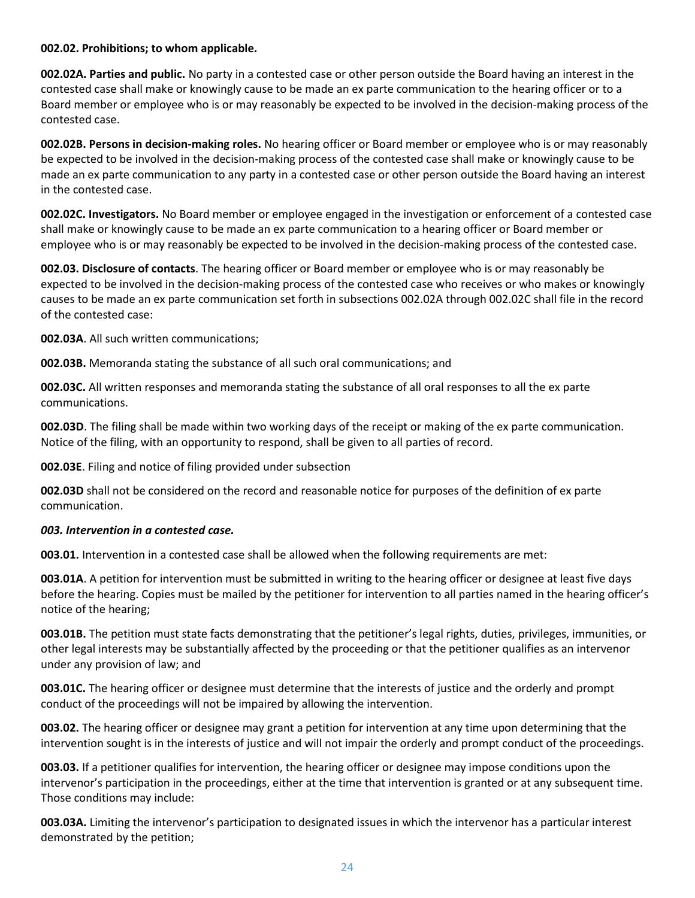**002.02. Prohibitions; to whom applicable.**

**002.02A. Parties and public.** No party in a contested case or other person outside the Board having an interest in the contested case shall make or knowingly cause to be made an ex parte communication to the hearing officer or to a Board member or employee who is or may reasonably be expected to be involved in the decision-making process of the contested case.

**002.02B. Persons in decision-making roles.** No hearing officer or Board member or employee who is or may reasonably be expected to be involved in the decision-making process of the contested case shall make or knowingly cause to be made an ex parte communication to any party in a contested case or other person outside the Board having an interest in the contested case.

**002.02C. Investigators.** No Board member or employee engaged in the investigation or enforcement of a contested case shall make or knowingly cause to be made an ex parte communication to a hearing officer or Board member or employee who is or may reasonably be expected to be involved in the decision-making process of the contested case.

**002.03. Disclosure of contacts**. The hearing officer or Board member or employee who is or may reasonably be expected to be involved in the decision-making process of the contested case who receives or who makes or knowingly causes to be made an ex parte communication set forth in subsections 002.02A through 002.02C shall file in the record of the contested case:

**002.03A**. All such written communications;

**002.03B.** Memoranda stating the substance of all such oral communications; and

**002.03C.** All written responses and memoranda stating the substance of all oral responses to all the ex parte communications.

**002.03D**. The filing shall be made within two working days of the receipt or making of the ex parte communication. Notice of the filing, with an opportunity to respond, shall be given to all parties of record.

**002.03E**. Filing and notice of filing provided under subsection

**002.03D** shall not be considered on the record and reasonable notice for purposes of the definition of ex parte communication.

***003. Intervention in a contested case.***

**003.01.** Intervention in a contested case shall be allowed when the following requirements are met:

**003.01A**. A petition for intervention must be submitted in writing to the hearing officer or designee at least five days before the hearing. Copies must be mailed by the petitioner for intervention to all parties named in the hearing officer's notice of the hearing;

**003.01B.** The petition must state facts demonstrating that the petitioner's legal rights, duties, privileges, immunities, or other legal interests may be substantially affected by the proceeding or that the petitioner qualifies as an intervenor under any provision of law; and

**003.01C.** The hearing officer or designee must determine that the interests of justice and the orderly and prompt conduct of the proceedings will not be impaired by allowing the intervention.

**003.02.** The hearing officer or designee may grant a petition for intervention at any time upon determining that the intervention sought is in the interests of justice and will not impair the orderly and prompt conduct of the proceedings.

**003.03.** If a petitioner qualifies for intervention, the hearing officer or designee may impose conditions upon the intervenor's participation in the proceedings, either at the time that intervention is granted or at any subsequent time. Those conditions may include:

**003.03A.** Limiting the intervenor's participation to designated issues in which the intervenor has a particular interest demonstrated by the petition;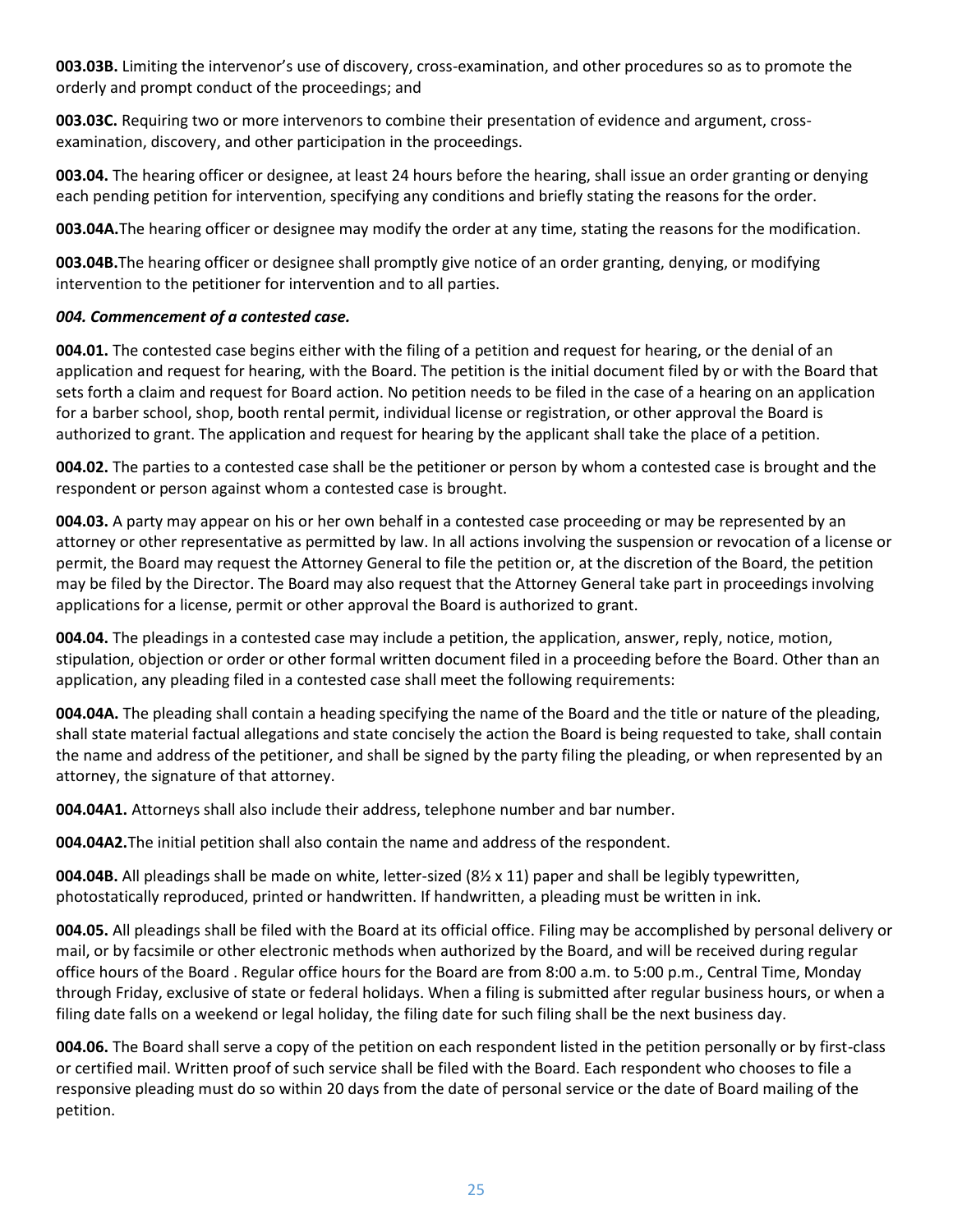**003.03B.** Limiting the intervenor's use of discovery, cross-examination, and other procedures so as to promote the orderly and prompt conduct of the proceedings; and

**003.03C.** Requiring two or more intervenors to combine their presentation of evidence and argument, cross-examination, discovery, and other participation in the proceedings.

**003.04.** The hearing officer or designee, at least 24 hours before the hearing, shall issue an order granting or denying each pending petition for intervention, specifying any conditions and briefly stating the reasons for the order.

**003.04A.**The hearing officer or designee may modify the order at any time, stating the reasons for the modification.

**003.04B.**The hearing officer or designee shall promptly give notice of an order granting, denying, or modifying intervention to the petitioner for intervention and to all parties.

***004. Commencement of a contested case.***

**004.01.** The contested case begins either with the filing of a petition and request for hearing, or the denial of an application and request for hearing, with the Board. The petition is the initial document filed by or with the Board that sets forth a claim and request for Board action. No petition needs to be filed in the case of a hearing on an application for a barber school, shop, booth rental permit, individual license or registration, or other approval the Board is authorized to grant. The application and request for hearing by the applicant shall take the place of a petition.

**004.02.** The parties to a contested case shall be the petitioner or person by whom a contested case is brought and the respondent or person against whom a contested case is brought.

**004.03.** A party may appear on his or her own behalf in a contested case proceeding or may be represented by an attorney or other representative as permitted by law. In all actions involving the suspension or revocation of a license or permit, the Board may request the Attorney General to file the petition or, at the discretion of the Board, the petition may be filed by the Director. The Board may also request that the Attorney General take part in proceedings involving applications for a license, permit or other approval the Board is authorized to grant.

**004.04.** The pleadings in a contested case may include a petition, the application, answer, reply, notice, motion, stipulation, objection or order or other formal written document filed in a proceeding before the Board. Other than an application, any pleading filed in a contested case shall meet the following requirements:

**004.04A.** The pleading shall contain a heading specifying the name of the Board and the title or nature of the pleading, shall state material factual allegations and state concisely the action the Board is being requested to take, shall contain the name and address of the petitioner, and shall be signed by the party filing the pleading, or when represented by an attorney, the signature of that attorney.

**004.04A1.** Attorneys shall also include their address, telephone number and bar number.

**004.04A2.**The initial petition shall also contain the name and address of the respondent.

**004.04B.** All pleadings shall be made on white, letter-sized (8½ x 11) paper and shall be legibly typewritten, photostatically reproduced, printed or handwritten. If handwritten, a pleading must be written in ink.

**004.05.** All pleadings shall be filed with the Board at its official office. Filing may be accomplished by personal delivery or mail, or by facsimile or other electronic methods when authorized by the Board, and will be received during regular office hours of the Board . Regular office hours for the Board are from 8:00 a.m. to 5:00 p.m., Central Time, Monday through Friday, exclusive of state or federal holidays. When a filing is submitted after regular business hours, or when a filing date falls on a weekend or legal holiday, the filing date for such filing shall be the next business day.

**004.06.** The Board shall serve a copy of the petition on each respondent listed in the petition personally or by first-class or certified mail. Written proof of such service shall be filed with the Board. Each respondent who chooses to file a responsive pleading must do so within 20 days from the date of personal service or the date of Board mailing of the petition.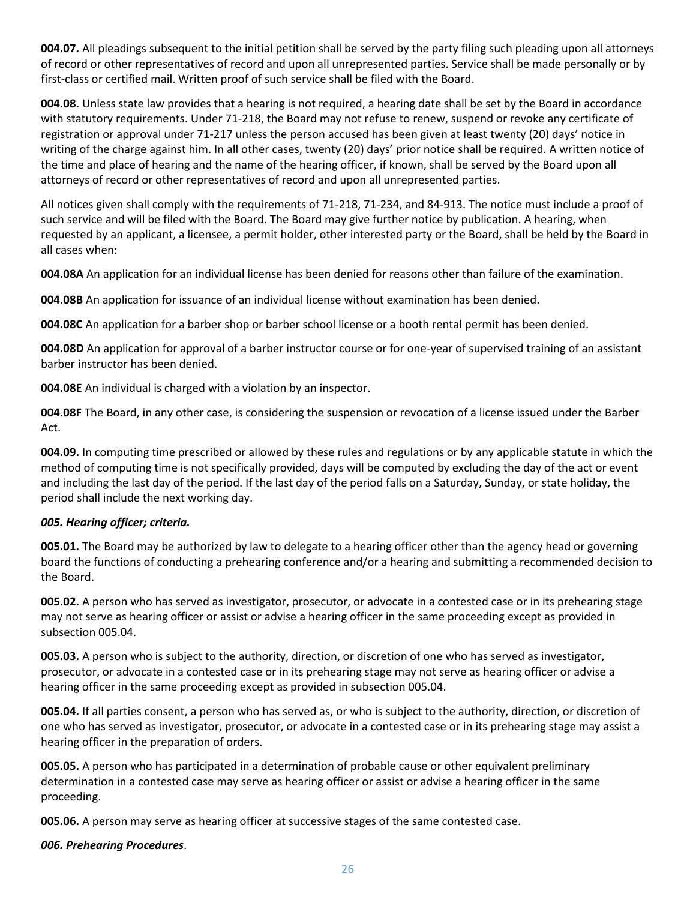**004.07.** All pleadings subsequent to the initial petition shall be served by the party filing such pleading upon all attorneys of record or other representatives of record and upon all unrepresented parties. Service shall be made personally or by first-class or certified mail. Written proof of such service shall be filed with the Board.

**004.08.** Unless state law provides that a hearing is not required, a hearing date shall be set by the Board in accordance with statutory requirements. Under 71-218, the Board may not refuse to renew, suspend or revoke any certificate of registration or approval under 71-217 unless the person accused has been given at least twenty (20) days' notice in writing of the charge against him. In all other cases, twenty (20) days' prior notice shall be required. A written notice of the time and place of hearing and the name of the hearing officer, if known, shall be served by the Board upon all attorneys of record or other representatives of record and upon all unrepresented parties.

All notices given shall comply with the requirements of 71-218, 71-234, and 84-913. The notice must include a proof of such service and will be filed with the Board. The Board may give further notice by publication. A hearing, when requested by an applicant, a licensee, a permit holder, other interested party or the Board, shall be held by the Board in all cases when:

**004.08A** An application for an individual license has been denied for reasons other than failure of the examination.

**004.08B** An application for issuance of an individual license without examination has been denied.

**004.08C** An application for a barber shop or barber school license or a booth rental permit has been denied.

**004.08D** An application for approval of a barber instructor course or for one-year of supervised training of an assistant barber instructor has been denied.

**004.08E** An individual is charged with a violation by an inspector.

**004.08F** The Board, in any other case, is considering the suspension or revocation of a license issued under the Barber Act.

**004.09.** In computing time prescribed or allowed by these rules and regulations or by any applicable statute in which the method of computing time is not specifically provided, days will be computed by excluding the day of the act or event and including the last day of the period. If the last day of the period falls on a Saturday, Sunday, or state holiday, the period shall include the next working day.

***005. Hearing officer; criteria.***

**005.01.** The Board may be authorized by law to delegate to a hearing officer other than the agency head or governing board the functions of conducting a prehearing conference and/or a hearing and submitting a recommended decision to the Board.

**005.02.** A person who has served as investigator, prosecutor, or advocate in a contested case or in its prehearing stage may not serve as hearing officer or assist or advise a hearing officer in the same proceeding except as provided in subsection 005.04.

**005.03.** A person who is subject to the authority, direction, or discretion of one who has served as investigator, prosecutor, or advocate in a contested case or in its prehearing stage may not serve as hearing officer or advise a hearing officer in the same proceeding except as provided in subsection 005.04.

**005.04.** If all parties consent, a person who has served as, or who is subject to the authority, direction, or discretion of one who has served as investigator, prosecutor, or advocate in a contested case or in its prehearing stage may assist a hearing officer in the preparation of orders.

**005.05.** A person who has participated in a determination of probable cause or other equivalent preliminary determination in a contested case may serve as hearing officer or assist or advise a hearing officer in the same proceeding.

**005.06.** A person may serve as hearing officer at successive stages of the same contested case.

***006. Prehearing Procedures***.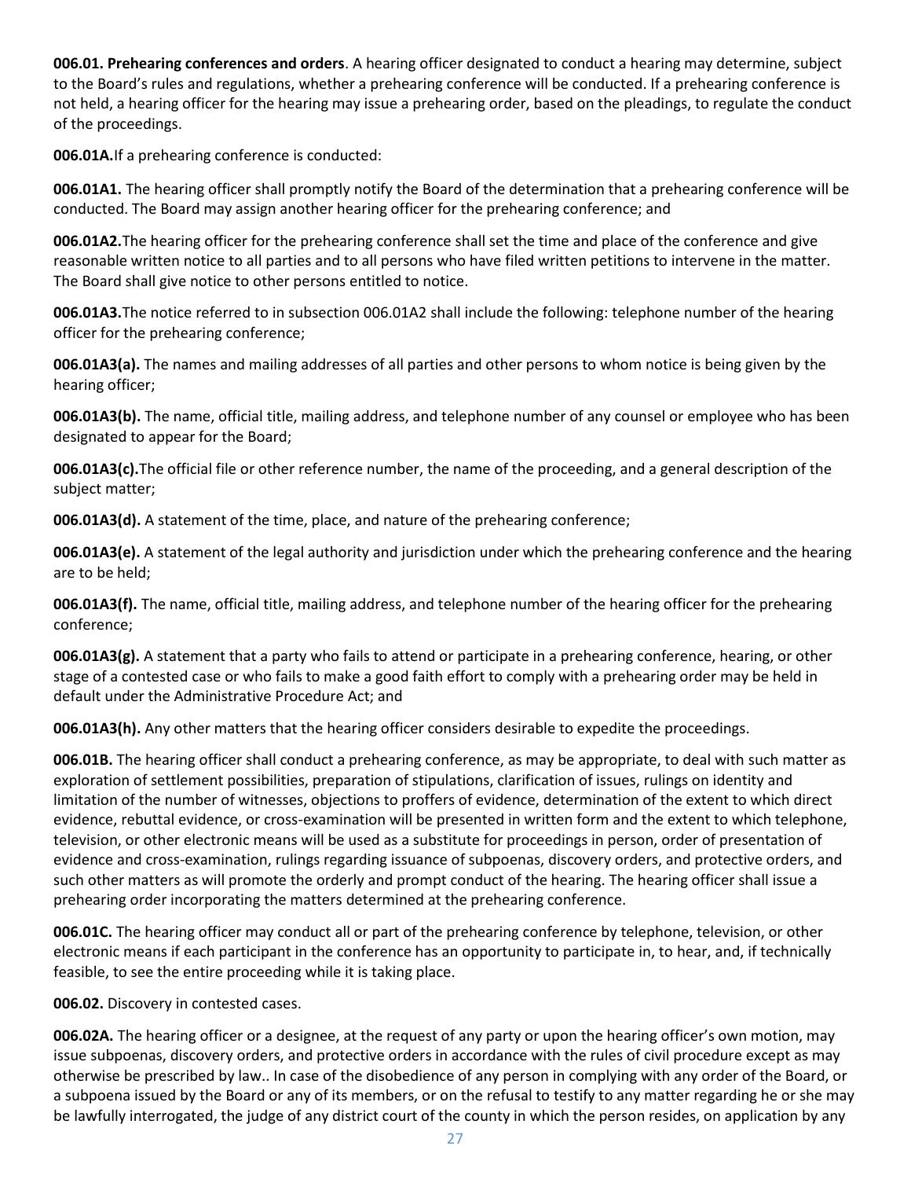**006.01. Prehearing conferences and orders**. A hearing officer designated to conduct a hearing may determine, subject to the Board's rules and regulations, whether a prehearing conference will be conducted. If a prehearing conference is not held, a hearing officer for the hearing may issue a prehearing order, based on the pleadings, to regulate the conduct of the proceedings.

**006.01A.** If a prehearing conference is conducted:

**006.01A1.** The hearing officer shall promptly notify the Board of the determination that a prehearing conference will be conducted. The Board may assign another hearing officer for the prehearing conference; and

**006.01A2.** The hearing officer for the prehearing conference shall set the time and place of the conference and give reasonable written notice to all parties and to all persons who have filed written petitions to intervene in the matter. The Board shall give notice to other persons entitled to notice.

**006.01A3.** The notice referred to in subsection 006.01A2 shall include the following: telephone number of the hearing officer for the prehearing conference;

**006.01A3(a).** The names and mailing addresses of all parties and other persons to whom notice is being given by the hearing officer;

**006.01A3(b).** The name, official title, mailing address, and telephone number of any counsel or employee who has been designated to appear for the Board;

**006.01A3(c).** The official file or other reference number, the name of the proceeding, and a general description of the subject matter;

**006.01A3(d).** A statement of the time, place, and nature of the prehearing conference;

**006.01A3(e).** A statement of the legal authority and jurisdiction under which the prehearing conference and the hearing are to be held;

**006.01A3(f).** The name, official title, mailing address, and telephone number of the hearing officer for the prehearing conference;

**006.01A3(g).** A statement that a party who fails to attend or participate in a prehearing conference, hearing, or other stage of a contested case or who fails to make a good faith effort to comply with a prehearing order may be held in default under the Administrative Procedure Act; and

**006.01A3(h).** Any other matters that the hearing officer considers desirable to expedite the proceedings.

**006.01B.** The hearing officer shall conduct a prehearing conference, as may be appropriate, to deal with such matter as exploration of settlement possibilities, preparation of stipulations, clarification of issues, rulings on identity and limitation of the number of witnesses, objections to proffers of evidence, determination of the extent to which direct evidence, rebuttal evidence, or cross-examination will be presented in written form and the extent to which telephone, television, or other electronic means will be used as a substitute for proceedings in person, order of presentation of evidence and cross-examination, rulings regarding issuance of subpoenas, discovery orders, and protective orders, and such other matters as will promote the orderly and prompt conduct of the hearing. The hearing officer shall issue a prehearing order incorporating the matters determined at the prehearing conference.

**006.01C.** The hearing officer may conduct all or part of the prehearing conference by telephone, television, or other electronic means if each participant in the conference has an opportunity to participate in, to hear, and, if technically feasible, to see the entire proceeding while it is taking place.

**006.02.** Discovery in contested cases.

**006.02A.** The hearing officer or a designee, at the request of any party or upon the hearing officer's own motion, may issue subpoenas, discovery orders, and protective orders in accordance with the rules of civil procedure except as may otherwise be prescribed by law.. In case of the disobedience of any person in complying with any order of the Board, or a subpoena issued by the Board or any of its members, or on the refusal to testify to any matter regarding he or she may be lawfully interrogated, the judge of any district court of the county in which the person resides, on application by any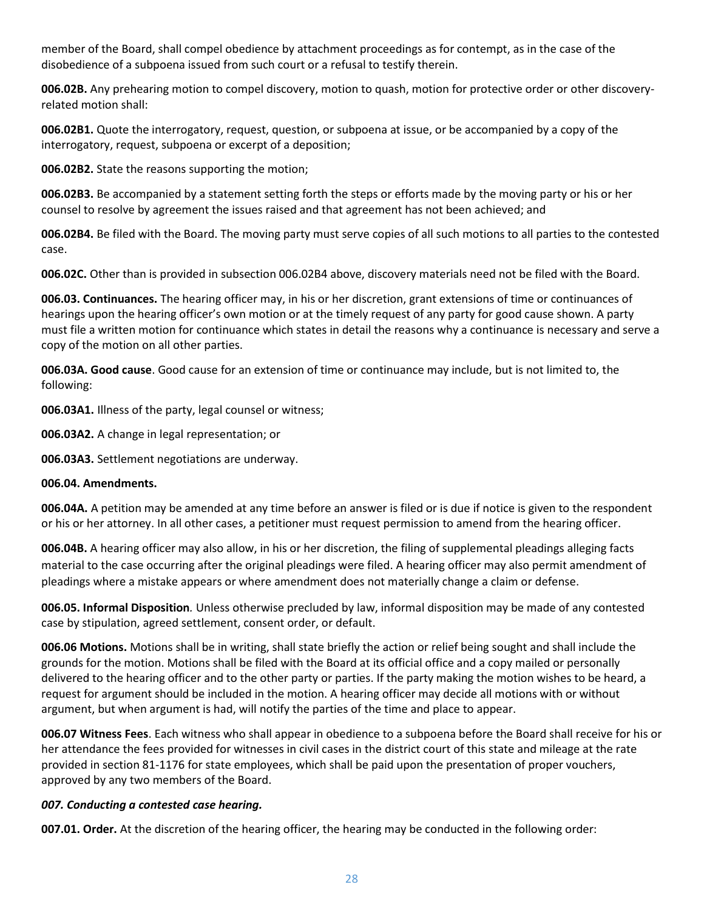member of the Board, shall compel obedience by attachment proceedings as for contempt, as in the case of the disobedience of a subpoena issued from such court or a refusal to testify therein.

**006.02B.** Any prehearing motion to compel discovery, motion to quash, motion for protective order or other discovery-related motion shall:

**006.02B1.** Quote the interrogatory, request, question, or subpoena at issue, or be accompanied by a copy of the interrogatory, request, subpoena or excerpt of a deposition;

**006.02B2.** State the reasons supporting the motion;

**006.02B3.** Be accompanied by a statement setting forth the steps or efforts made by the moving party or his or her counsel to resolve by agreement the issues raised and that agreement has not been achieved; and

**006.02B4.** Be filed with the Board. The moving party must serve copies of all such motions to all parties to the contested case.

**006.02C.** Other than is provided in subsection 006.02B4 above, discovery materials need not be filed with the Board.

**006.03. Continuances.** The hearing officer may, in his or her discretion, grant extensions of time or continuances of hearings upon the hearing officer's own motion or at the timely request of any party for good cause shown. A party must file a written motion for continuance which states in detail the reasons why a continuance is necessary and serve a copy of the motion on all other parties.

**006.03A. Good cause**. Good cause for an extension of time or continuance may include, but is not limited to, the following:

**006.03A1.** Illness of the party, legal counsel or witness;

**006.03A2.** A change in legal representation; or

**006.03A3.** Settlement negotiations are underway.

**006.04. Amendments.**

**006.04A.** A petition may be amended at any time before an answer is filed or is due if notice is given to the respondent or his or her attorney. In all other cases, a petitioner must request permission to amend from the hearing officer.

**006.04B.** A hearing officer may also allow, in his or her discretion, the filing of supplemental pleadings alleging facts material to the case occurring after the original pleadings were filed. A hearing officer may also permit amendment of pleadings where a mistake appears or where amendment does not materially change a claim or defense.

**006.05. Informal Disposition***.* Unless otherwise precluded by law, informal disposition may be made of any contested case by stipulation, agreed settlement, consent order, or default.

**006.06 Motions.** Motions shall be in writing, shall state briefly the action or relief being sought and shall include the grounds for the motion. Motions shall be filed with the Board at its official office and a copy mailed or personally delivered to the hearing officer and to the other party or parties. If the party making the motion wishes to be heard, a request for argument should be included in the motion. A hearing officer may decide all motions with or without argument, but when argument is had, will notify the parties of the time and place to appear.

**006.07 Witness Fees**. Each witness who shall appear in obedience to a subpoena before the Board shall receive for his or her attendance the fees provided for witnesses in civil cases in the district court of this state and mileage at the rate provided in section 81-1176 for state employees, which shall be paid upon the presentation of proper vouchers, approved by any two members of the Board.

***007. Conducting a contested case hearing.***

**007.01. Order.** At the discretion of the hearing officer, the hearing may be conducted in the following order: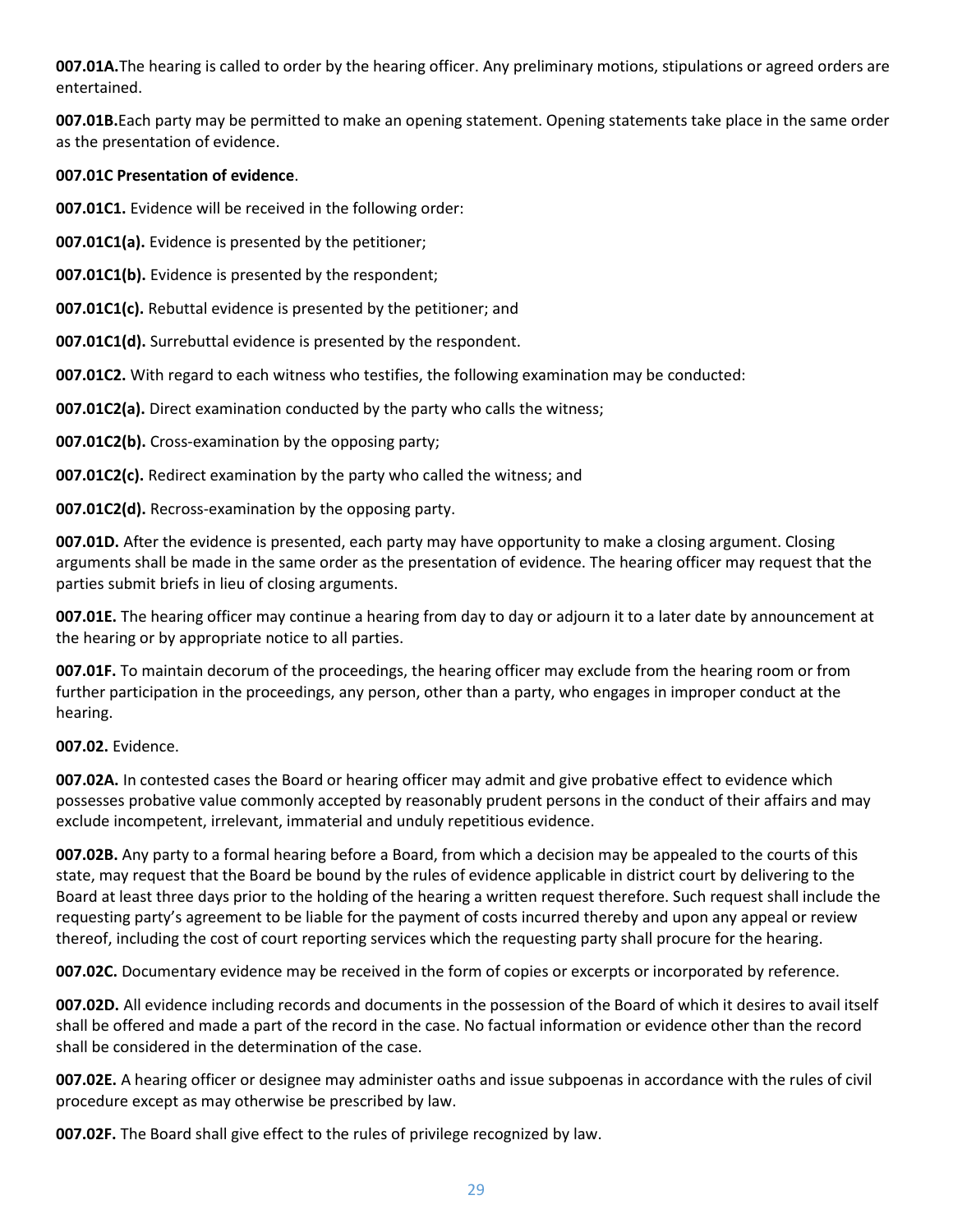**007.01A.** The hearing is called to order by the hearing officer. Any preliminary motions, stipulations or agreed orders are entertained.

**007.01B.** Each party may be permitted to make an opening statement. Opening statements take place in the same order as the presentation of evidence.

**007.01C Presentation of evidence**.

**007.01C1.** Evidence will be received in the following order:

**007.01C1(a).** Evidence is presented by the petitioner;

**007.01C1(b).** Evidence is presented by the respondent;

**007.01C1(c).** Rebuttal evidence is presented by the petitioner; and

**007.01C1(d).** Surrebuttal evidence is presented by the respondent.

**007.01C2.** With regard to each witness who testifies, the following examination may be conducted:

**007.01C2(a).** Direct examination conducted by the party who calls the witness;

**007.01C2(b).** Cross-examination by the opposing party;

**007.01C2(c).** Redirect examination by the party who called the witness; and

**007.01C2(d).** Recross-examination by the opposing party.

**007.01D.** After the evidence is presented, each party may have opportunity to make a closing argument. Closing arguments shall be made in the same order as the presentation of evidence. The hearing officer may request that the parties submit briefs in lieu of closing arguments.

**007.01E.** The hearing officer may continue a hearing from day to day or adjourn it to a later date by announcement at the hearing or by appropriate notice to all parties.

**007.01F.** To maintain decorum of the proceedings, the hearing officer may exclude from the hearing room or from further participation in the proceedings, any person, other than a party, who engages in improper conduct at the hearing.

**007.02.** Evidence.

**007.02A.** In contested cases the Board or hearing officer may admit and give probative effect to evidence which possesses probative value commonly accepted by reasonably prudent persons in the conduct of their affairs and may exclude incompetent, irrelevant, immaterial and unduly repetitious evidence.

**007.02B.** Any party to a formal hearing before a Board, from which a decision may be appealed to the courts of this state, may request that the Board be bound by the rules of evidence applicable in district court by delivering to the Board at least three days prior to the holding of the hearing a written request therefore. Such request shall include the requesting party's agreement to be liable for the payment of costs incurred thereby and upon any appeal or review thereof, including the cost of court reporting services which the requesting party shall procure for the hearing.

**007.02C.** Documentary evidence may be received in the form of copies or excerpts or incorporated by reference.

**007.02D.** All evidence including records and documents in the possession of the Board of which it desires to avail itself shall be offered and made a part of the record in the case. No factual information or evidence other than the record shall be considered in the determination of the case.

**007.02E.** A hearing officer or designee may administer oaths and issue subpoenas in accordance with the rules of civil procedure except as may otherwise be prescribed by law.

**007.02F.** The Board shall give effect to the rules of privilege recognized by law.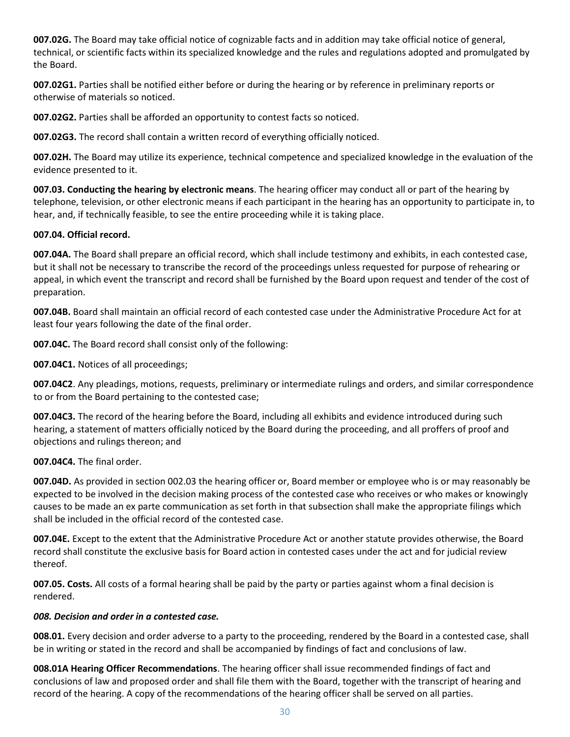**007.02G.** The Board may take official notice of cognizable facts and in addition may take official notice of general, technical, or scientific facts within its specialized knowledge and the rules and regulations adopted and promulgated by the Board.

**007.02G1.** Parties shall be notified either before or during the hearing or by reference in preliminary reports or otherwise of materials so noticed.

**007.02G2.** Parties shall be afforded an opportunity to contest facts so noticed.

**007.02G3.** The record shall contain a written record of everything officially noticed.

**007.02H.** The Board may utilize its experience, technical competence and specialized knowledge in the evaluation of the evidence presented to it.

**007.03. Conducting the hearing by electronic means**. The hearing officer may conduct all or part of the hearing by telephone, television, or other electronic means if each participant in the hearing has an opportunity to participate in, to hear, and, if technically feasible, to see the entire proceeding while it is taking place.

**007.04. Official record.**

**007.04A.** The Board shall prepare an official record, which shall include testimony and exhibits, in each contested case, but it shall not be necessary to transcribe the record of the proceedings unless requested for purpose of rehearing or appeal, in which event the transcript and record shall be furnished by the Board upon request and tender of the cost of preparation.

**007.04B.** Board shall maintain an official record of each contested case under the Administrative Procedure Act for at least four years following the date of the final order.

**007.04C.** The Board record shall consist only of the following:

**007.04C1.** Notices of all proceedings;

**007.04C2**. Any pleadings, motions, requests, preliminary or intermediate rulings and orders, and similar correspondence to or from the Board pertaining to the contested case;

**007.04C3.** The record of the hearing before the Board, including all exhibits and evidence introduced during such hearing, a statement of matters officially noticed by the Board during the proceeding, and all proffers of proof and objections and rulings thereon; and

**007.04C4.** The final order.

**007.04D.** As provided in section 002.03 the hearing officer or, Board member or employee who is or may reasonably be expected to be involved in the decision making process of the contested case who receives or who makes or knowingly causes to be made an ex parte communication as set forth in that subsection shall make the appropriate filings which shall be included in the official record of the contested case.

**007.04E.** Except to the extent that the Administrative Procedure Act or another statute provides otherwise, the Board record shall constitute the exclusive basis for Board action in contested cases under the act and for judicial review thereof.

**007.05. Costs.** All costs of a formal hearing shall be paid by the party or parties against whom a final decision is rendered.

***008. Decision and order in a contested case.***

**008.01.** Every decision and order adverse to a party to the proceeding, rendered by the Board in a contested case, shall be in writing or stated in the record and shall be accompanied by findings of fact and conclusions of law.

**008.01A Hearing Officer Recommendations**. The hearing officer shall issue recommended findings of fact and conclusions of law and proposed order and shall file them with the Board, together with the transcript of hearing and record of the hearing. A copy of the recommendations of the hearing officer shall be served on all parties.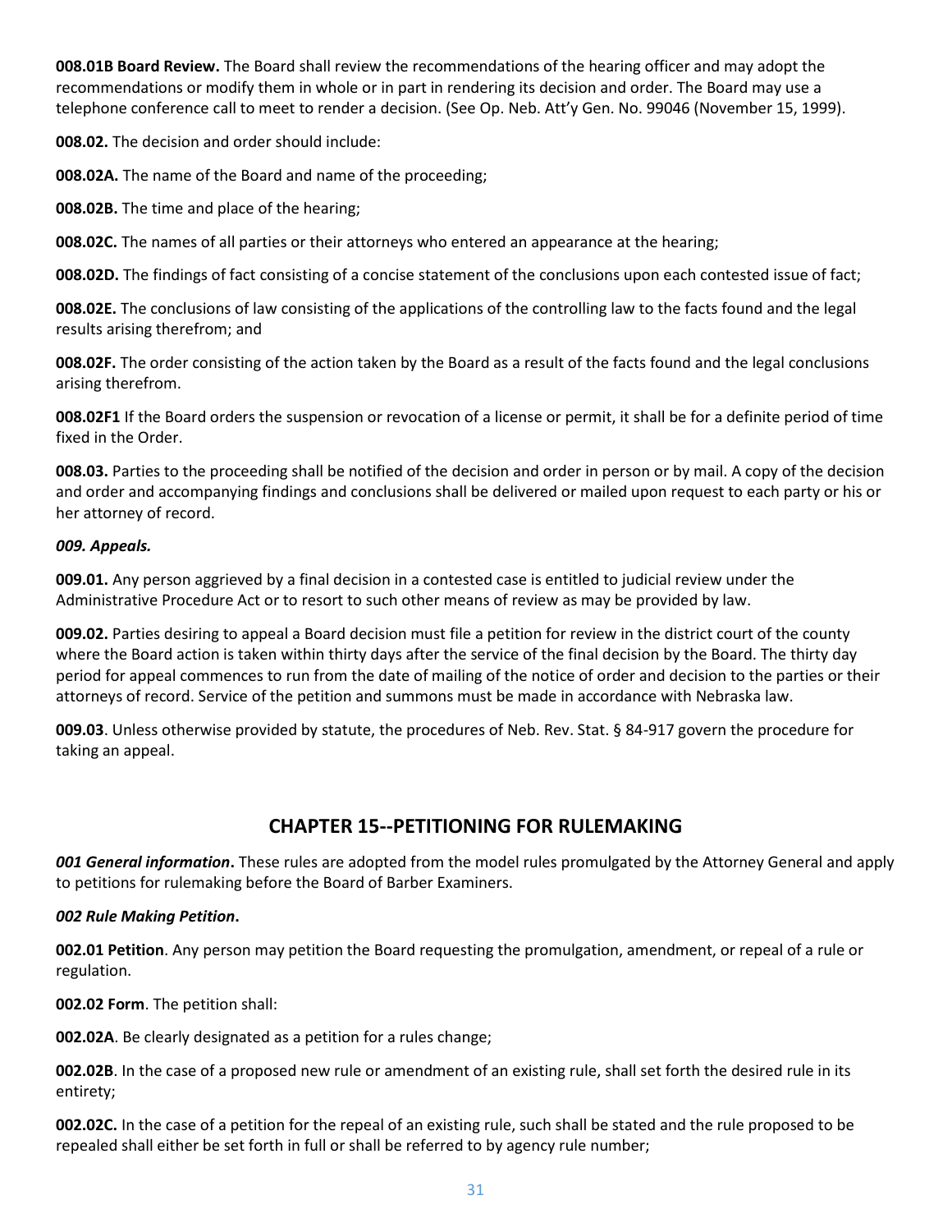**008.01B Board Review.** The Board shall review the recommendations of the hearing officer and may adopt the recommendations or modify them in whole or in part in rendering its decision and order. The Board may use a telephone conference call to meet to render a decision. (See Op. Neb. Att'y Gen. No. 99046 (November 15, 1999).

**008.02.** The decision and order should include:

**008.02A.** The name of the Board and name of the proceeding;

**008.02B.** The time and place of the hearing;

**008.02C.** The names of all parties or their attorneys who entered an appearance at the hearing;

**008.02D.** The findings of fact consisting of a concise statement of the conclusions upon each contested issue of fact;

**008.02E.** The conclusions of law consisting of the applications of the controlling law to the facts found and the legal results arising therefrom; and

**008.02F.** The order consisting of the action taken by the Board as a result of the facts found and the legal conclusions arising therefrom.

**008.02F1** If the Board orders the suspension or revocation of a license or permit, it shall be for a definite period of time fixed in the Order.

**008.03.** Parties to the proceeding shall be notified of the decision and order in person or by mail. A copy of the decision and order and accompanying findings and conclusions shall be delivered or mailed upon request to each party or his or her attorney of record.

*009. Appeals.*

**009.01.** Any person aggrieved by a final decision in a contested case is entitled to judicial review under the Administrative Procedure Act or to resort to such other means of review as may be provided by law.

**009.02.** Parties desiring to appeal a Board decision must file a petition for review in the district court of the county where the Board action is taken within thirty days after the service of the final decision by the Board. The thirty day period for appeal commences to run from the date of mailing of the notice of order and decision to the parties or their attorneys of record. Service of the petition and summons must be made in accordance with Nebraska law.

**009.03**. Unless otherwise provided by statute, the procedures of Neb. Rev. Stat. § 84-917 govern the procedure for taking an appeal.

## CHAPTER 15--PETITIONING FOR RULEMAKING

***001 General information*.** These rules are adopted from the model rules promulgated by the Attorney General and apply to petitions for rulemaking before the Board of Barber Examiners.

***002 Rule Making Petition*.**

**002.01 Petition**. Any person may petition the Board requesting the promulgation, amendment, or repeal of a rule or regulation.

**002.02 Form**. The petition shall:

**002.02A**. Be clearly designated as a petition for a rules change;

**002.02B**. In the case of a proposed new rule or amendment of an existing rule, shall set forth the desired rule in its entirety;

**002.02C.** In the case of a petition for the repeal of an existing rule, such shall be stated and the rule proposed to be repealed shall either be set forth in full or shall be referred to by agency rule number;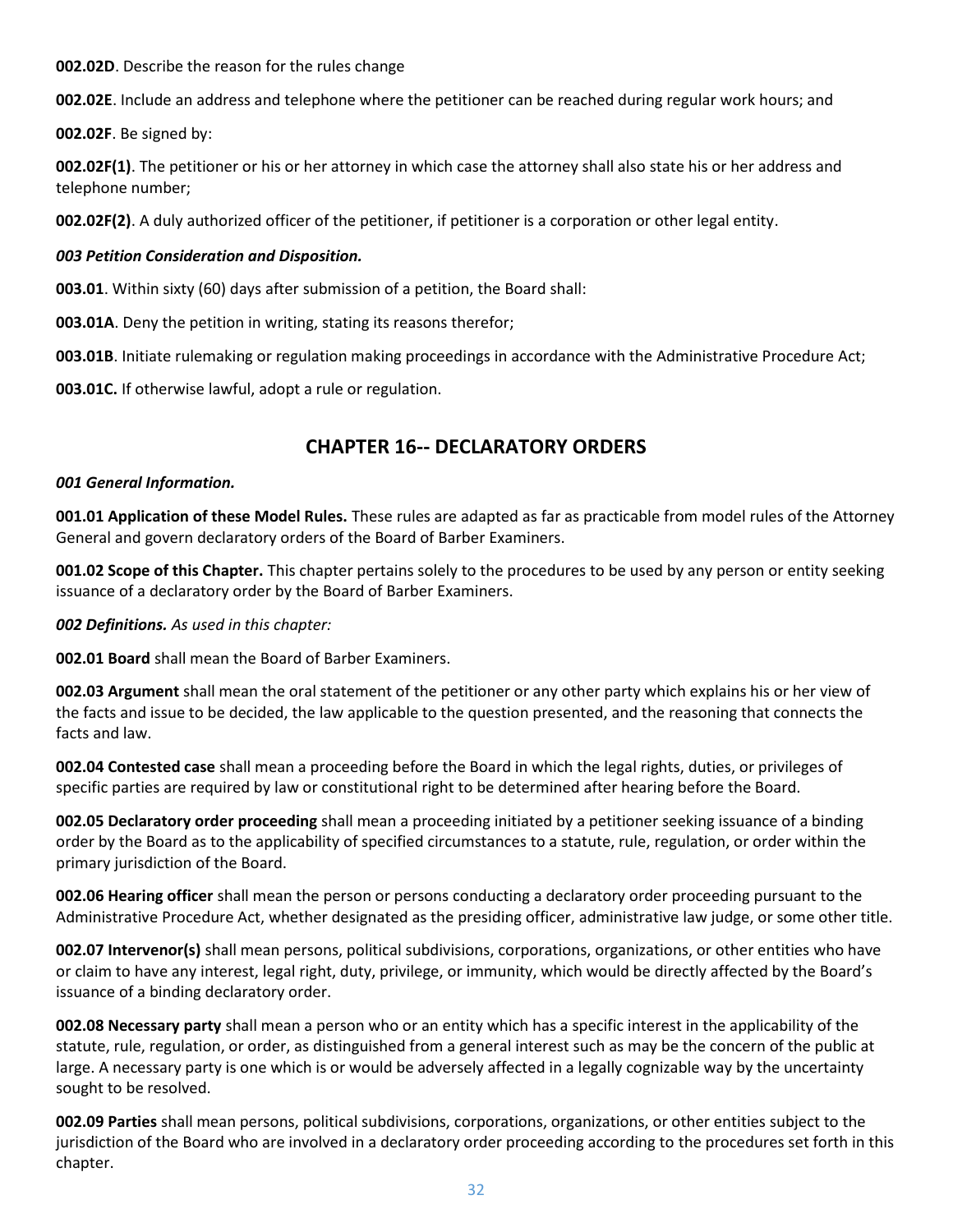**002.02D**. Describe the reason for the rules change

**002.02E**. Include an address and telephone where the petitioner can be reached during regular work hours; and

**002.02F**. Be signed by:

**002.02F(1)**. The petitioner or his or her attorney in which case the attorney shall also state his or her address and telephone number;

**002.02F(2)**. A duly authorized officer of the petitioner, if petitioner is a corporation or other legal entity.

***003 Petition Consideration and Disposition.***

**003.01**. Within sixty (60) days after submission of a petition, the Board shall:

**003.01A**. Deny the petition in writing, stating its reasons therefor;

**003.01B**. Initiate rulemaking or regulation making proceedings in accordance with the Administrative Procedure Act;

**003.01C.** If otherwise lawful, adopt a rule or regulation.

## CHAPTER 16-- DECLARATORY ORDERS

***001 General Information.***

**001.01 Application of these Model Rules.** These rules are adapted as far as practicable from model rules of the Attorney General and govern declaratory orders of the Board of Barber Examiners.

**001.02 Scope of this Chapter.** This chapter pertains solely to the procedures to be used by any person or entity seeking issuance of a declaratory order by the Board of Barber Examiners.

***002 Definitions.*** *As used in this chapter:*

**002.01 Board** shall mean the Board of Barber Examiners.

**002.03 Argument** shall mean the oral statement of the petitioner or any other party which explains his or her view of the facts and issue to be decided, the law applicable to the question presented, and the reasoning that connects the facts and law.

**002.04 Contested case** shall mean a proceeding before the Board in which the legal rights, duties, or privileges of specific parties are required by law or constitutional right to be determined after hearing before the Board.

**002.05 Declaratory order proceeding** shall mean a proceeding initiated by a petitioner seeking issuance of a binding order by the Board as to the applicability of specified circumstances to a statute, rule, regulation, or order within the primary jurisdiction of the Board.

**002.06 Hearing officer** shall mean the person or persons conducting a declaratory order proceeding pursuant to the Administrative Procedure Act, whether designated as the presiding officer, administrative law judge, or some other title.

**002.07 Intervenor(s)** shall mean persons, political subdivisions, corporations, organizations, or other entities who have or claim to have any interest, legal right, duty, privilege, or immunity, which would be directly affected by the Board's issuance of a binding declaratory order.

**002.08 Necessary party** shall mean a person who or an entity which has a specific interest in the applicability of the statute, rule, regulation, or order, as distinguished from a general interest such as may be the concern of the public at large. A necessary party is one which is or would be adversely affected in a legally cognizable way by the uncertainty sought to be resolved.

**002.09 Parties** shall mean persons, political subdivisions, corporations, organizations, or other entities subject to the jurisdiction of the Board who are involved in a declaratory order proceeding according to the procedures set forth in this chapter.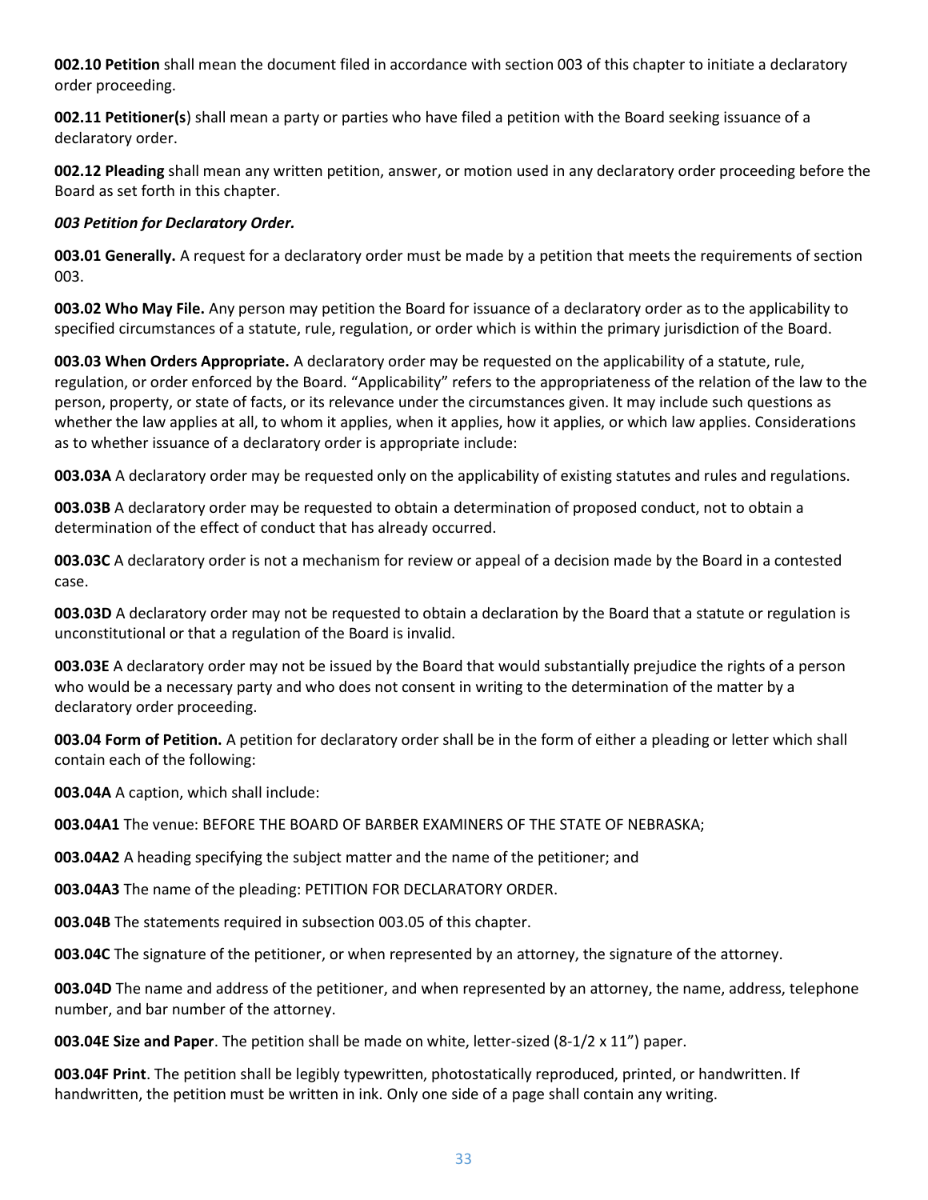**002.10 Petition** shall mean the document filed in accordance with section 003 of this chapter to initiate a declaratory order proceeding.

**002.11 Petitioner(s**) shall mean a party or parties who have filed a petition with the Board seeking issuance of a declaratory order.

**002.12 Pleading** shall mean any written petition, answer, or motion used in any declaratory order proceeding before the Board as set forth in this chapter.

***003 Petition for Declaratory Order.***

**003.01 Generally.** A request for a declaratory order must be made by a petition that meets the requirements of section 003.

**003.02 Who May File.** Any person may petition the Board for issuance of a declaratory order as to the applicability to specified circumstances of a statute, rule, regulation, or order which is within the primary jurisdiction of the Board.

**003.03 When Orders Appropriate.** A declaratory order may be requested on the applicability of a statute, rule, regulation, or order enforced by the Board. "Applicability" refers to the appropriateness of the relation of the law to the person, property, or state of facts, or its relevance under the circumstances given. It may include such questions as whether the law applies at all, to whom it applies, when it applies, how it applies, or which law applies. Considerations as to whether issuance of a declaratory order is appropriate include:

**003.03A** A declaratory order may be requested only on the applicability of existing statutes and rules and regulations.

**003.03B** A declaratory order may be requested to obtain a determination of proposed conduct, not to obtain a determination of the effect of conduct that has already occurred.

**003.03C** A declaratory order is not a mechanism for review or appeal of a decision made by the Board in a contested case.

**003.03D** A declaratory order may not be requested to obtain a declaration by the Board that a statute or regulation is unconstitutional or that a regulation of the Board is invalid.

**003.03E** A declaratory order may not be issued by the Board that would substantially prejudice the rights of a person who would be a necessary party and who does not consent in writing to the determination of the matter by a declaratory order proceeding.

**003.04 Form of Petition.** A petition for declaratory order shall be in the form of either a pleading or letter which shall contain each of the following:

**003.04A** A caption, which shall include:

**003.04A1** The venue: BEFORE THE BOARD OF BARBER EXAMINERS OF THE STATE OF NEBRASKA;

**003.04A2** A heading specifying the subject matter and the name of the petitioner; and

**003.04A3** The name of the pleading: PETITION FOR DECLARATORY ORDER.

**003.04B** The statements required in subsection 003.05 of this chapter.

**003.04C** The signature of the petitioner, or when represented by an attorney, the signature of the attorney.

**003.04D** The name and address of the petitioner, and when represented by an attorney, the name, address, telephone number, and bar number of the attorney.

**003.04E Size and Paper**. The petition shall be made on white, letter-sized (8-1/2 x 11") paper.

**003.04F Print**. The petition shall be legibly typewritten, photostatically reproduced, printed, or handwritten. If handwritten, the petition must be written in ink. Only one side of a page shall contain any writing.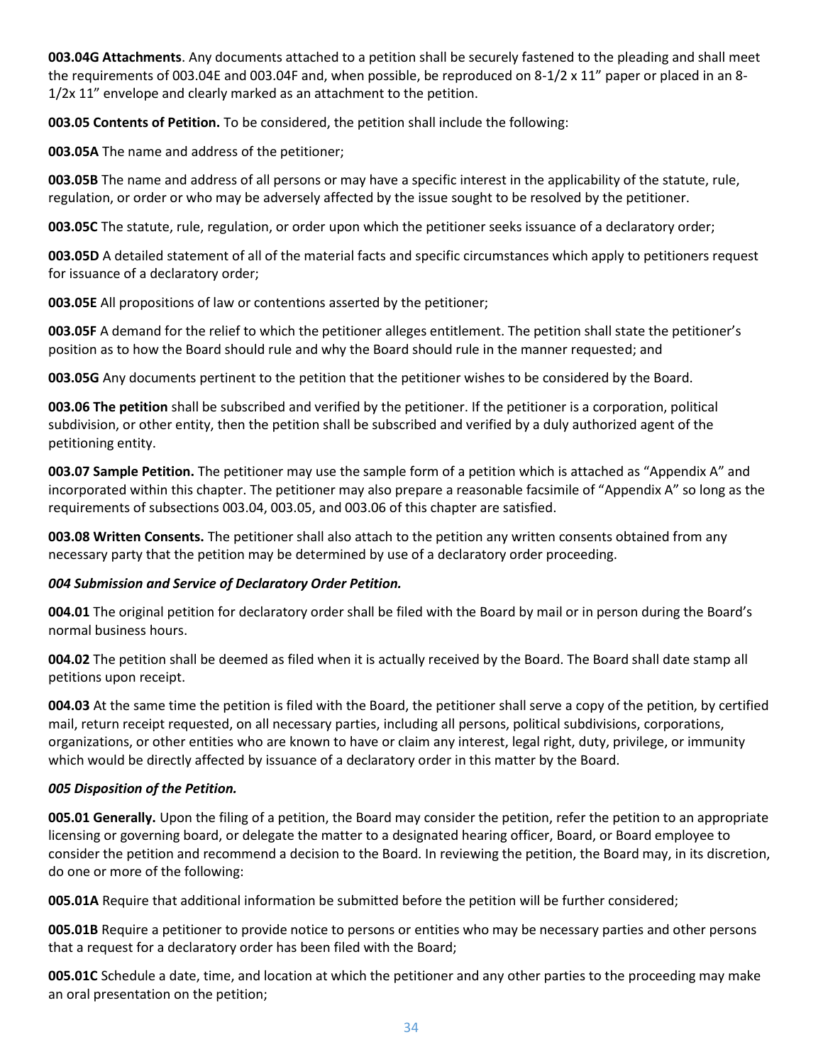**003.04G Attachments**. Any documents attached to a petition shall be securely fastened to the pleading and shall meet the requirements of 003.04E and 003.04F and, when possible, be reproduced on 8-1/2 x 11" paper or placed in an 8-1/2x 11" envelope and clearly marked as an attachment to the petition.

**003.05 Contents of Petition.** To be considered, the petition shall include the following:

**003.05A** The name and address of the petitioner;

**003.05B** The name and address of all persons or may have a specific interest in the applicability of the statute, rule, regulation, or order or who may be adversely affected by the issue sought to be resolved by the petitioner.

**003.05C** The statute, rule, regulation, or order upon which the petitioner seeks issuance of a declaratory order;

**003.05D** A detailed statement of all of the material facts and specific circumstances which apply to petitioners request for issuance of a declaratory order;

**003.05E** All propositions of law or contentions asserted by the petitioner;

**003.05F** A demand for the relief to which the petitioner alleges entitlement. The petition shall state the petitioner's position as to how the Board should rule and why the Board should rule in the manner requested; and

**003.05G** Any documents pertinent to the petition that the petitioner wishes to be considered by the Board.

**003.06 The petition** shall be subscribed and verified by the petitioner. If the petitioner is a corporation, political subdivision, or other entity, then the petition shall be subscribed and verified by a duly authorized agent of the petitioning entity.

**003.07 Sample Petition.** The petitioner may use the sample form of a petition which is attached as "Appendix A" and incorporated within this chapter. The petitioner may also prepare a reasonable facsimile of "Appendix A" so long as the requirements of subsections 003.04, 003.05, and 003.06 of this chapter are satisfied.

**003.08 Written Consents.** The petitioner shall also attach to the petition any written consents obtained from any necessary party that the petition may be determined by use of a declaratory order proceeding.

***004 Submission and Service of Declaratory Order Petition.***

**004.01** The original petition for declaratory order shall be filed with the Board by mail or in person during the Board's normal business hours.

**004.02** The petition shall be deemed as filed when it is actually received by the Board. The Board shall date stamp all petitions upon receipt.

**004.03** At the same time the petition is filed with the Board, the petitioner shall serve a copy of the petition, by certified mail, return receipt requested, on all necessary parties, including all persons, political subdivisions, corporations, organizations, or other entities who are known to have or claim any interest, legal right, duty, privilege, or immunity which would be directly affected by issuance of a declaratory order in this matter by the Board.

***005 Disposition of the Petition.***

**005.01 Generally.** Upon the filing of a petition, the Board may consider the petition, refer the petition to an appropriate licensing or governing board, or delegate the matter to a designated hearing officer, Board, or Board employee to consider the petition and recommend a decision to the Board. In reviewing the petition, the Board may, in its discretion, do one or more of the following:

**005.01A** Require that additional information be submitted before the petition will be further considered;

**005.01B** Require a petitioner to provide notice to persons or entities who may be necessary parties and other persons that a request for a declaratory order has been filed with the Board;

**005.01C** Schedule a date, time, and location at which the petitioner and any other parties to the proceeding may make an oral presentation on the petition;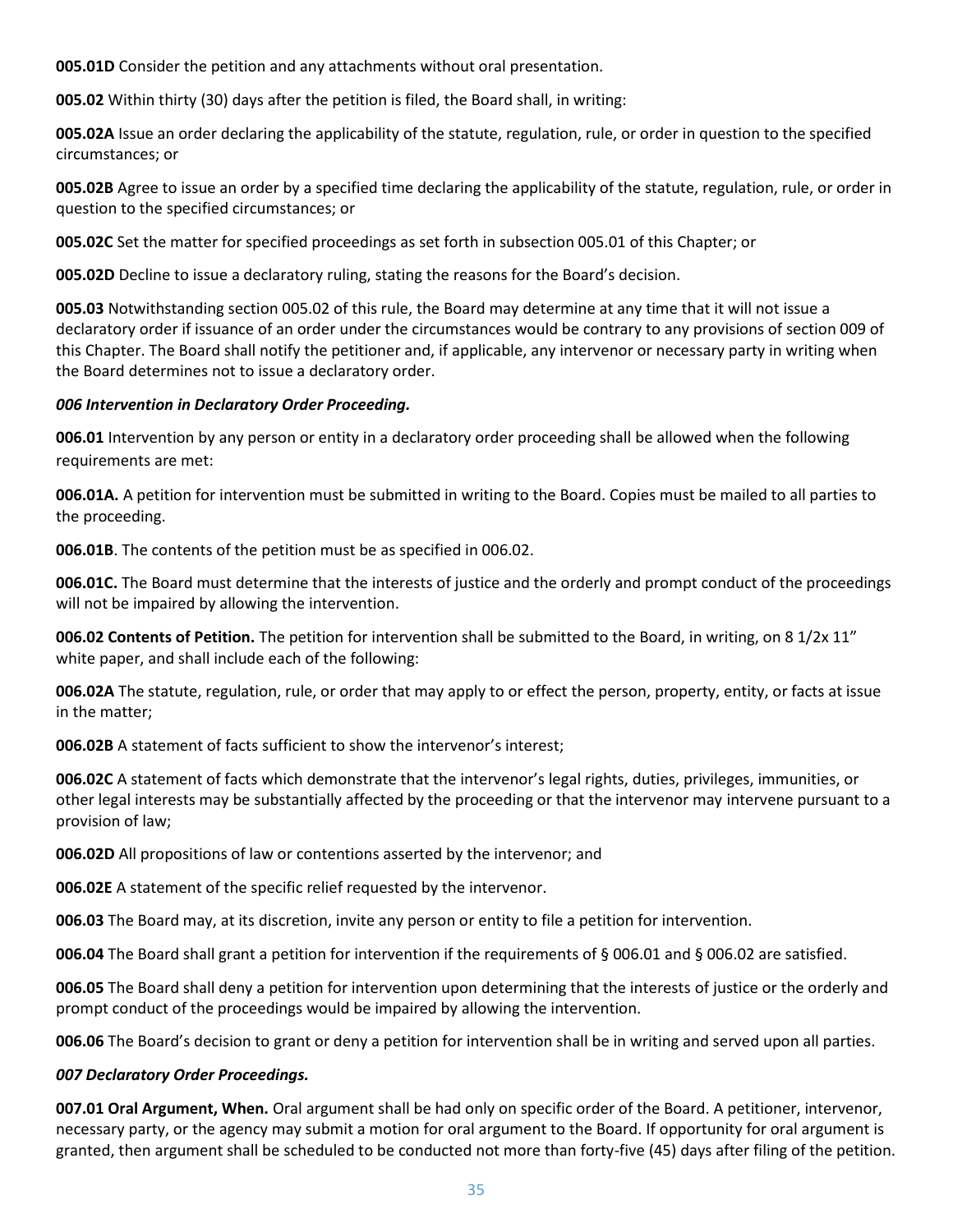**005.01D** Consider the petition and any attachments without oral presentation.

**005.02** Within thirty (30) days after the petition is filed, the Board shall, in writing:

**005.02A** Issue an order declaring the applicability of the statute, regulation, rule, or order in question to the specified circumstances; or

**005.02B** Agree to issue an order by a specified time declaring the applicability of the statute, regulation, rule, or order in question to the specified circumstances; or

**005.02C** Set the matter for specified proceedings as set forth in subsection 005.01 of this Chapter; or

**005.02D** Decline to issue a declaratory ruling, stating the reasons for the Board's decision.

**005.03** Notwithstanding section 005.02 of this rule, the Board may determine at any time that it will not issue a declaratory order if issuance of an order under the circumstances would be contrary to any provisions of section 009 of this Chapter. The Board shall notify the petitioner and, if applicable, any intervenor or necessary party in writing when the Board determines not to issue a declaratory order.

***006 Intervention in Declaratory Order Proceeding.***

**006.01** Intervention by any person or entity in a declaratory order proceeding shall be allowed when the following requirements are met:

**006.01A.** A petition for intervention must be submitted in writing to the Board. Copies must be mailed to all parties to the proceeding.

**006.01B**. The contents of the petition must be as specified in 006.02.

**006.01C.** The Board must determine that the interests of justice and the orderly and prompt conduct of the proceedings will not be impaired by allowing the intervention.

**006.02 Contents of Petition.** The petition for intervention shall be submitted to the Board, in writing, on 8 1/2x 11" white paper, and shall include each of the following:

**006.02A** The statute, regulation, rule, or order that may apply to or effect the person, property, entity, or facts at issue in the matter;

**006.02B** A statement of facts sufficient to show the intervenor's interest;

**006.02C** A statement of facts which demonstrate that the intervenor's legal rights, duties, privileges, immunities, or other legal interests may be substantially affected by the proceeding or that the intervenor may intervene pursuant to a provision of law;

**006.02D** All propositions of law or contentions asserted by the intervenor; and

**006.02E** A statement of the specific relief requested by the intervenor.

**006.03** The Board may, at its discretion, invite any person or entity to file a petition for intervention.

**006.04** The Board shall grant a petition for intervention if the requirements of § 006.01 and § 006.02 are satisfied.

**006.05** The Board shall deny a petition for intervention upon determining that the interests of justice or the orderly and prompt conduct of the proceedings would be impaired by allowing the intervention.

**006.06** The Board's decision to grant or deny a petition for intervention shall be in writing and served upon all parties.

***007 Declaratory Order Proceedings.***

**007.01 Oral Argument, When.** Oral argument shall be had only on specific order of the Board. A petitioner, intervenor, necessary party, or the agency may submit a motion for oral argument to the Board. If opportunity for oral argument is granted, then argument shall be scheduled to be conducted not more than forty-five (45) days after filing of the petition.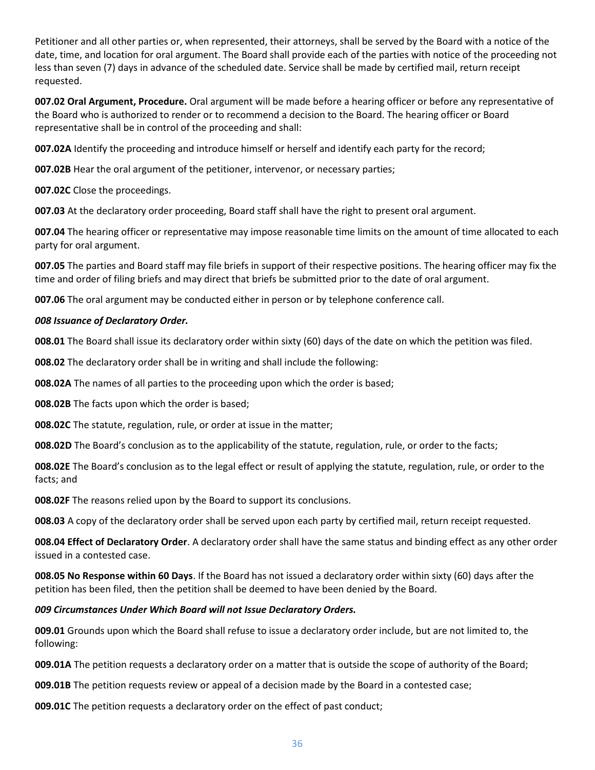Petitioner and all other parties or, when represented, their attorneys, shall be served by the Board with a notice of the date, time, and location for oral argument. The Board shall provide each of the parties with notice of the proceeding not less than seven (7) days in advance of the scheduled date. Service shall be made by certified mail, return receipt requested.

**007.02 Oral Argument, Procedure.** Oral argument will be made before a hearing officer or before any representative of the Board who is authorized to render or to recommend a decision to the Board. The hearing officer or Board representative shall be in control of the proceeding and shall:

**007.02A** Identify the proceeding and introduce himself or herself and identify each party for the record;

**007.02B** Hear the oral argument of the petitioner, intervenor, or necessary parties;

**007.02C** Close the proceedings.

**007.03** At the declaratory order proceeding, Board staff shall have the right to present oral argument.

**007.04** The hearing officer or representative may impose reasonable time limits on the amount of time allocated to each party for oral argument.

**007.05** The parties and Board staff may file briefs in support of their respective positions. The hearing officer may fix the time and order of filing briefs and may direct that briefs be submitted prior to the date of oral argument.

**007.06** The oral argument may be conducted either in person or by telephone conference call.

***008 Issuance of Declaratory Order.***

**008.01** The Board shall issue its declaratory order within sixty (60) days of the date on which the petition was filed.

**008.02** The declaratory order shall be in writing and shall include the following:

**008.02A** The names of all parties to the proceeding upon which the order is based;

**008.02B** The facts upon which the order is based;

**008.02C** The statute, regulation, rule, or order at issue in the matter;

**008.02D** The Board's conclusion as to the applicability of the statute, regulation, rule, or order to the facts;

**008.02E** The Board's conclusion as to the legal effect or result of applying the statute, regulation, rule, or order to the facts; and

**008.02F** The reasons relied upon by the Board to support its conclusions.

**008.03** A copy of the declaratory order shall be served upon each party by certified mail, return receipt requested.

**008.04 Effect of Declaratory Order**. A declaratory order shall have the same status and binding effect as any other order issued in a contested case.

**008.05 No Response within 60 Days**. If the Board has not issued a declaratory order within sixty (60) days after the petition has been filed, then the petition shall be deemed to have been denied by the Board.

***009 Circumstances Under Which Board will not Issue Declaratory Orders.***

**009.01** Grounds upon which the Board shall refuse to issue a declaratory order include, but are not limited to, the following:

**009.01A** The petition requests a declaratory order on a matter that is outside the scope of authority of the Board;

**009.01B** The petition requests review or appeal of a decision made by the Board in a contested case;

**009.01C** The petition requests a declaratory order on the effect of past conduct;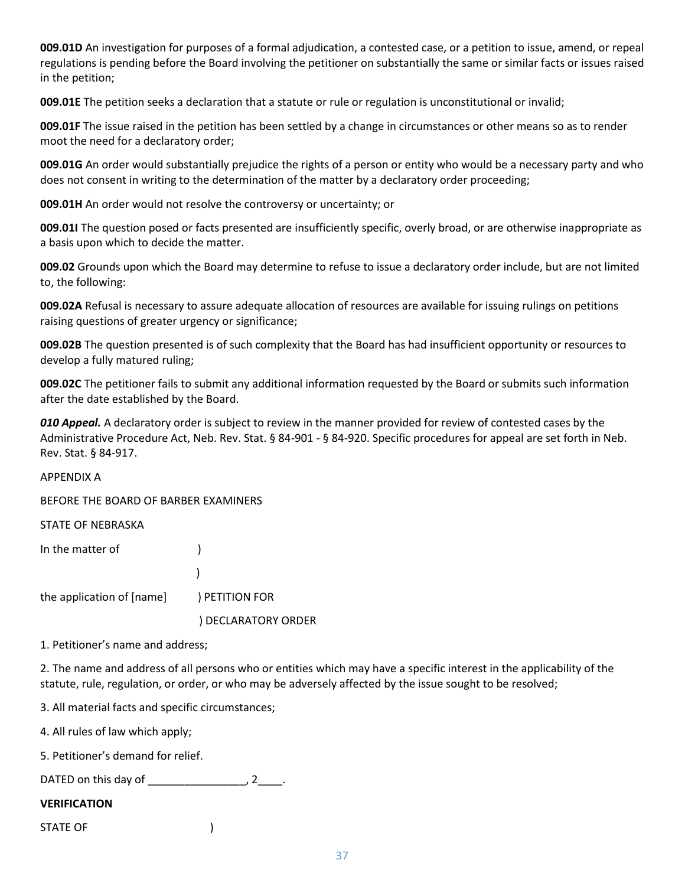**009.01D** An investigation for purposes of a formal adjudication, a contested case, or a petition to issue, amend, or repeal regulations is pending before the Board involving the petitioner on substantially the same or similar facts or issues raised in the petition;

**009.01E** The petition seeks a declaration that a statute or rule or regulation is unconstitutional or invalid;

**009.01F** The issue raised in the petition has been settled by a change in circumstances or other means so as to render moot the need for a declaratory order;

**009.01G** An order would substantially prejudice the rights of a person or entity who would be a necessary party and who does not consent in writing to the determination of the matter by a declaratory order proceeding;

**009.01H** An order would not resolve the controversy or uncertainty; or

**009.01I** The question posed or facts presented are insufficiently specific, overly broad, or are otherwise inappropriate as a basis upon which to decide the matter.

**009.02** Grounds upon which the Board may determine to refuse to issue a declaratory order include, but are not limited to, the following:

**009.02A** Refusal is necessary to assure adequate allocation of resources are available for issuing rulings on petitions raising questions of greater urgency or significance;

**009.02B** The question presented is of such complexity that the Board has had insufficient opportunity or resources to develop a fully matured ruling;

**009.02C** The petitioner fails to submit any additional information requested by the Board or submits such information after the date established by the Board.

***010 Appeal.*** A declaratory order is subject to review in the manner provided for review of contested cases by the Administrative Procedure Act, Neb. Rev. Stat. § 84-901 - § 84-920. Specific procedures for appeal are set forth in Neb. Rev. Stat. § 84-917.

APPENDIX A

BEFORE THE BOARD OF BARBER EXAMINERS

STATE OF NEBRASKA

In the matter of )

)

the application of [name] ) PETITION FOR

) DECLARATORY ORDER

1. Petitioner's name and address;

2. The name and address of all persons who or entities which may have a specific interest in the applicability of the statute, rule, regulation, or order, or who may be adversely affected by the issue sought to be resolved;

3. All material facts and specific circumstances;

4. All rules of law which apply;

5. Petitioner's demand for relief.

DATED on this day of ________________, 2____.

**VERIFICATION**

STATE OF )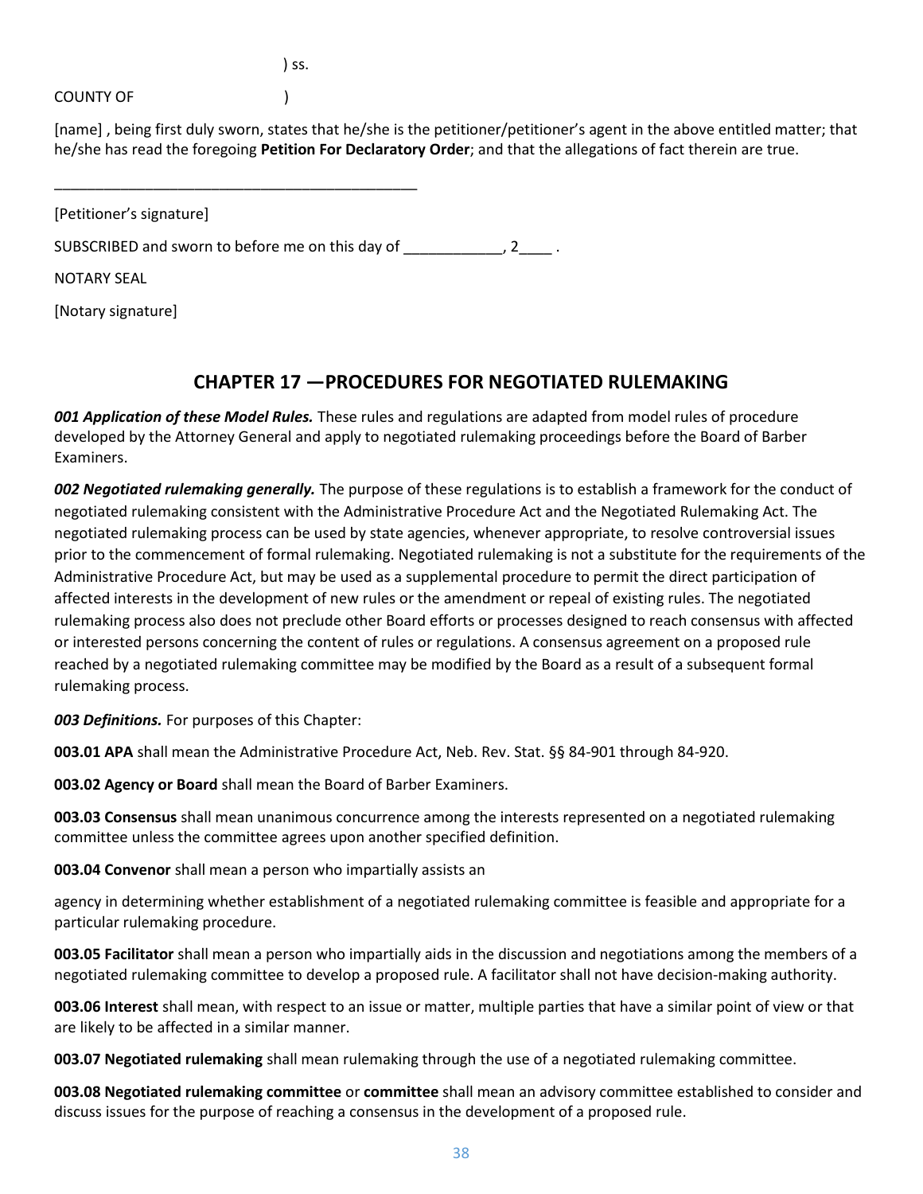) ss.

COUNTY OF )

[name] , being first duly sworn, states that he/she is the petitioner/petitioner's agent in the above entitled matter; that he/she has read the foregoing **Petition For Declaratory Order**; and that the allegations of fact therein are true.

_____________________________________________

[Petitioner's signature]

SUBSCRIBED and sworn to before me on this day of ____________, 2____ .

NOTARY SEAL

[Notary signature]

## CHAPTER 17 —PROCEDURES FOR NEGOTIATED RULEMAKING

***001 Application of these Model Rules.*** These rules and regulations are adapted from model rules of procedure developed by the Attorney General and apply to negotiated rulemaking proceedings before the Board of Barber Examiners.

***002 Negotiated rulemaking generally.*** The purpose of these regulations is to establish a framework for the conduct of negotiated rulemaking consistent with the Administrative Procedure Act and the Negotiated Rulemaking Act. The negotiated rulemaking process can be used by state agencies, whenever appropriate, to resolve controversial issues prior to the commencement of formal rulemaking. Negotiated rulemaking is not a substitute for the requirements of the Administrative Procedure Act, but may be used as a supplemental procedure to permit the direct participation of affected interests in the development of new rules or the amendment or repeal of existing rules. The negotiated rulemaking process also does not preclude other Board efforts or processes designed to reach consensus with affected or interested persons concerning the content of rules or regulations. A consensus agreement on a proposed rule reached by a negotiated rulemaking committee may be modified by the Board as a result of a subsequent formal rulemaking process.

***003 Definitions.*** For purposes of this Chapter:

**003.01 APA** shall mean the Administrative Procedure Act, Neb. Rev. Stat. §§ 84-901 through 84-920.

**003.02 Agency or Board** shall mean the Board of Barber Examiners.

**003.03 Consensus** shall mean unanimous concurrence among the interests represented on a negotiated rulemaking committee unless the committee agrees upon another specified definition.

**003.04 Convenor** shall mean a person who impartially assists an agency in determining whether establishment of a negotiated rulemaking committee is feasible and appropriate for a particular rulemaking procedure.

**003.05 Facilitator** shall mean a person who impartially aids in the discussion and negotiations among the members of a negotiated rulemaking committee to develop a proposed rule. A facilitator shall not have decision-making authority.

**003.06 Interest** shall mean, with respect to an issue or matter, multiple parties that have a similar point of view or that are likely to be affected in a similar manner.

**003.07 Negotiated rulemaking** shall mean rulemaking through the use of a negotiated rulemaking committee.

**003.08 Negotiated rulemaking committee** or **committee** shall mean an advisory committee established to consider and discuss issues for the purpose of reaching a consensus in the development of a proposed rule.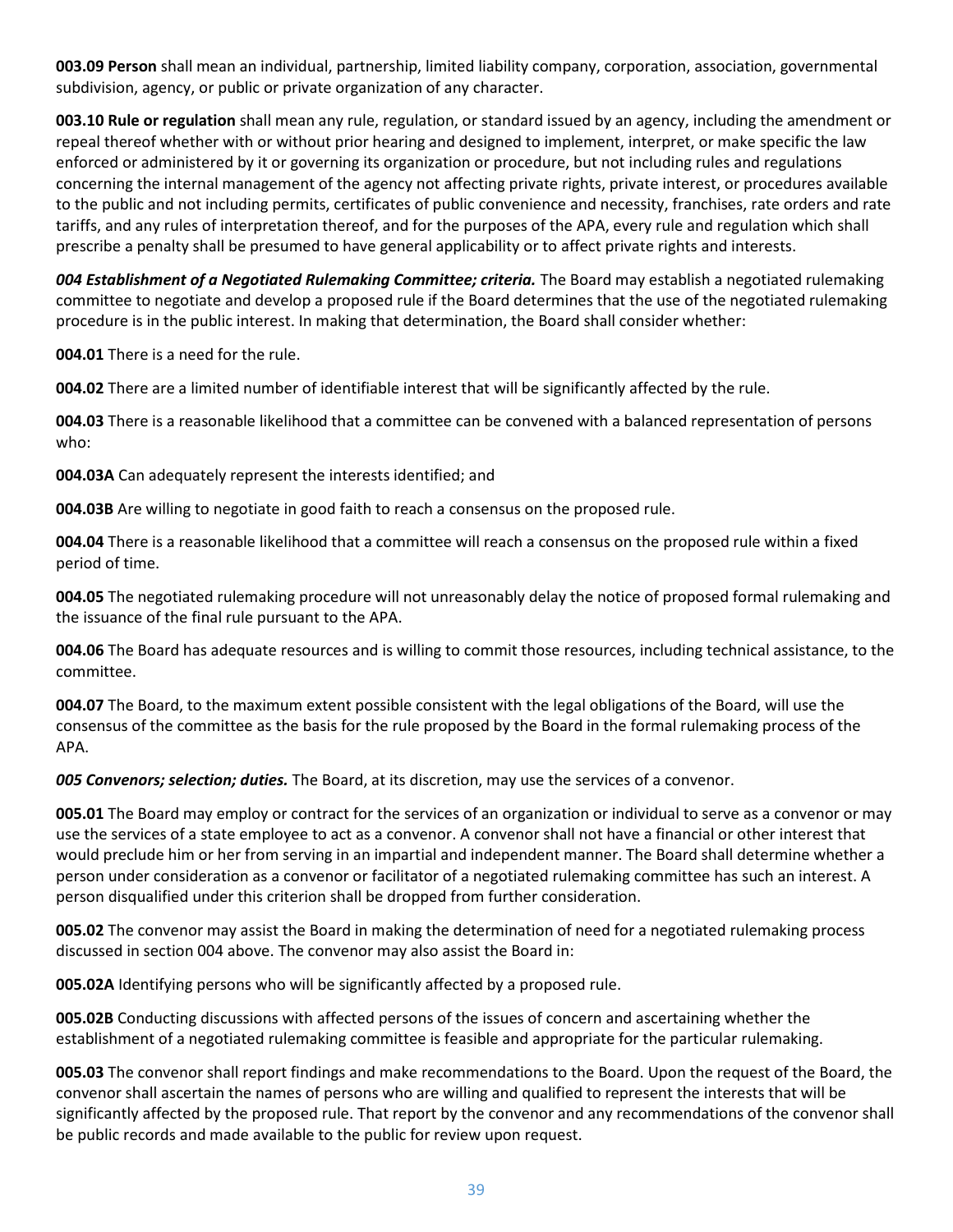**003.09 Person** shall mean an individual, partnership, limited liability company, corporation, association, governmental subdivision, agency, or public or private organization of any character.

**003.10 Rule or regulation** shall mean any rule, regulation, or standard issued by an agency, including the amendment or repeal thereof whether with or without prior hearing and designed to implement, interpret, or make specific the law enforced or administered by it or governing its organization or procedure, but not including rules and regulations concerning the internal management of the agency not affecting private rights, private interest, or procedures available to the public and not including permits, certificates of public convenience and necessity, franchises, rate orders and rate tariffs, and any rules of interpretation thereof, and for the purposes of the APA, every rule and regulation which shall prescribe a penalty shall be presumed to have general applicability or to affect private rights and interests.

***004 Establishment of a Negotiated Rulemaking Committee; criteria.*** The Board may establish a negotiated rulemaking committee to negotiate and develop a proposed rule if the Board determines that the use of the negotiated rulemaking procedure is in the public interest. In making that determination, the Board shall consider whether:

**004.01** There is a need for the rule.

**004.02** There are a limited number of identifiable interest that will be significantly affected by the rule.

**004.03** There is a reasonable likelihood that a committee can be convened with a balanced representation of persons who:

**004.03A** Can adequately represent the interests identified; and

**004.03B** Are willing to negotiate in good faith to reach a consensus on the proposed rule.

**004.04** There is a reasonable likelihood that a committee will reach a consensus on the proposed rule within a fixed period of time.

**004.05** The negotiated rulemaking procedure will not unreasonably delay the notice of proposed formal rulemaking and the issuance of the final rule pursuant to the APA.

**004.06** The Board has adequate resources and is willing to commit those resources, including technical assistance, to the committee.

**004.07** The Board, to the maximum extent possible consistent with the legal obligations of the Board, will use the consensus of the committee as the basis for the rule proposed by the Board in the formal rulemaking process of the APA.

***005 Convenors; selection; duties.*** The Board, at its discretion, may use the services of a convenor.

**005.01** The Board may employ or contract for the services of an organization or individual to serve as a convenor or may use the services of a state employee to act as a convenor. A convenor shall not have a financial or other interest that would preclude him or her from serving in an impartial and independent manner. The Board shall determine whether a person under consideration as a convenor or facilitator of a negotiated rulemaking committee has such an interest. A person disqualified under this criterion shall be dropped from further consideration.

**005.02** The convenor may assist the Board in making the determination of need for a negotiated rulemaking process discussed in section 004 above. The convenor may also assist the Board in:

**005.02A** Identifying persons who will be significantly affected by a proposed rule.

**005.02B** Conducting discussions with affected persons of the issues of concern and ascertaining whether the establishment of a negotiated rulemaking committee is feasible and appropriate for the particular rulemaking.

**005.03** The convenor shall report findings and make recommendations to the Board. Upon the request of the Board, the convenor shall ascertain the names of persons who are willing and qualified to represent the interests that will be significantly affected by the proposed rule. That report by the convenor and any recommendations of the convenor shall be public records and made available to the public for review upon request.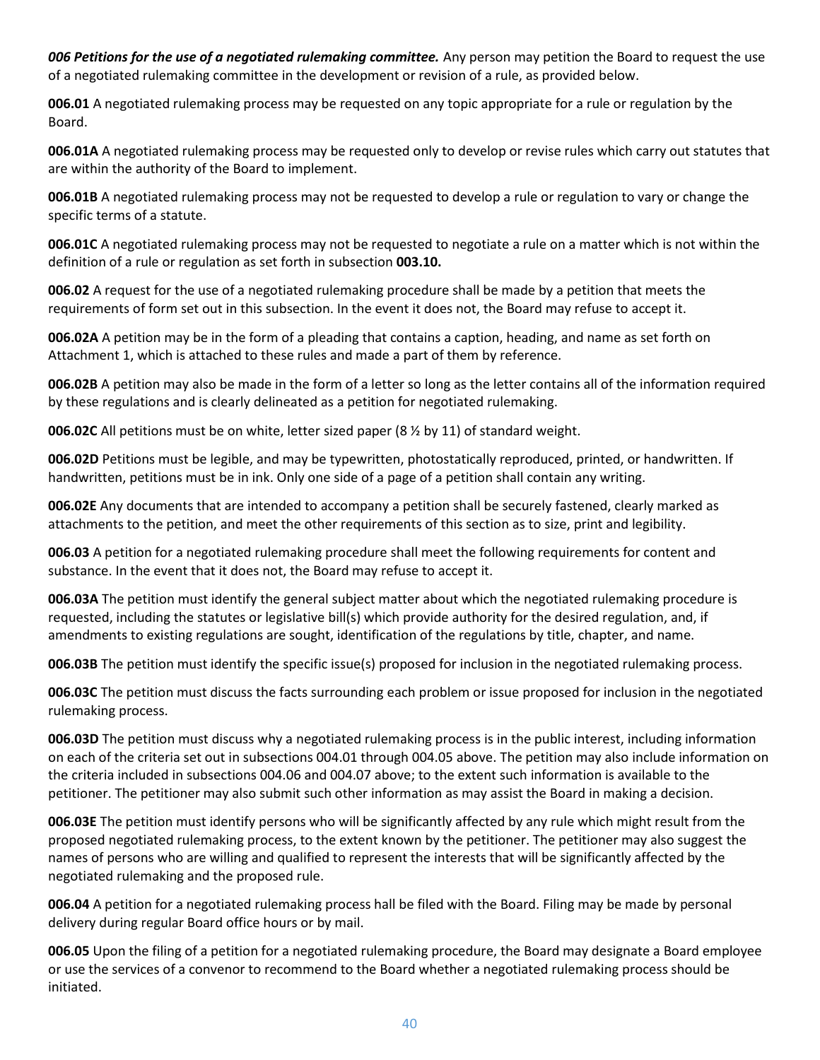***006 Petitions for the use of a negotiated rulemaking committee.*** Any person may petition the Board to request the use of a negotiated rulemaking committee in the development or revision of a rule, as provided below.

**006.01** A negotiated rulemaking process may be requested on any topic appropriate for a rule or regulation by the Board.

**006.01A** A negotiated rulemaking process may be requested only to develop or revise rules which carry out statutes that are within the authority of the Board to implement.

**006.01B** A negotiated rulemaking process may not be requested to develop a rule or regulation to vary or change the specific terms of a statute.

**006.01C** A negotiated rulemaking process may not be requested to negotiate a rule on a matter which is not within the definition of a rule or regulation as set forth in subsection **003.10.**

**006.02** A request for the use of a negotiated rulemaking procedure shall be made by a petition that meets the requirements of form set out in this subsection. In the event it does not, the Board may refuse to accept it.

**006.02A** A petition may be in the form of a pleading that contains a caption, heading, and name as set forth on Attachment 1, which is attached to these rules and made a part of them by reference.

**006.02B** A petition may also be made in the form of a letter so long as the letter contains all of the information required by these regulations and is clearly delineated as a petition for negotiated rulemaking.

**006.02C** All petitions must be on white, letter sized paper (8 ½ by 11) of standard weight.

**006.02D** Petitions must be legible, and may be typewritten, photostatically reproduced, printed, or handwritten. If handwritten, petitions must be in ink. Only one side of a page of a petition shall contain any writing.

**006.02E** Any documents that are intended to accompany a petition shall be securely fastened, clearly marked as attachments to the petition, and meet the other requirements of this section as to size, print and legibility.

**006.03** A petition for a negotiated rulemaking procedure shall meet the following requirements for content and substance. In the event that it does not, the Board may refuse to accept it.

**006.03A** The petition must identify the general subject matter about which the negotiated rulemaking procedure is requested, including the statutes or legislative bill(s) which provide authority for the desired regulation, and, if amendments to existing regulations are sought, identification of the regulations by title, chapter, and name.

**006.03B** The petition must identify the specific issue(s) proposed for inclusion in the negotiated rulemaking process.

**006.03C** The petition must discuss the facts surrounding each problem or issue proposed for inclusion in the negotiated rulemaking process.

**006.03D** The petition must discuss why a negotiated rulemaking process is in the public interest, including information on each of the criteria set out in subsections 004.01 through 004.05 above. The petition may also include information on the criteria included in subsections 004.06 and 004.07 above; to the extent such information is available to the petitioner. The petitioner may also submit such other information as may assist the Board in making a decision.

**006.03E** The petition must identify persons who will be significantly affected by any rule which might result from the proposed negotiated rulemaking process, to the extent known by the petitioner. The petitioner may also suggest the names of persons who are willing and qualified to represent the interests that will be significantly affected by the negotiated rulemaking and the proposed rule.

**006.04** A petition for a negotiated rulemaking process hall be filed with the Board. Filing may be made by personal delivery during regular Board office hours or by mail.

**006.05** Upon the filing of a petition for a negotiated rulemaking procedure, the Board may designate a Board employee or use the services of a convenor to recommend to the Board whether a negotiated rulemaking process should be initiated.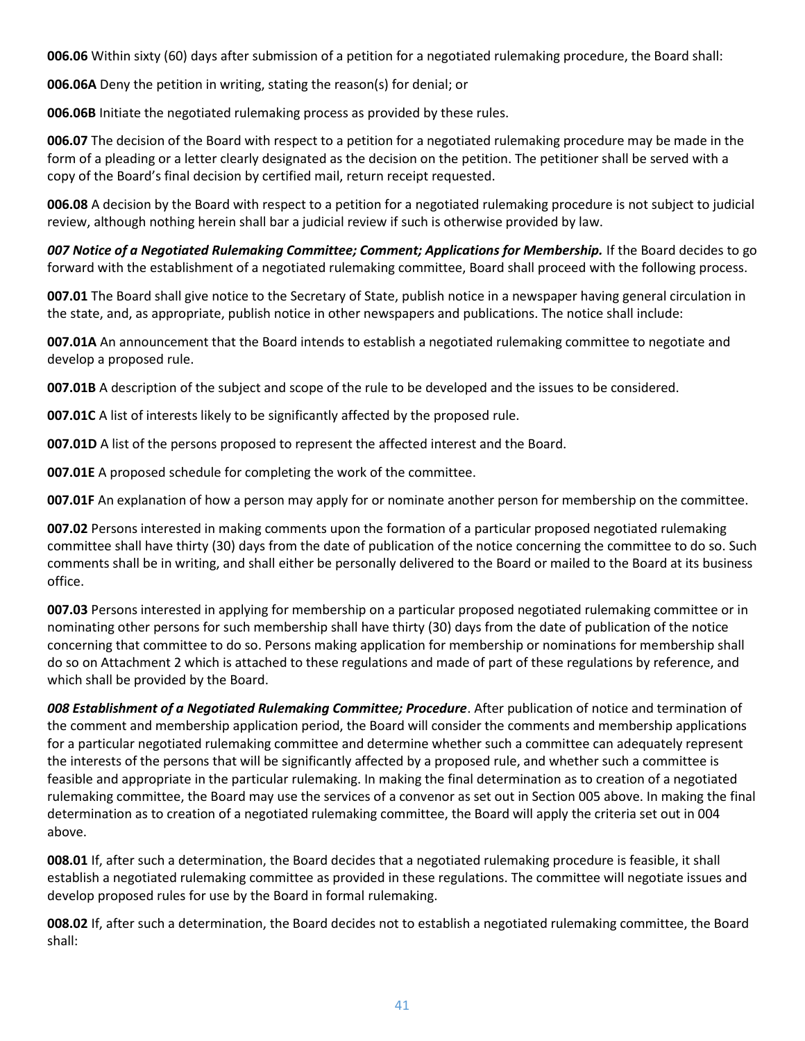**006.06** Within sixty (60) days after submission of a petition for a negotiated rulemaking procedure, the Board shall:

**006.06A** Deny the petition in writing, stating the reason(s) for denial; or

**006.06B** Initiate the negotiated rulemaking process as provided by these rules.

**006.07** The decision of the Board with respect to a petition for a negotiated rulemaking procedure may be made in the form of a pleading or a letter clearly designated as the decision on the petition. The petitioner shall be served with a copy of the Board's final decision by certified mail, return receipt requested.

**006.08** A decision by the Board with respect to a petition for a negotiated rulemaking procedure is not subject to judicial review, although nothing herein shall bar a judicial review if such is otherwise provided by law.

***007 Notice of a Negotiated Rulemaking Committee; Comment; Applications for Membership.*** If the Board decides to go forward with the establishment of a negotiated rulemaking committee, Board shall proceed with the following process.

**007.01** The Board shall give notice to the Secretary of State, publish notice in a newspaper having general circulation in the state, and, as appropriate, publish notice in other newspapers and publications. The notice shall include:

**007.01A** An announcement that the Board intends to establish a negotiated rulemaking committee to negotiate and develop a proposed rule.

**007.01B** A description of the subject and scope of the rule to be developed and the issues to be considered.

**007.01C** A list of interests likely to be significantly affected by the proposed rule.

**007.01D** A list of the persons proposed to represent the affected interest and the Board.

**007.01E** A proposed schedule for completing the work of the committee.

**007.01F** An explanation of how a person may apply for or nominate another person for membership on the committee.

**007.02** Persons interested in making comments upon the formation of a particular proposed negotiated rulemaking committee shall have thirty (30) days from the date of publication of the notice concerning the committee to do so. Such comments shall be in writing, and shall either be personally delivered to the Board or mailed to the Board at its business office.

**007.03** Persons interested in applying for membership on a particular proposed negotiated rulemaking committee or in nominating other persons for such membership shall have thirty (30) days from the date of publication of the notice concerning that committee to do so. Persons making application for membership or nominations for membership shall do so on Attachment 2 which is attached to these regulations and made of part of these regulations by reference, and which shall be provided by the Board.

***008 Establishment of a Negotiated Rulemaking Committee; Procedure***. After publication of notice and termination of the comment and membership application period, the Board will consider the comments and membership applications for a particular negotiated rulemaking committee and determine whether such a committee can adequately represent the interests of the persons that will be significantly affected by a proposed rule, and whether such a committee is feasible and appropriate in the particular rulemaking. In making the final determination as to creation of a negotiated rulemaking committee, the Board may use the services of a convenor as set out in Section 005 above. In making the final determination as to creation of a negotiated rulemaking committee, the Board will apply the criteria set out in 004 above.

**008.01** If, after such a determination, the Board decides that a negotiated rulemaking procedure is feasible, it shall establish a negotiated rulemaking committee as provided in these regulations. The committee will negotiate issues and develop proposed rules for use by the Board in formal rulemaking.

**008.02** If, after such a determination, the Board decides not to establish a negotiated rulemaking committee, the Board shall: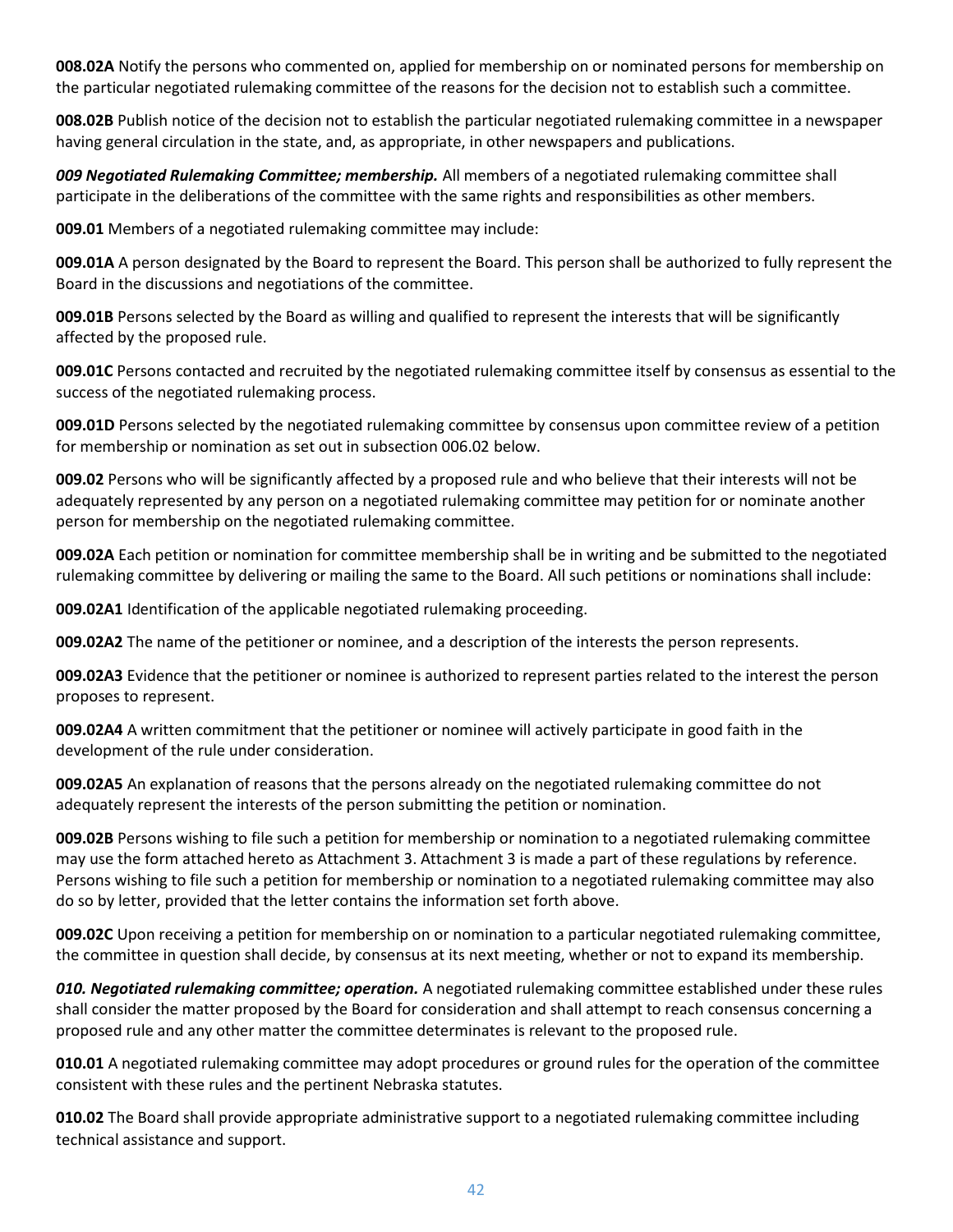**008.02A** Notify the persons who commented on, applied for membership on or nominated persons for membership on the particular negotiated rulemaking committee of the reasons for the decision not to establish such a committee.

**008.02B** Publish notice of the decision not to establish the particular negotiated rulemaking committee in a newspaper having general circulation in the state, and, as appropriate, in other newspapers and publications.

***009 Negotiated Rulemaking Committee; membership.*** All members of a negotiated rulemaking committee shall participate in the deliberations of the committee with the same rights and responsibilities as other members.

**009.01** Members of a negotiated rulemaking committee may include:

**009.01A** A person designated by the Board to represent the Board. This person shall be authorized to fully represent the Board in the discussions and negotiations of the committee.

**009.01B** Persons selected by the Board as willing and qualified to represent the interests that will be significantly affected by the proposed rule.

**009.01C** Persons contacted and recruited by the negotiated rulemaking committee itself by consensus as essential to the success of the negotiated rulemaking process.

**009.01D** Persons selected by the negotiated rulemaking committee by consensus upon committee review of a petition for membership or nomination as set out in subsection 006.02 below.

**009.02** Persons who will be significantly affected by a proposed rule and who believe that their interests will not be adequately represented by any person on a negotiated rulemaking committee may petition for or nominate another person for membership on the negotiated rulemaking committee.

**009.02A** Each petition or nomination for committee membership shall be in writing and be submitted to the negotiated rulemaking committee by delivering or mailing the same to the Board. All such petitions or nominations shall include:

**009.02A1** Identification of the applicable negotiated rulemaking proceeding.

**009.02A2** The name of the petitioner or nominee, and a description of the interests the person represents.

**009.02A3** Evidence that the petitioner or nominee is authorized to represent parties related to the interest the person proposes to represent.

**009.02A4** A written commitment that the petitioner or nominee will actively participate in good faith in the development of the rule under consideration.

**009.02A5** An explanation of reasons that the persons already on the negotiated rulemaking committee do not adequately represent the interests of the person submitting the petition or nomination.

**009.02B** Persons wishing to file such a petition for membership or nomination to a negotiated rulemaking committee may use the form attached hereto as Attachment 3. Attachment 3 is made a part of these regulations by reference. Persons wishing to file such a petition for membership or nomination to a negotiated rulemaking committee may also do so by letter, provided that the letter contains the information set forth above.

**009.02C** Upon receiving a petition for membership on or nomination to a particular negotiated rulemaking committee, the committee in question shall decide, by consensus at its next meeting, whether or not to expand its membership.

***010. Negotiated rulemaking committee; operation.*** A negotiated rulemaking committee established under these rules shall consider the matter proposed by the Board for consideration and shall attempt to reach consensus concerning a proposed rule and any other matter the committee determinates is relevant to the proposed rule.

**010.01** A negotiated rulemaking committee may adopt procedures or ground rules for the operation of the committee consistent with these rules and the pertinent Nebraska statutes.

**010.02** The Board shall provide appropriate administrative support to a negotiated rulemaking committee including technical assistance and support.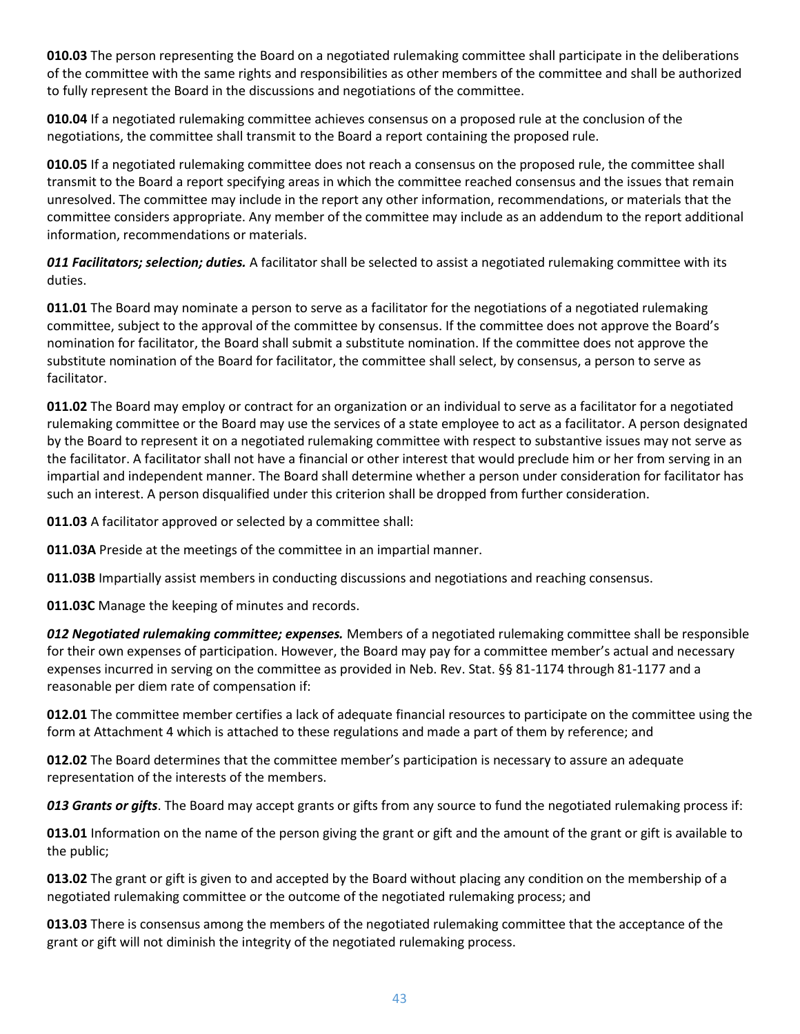**010.03** The person representing the Board on a negotiated rulemaking committee shall participate in the deliberations of the committee with the same rights and responsibilities as other members of the committee and shall be authorized to fully represent the Board in the discussions and negotiations of the committee.

**010.04** If a negotiated rulemaking committee achieves consensus on a proposed rule at the conclusion of the negotiations, the committee shall transmit to the Board a report containing the proposed rule.

**010.05** If a negotiated rulemaking committee does not reach a consensus on the proposed rule, the committee shall transmit to the Board a report specifying areas in which the committee reached consensus and the issues that remain unresolved. The committee may include in the report any other information, recommendations, or materials that the committee considers appropriate. Any member of the committee may include as an addendum to the report additional information, recommendations or materials.

***011 Facilitators; selection; duties.*** A facilitator shall be selected to assist a negotiated rulemaking committee with its duties.

**011.01** The Board may nominate a person to serve as a facilitator for the negotiations of a negotiated rulemaking committee, subject to the approval of the committee by consensus. If the committee does not approve the Board's nomination for facilitator, the Board shall submit a substitute nomination. If the committee does not approve the substitute nomination of the Board for facilitator, the committee shall select, by consensus, a person to serve as facilitator.

**011.02** The Board may employ or contract for an organization or an individual to serve as a facilitator for a negotiated rulemaking committee or the Board may use the services of a state employee to act as a facilitator. A person designated by the Board to represent it on a negotiated rulemaking committee with respect to substantive issues may not serve as the facilitator. A facilitator shall not have a financial or other interest that would preclude him or her from serving in an impartial and independent manner. The Board shall determine whether a person under consideration for facilitator has such an interest. A person disqualified under this criterion shall be dropped from further consideration.

**011.03** A facilitator approved or selected by a committee shall:

**011.03A** Preside at the meetings of the committee in an impartial manner.

**011.03B** Impartially assist members in conducting discussions and negotiations and reaching consensus.

**011.03C** Manage the keeping of minutes and records.

***012 Negotiated rulemaking committee; expenses.*** Members of a negotiated rulemaking committee shall be responsible for their own expenses of participation. However, the Board may pay for a committee member's actual and necessary expenses incurred in serving on the committee as provided in Neb. Rev. Stat. §§ 81-1174 through 81-1177 and a reasonable per diem rate of compensation if:

**012.01** The committee member certifies a lack of adequate financial resources to participate on the committee using the form at Attachment 4 which is attached to these regulations and made a part of them by reference; and

**012.02** The Board determines that the committee member's participation is necessary to assure an adequate representation of the interests of the members.

***013 Grants or gifts***. The Board may accept grants or gifts from any source to fund the negotiated rulemaking process if:

**013.01** Information on the name of the person giving the grant or gift and the amount of the grant or gift is available to the public;

**013.02** The grant or gift is given to and accepted by the Board without placing any condition on the membership of a negotiated rulemaking committee or the outcome of the negotiated rulemaking process; and

**013.03** There is consensus among the members of the negotiated rulemaking committee that the acceptance of the grant or gift will not diminish the integrity of the negotiated rulemaking process.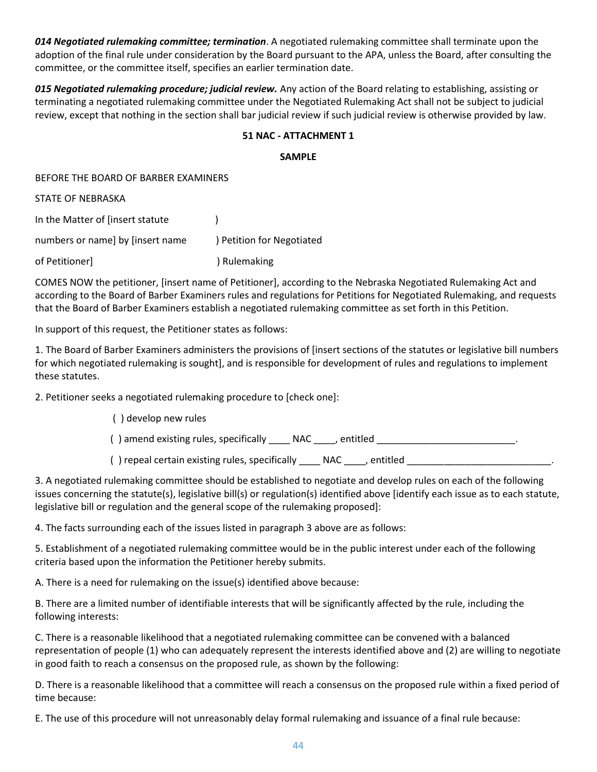***014 Negotiated rulemaking committee; termination***. A negotiated rulemaking committee shall terminate upon the adoption of the final rule under consideration by the Board pursuant to the APA, unless the Board, after consulting the committee, or the committee itself, specifies an earlier termination date.

***015 Negotiated rulemaking procedure; judicial review.*** Any action of the Board relating to establishing, assisting or terminating a negotiated rulemaking committee under the Negotiated Rulemaking Act shall not be subject to judicial review, except that nothing in the section shall bar judicial review if such judicial review is otherwise provided by law.

**51 NAC - ATTACHMENT 1**

**SAMPLE**

BEFORE THE BOARD OF BARBER EXAMINERS

STATE OF NEBRASKA

| | |
|---|---|
| In the Matter of [insert statute | ) |
| numbers or name] by [insert name | ) Petition for Negotiated |
| of Petitioner] | ) Rulemaking |

COMES NOW the petitioner, [insert name of Petitioner], according to the Nebraska Negotiated Rulemaking Act and according to the Board of Barber Examiners rules and regulations for Petitions for Negotiated Rulemaking, and requests that the Board of Barber Examiners establish a negotiated rulemaking committee as set forth in this Petition.

In support of this request, the Petitioner states as follows:

1. The Board of Barber Examiners administers the provisions of [insert sections of the statutes or legislative bill numbers for which negotiated rulemaking is sought], and is responsible for development of rules and regulations to implement these statutes.

2. Petitioner seeks a negotiated rulemaking procedure to [check one]:

( ) develop new rules

( ) amend existing rules, specifically ____ NAC ____, entitled __________________________.

( ) repeal certain existing rules, specifically ____ NAC ____, entitled ___________________________.

3. A negotiated rulemaking committee should be established to negotiate and develop rules on each of the following issues concerning the statute(s), legislative bill(s) or regulation(s) identified above [identify each issue as to each statute, legislative bill or regulation and the general scope of the rulemaking proposed]:

4. The facts surrounding each of the issues listed in paragraph 3 above are as follows:

5. Establishment of a negotiated rulemaking committee would be in the public interest under each of the following criteria based upon the information the Petitioner hereby submits.

A. There is a need for rulemaking on the issue(s) identified above because:

B. There are a limited number of identifiable interests that will be significantly affected by the rule, including the following interests:

C. There is a reasonable likelihood that a negotiated rulemaking committee can be convened with a balanced representation of people (1) who can adequately represent the interests identified above and (2) are willing to negotiate in good faith to reach a consensus on the proposed rule, as shown by the following:

D. There is a reasonable likelihood that a committee will reach a consensus on the proposed rule within a fixed period of time because:

E. The use of this procedure will not unreasonably delay formal rulemaking and issuance of a final rule because: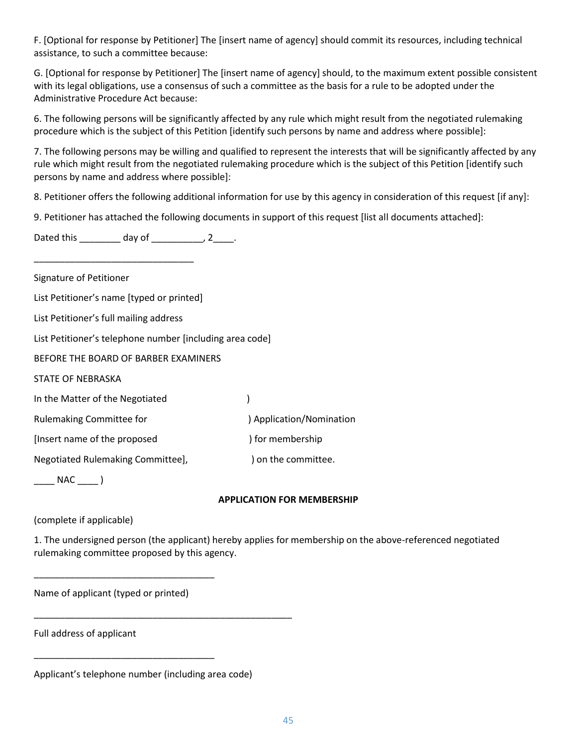F. [Optional for response by Petitioner] The [insert name of agency] should commit its resources, including technical assistance, to such a committee because:

G. [Optional for response by Petitioner] The [insert name of agency] should, to the maximum extent possible consistent with its legal obligations, use a consensus of such a committee as the basis for a rule to be adopted under the Administrative Procedure Act because:

6. The following persons will be significantly affected by any rule which might result from the negotiated rulemaking procedure which is the subject of this Petition [identify such persons by name and address where possible]:

7. The following persons may be willing and qualified to represent the interests that will be significantly affected by any rule which might result from the negotiated rulemaking procedure which is the subject of this Petition [identify such persons by name and address where possible]:

8. Petitioner offers the following additional information for use by this agency in consideration of this request [if any]:

9. Petitioner has attached the following documents in support of this request [list all documents attached]:

Dated this ________ day of __________, 2____.

_______________________________

Signature of Petitioner

List Petitioner's name [typed or printed]

List Petitioner's full mailing address

List Petitioner's telephone number [including area code]

BEFORE THE BOARD OF BARBER EXAMINERS

STATE OF NEBRASKA

In the Matter of the Negotiated )

Rulemaking Committee for ) Application/Nomination

[Insert name of the proposed ) for membership

Negotiated Rulemaking Committee], ) on the committee.

____ NAC ____ )

**APPLICATION FOR MEMBERSHIP**

(complete if applicable)

1. The undersigned person (the applicant) hereby applies for membership on the above-referenced negotiated rulemaking committee proposed by this agency.

___________________________________

Name of applicant (typed or printed)

__________________________________________________

Full address of applicant

___________________________________

Applicant's telephone number (including area code)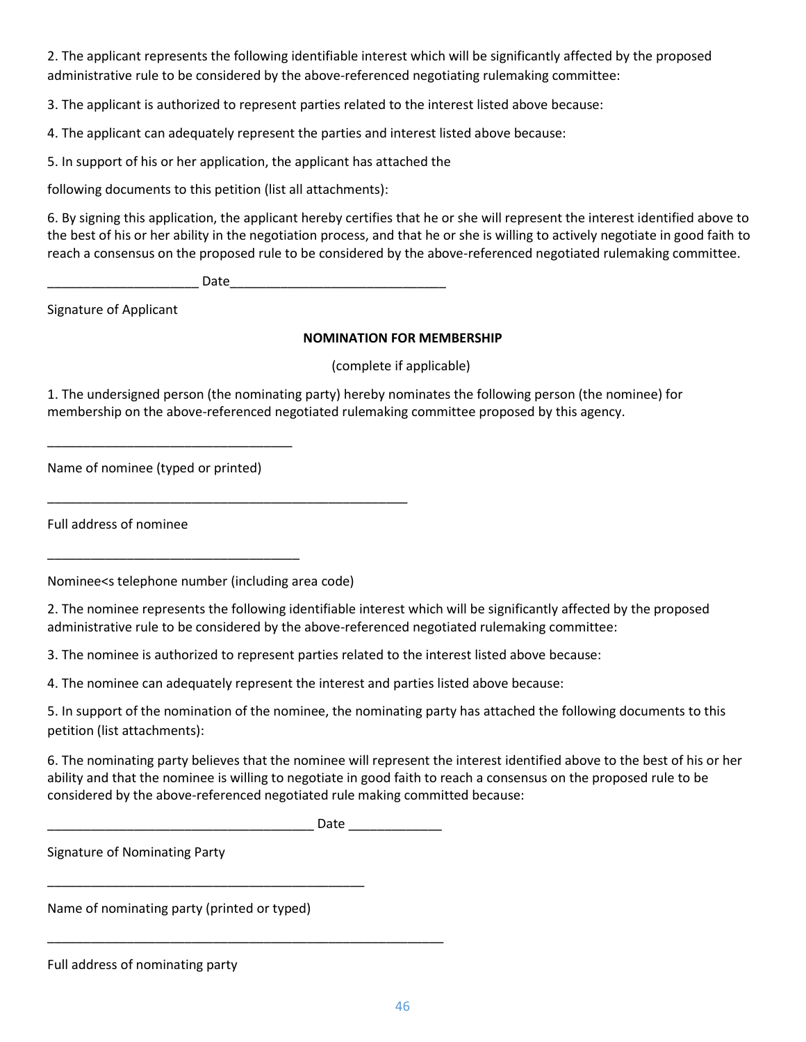2. The applicant represents the following identifiable interest which will be significantly affected by the proposed administrative rule to be considered by the above-referenced negotiating rulemaking committee:

3. The applicant is authorized to represent parties related to the interest listed above because:

4. The applicant can adequately represent the parties and interest listed above because:

5. In support of his or her application, the applicant has attached the

following documents to this petition (list all attachments):

6. By signing this application, the applicant hereby certifies that he or she will represent the interest identified above to the best of his or her ability in the negotiation process, and that he or she is willing to actively negotiate in good faith to reach a consensus on the proposed rule to be considered by the above-referenced negotiated rulemaking committee.

____________________ Date______________________________

Signature of Applicant

**NOMINATION FOR MEMBERSHIP**

(complete if applicable)

1. The undersigned person (the nominating party) hereby nominates the following person (the nominee) for membership on the above-referenced negotiated rulemaking committee proposed by this agency.

__________________________________

Name of nominee (typed or printed)

__________________________________________________

Full address of nominee

___________________________________

Nominee<s telephone number (including area code)

2. The nominee represents the following identifiable interest which will be significantly affected by the proposed administrative rule to be considered by the above-referenced negotiated rulemaking committee:

3. The nominee is authorized to represent parties related to the interest listed above because:

4. The nominee can adequately represent the interest and parties listed above because:

5. In support of the nomination of the nominee, the nominating party has attached the following documents to this petition (list attachments):

6. The nominating party believes that the nominee will represent the interest identified above to the best of his or her ability and that the nominee is willing to negotiate in good faith to reach a consensus on the proposed rule to be considered by the above-referenced negotiated rule making committed because:

_____________________________________ Date _____________

Signature of Nominating Party

____________________________________________

Name of nominating party (printed or typed)

_______________________________________________________

Full address of nominating party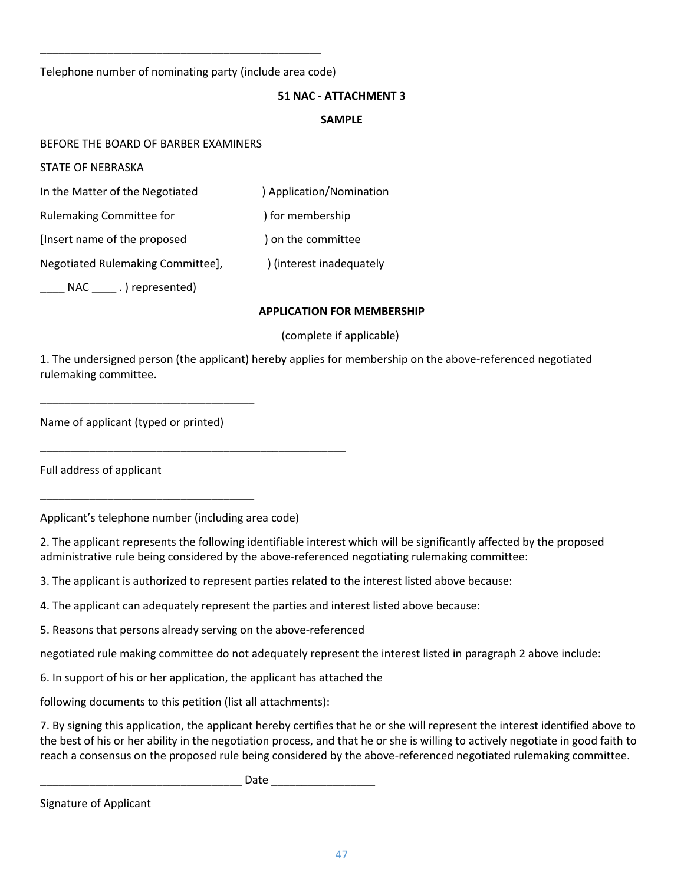\_\_\_\_\_\_\_\_\_\_\_\_\_\_\_\_\_\_\_\_\_\_\_\_\_\_\_\_\_\_\_\_\_\_\_\_\_\_\_\_\_\_\_\_\_\_

Telephone number of nominating party (include area code)

**51 NAC - ATTACHMENT 3**

**SAMPLE**

BEFORE THE BOARD OF BARBER EXAMINERS

STATE OF NEBRASKA

In the Matter of the Negotiated ) Application/Nomination

Rulemaking Committee for ) for membership

[Insert name of the proposed ) on the committee

Negotiated Rulemaking Committee], ) (interest inadequately

\_\_\_\_ NAC \_\_\_\_ . ) represented)

**APPLICATION FOR MEMBERSHIP**

(complete if applicable)

1. The undersigned person (the applicant) hereby applies for membership on the above-referenced negotiated rulemaking committee.

\_\_\_\_\_\_\_\_\_\_\_\_\_\_\_\_\_\_\_\_\_\_\_\_\_\_\_\_\_\_\_\_\_\_\_

Name of applicant (typed or printed)

\_\_\_\_\_\_\_\_\_\_\_\_\_\_\_\_\_\_\_\_\_\_\_\_\_\_\_\_\_\_\_\_\_\_\_\_\_\_\_\_\_\_\_\_\_\_\_\_

Full address of applicant

\_\_\_\_\_\_\_\_\_\_\_\_\_\_\_\_\_\_\_\_\_\_\_\_\_\_\_\_\_\_\_\_\_\_\_

Applicant's telephone number (including area code)

2. The applicant represents the following identifiable interest which will be significantly affected by the proposed administrative rule being considered by the above-referenced negotiating rulemaking committee:

3. The applicant is authorized to represent parties related to the interest listed above because:

4. The applicant can adequately represent the parties and interest listed above because:

5. Reasons that persons already serving on the above-referenced

negotiated rule making committee do not adequately represent the interest listed in paragraph 2 above include:

6. In support of his or her application, the applicant has attached the

following documents to this petition (list all attachments):

7. By signing this application, the applicant hereby certifies that he or she will represent the interest identified above to the best of his or her ability in the negotiation process, and that he or she is willing to actively negotiate in good faith to reach a consensus on the proposed rule being considered by the above-referenced negotiated rulemaking committee.

\_\_\_\_\_\_\_\_\_\_\_\_\_\_\_\_\_\_\_\_\_\_\_\_\_\_\_\_\_\_\_\_\_ Date \_\_\_\_\_\_\_\_\_\_\_\_\_\_\_\_\_

Signature of Applicant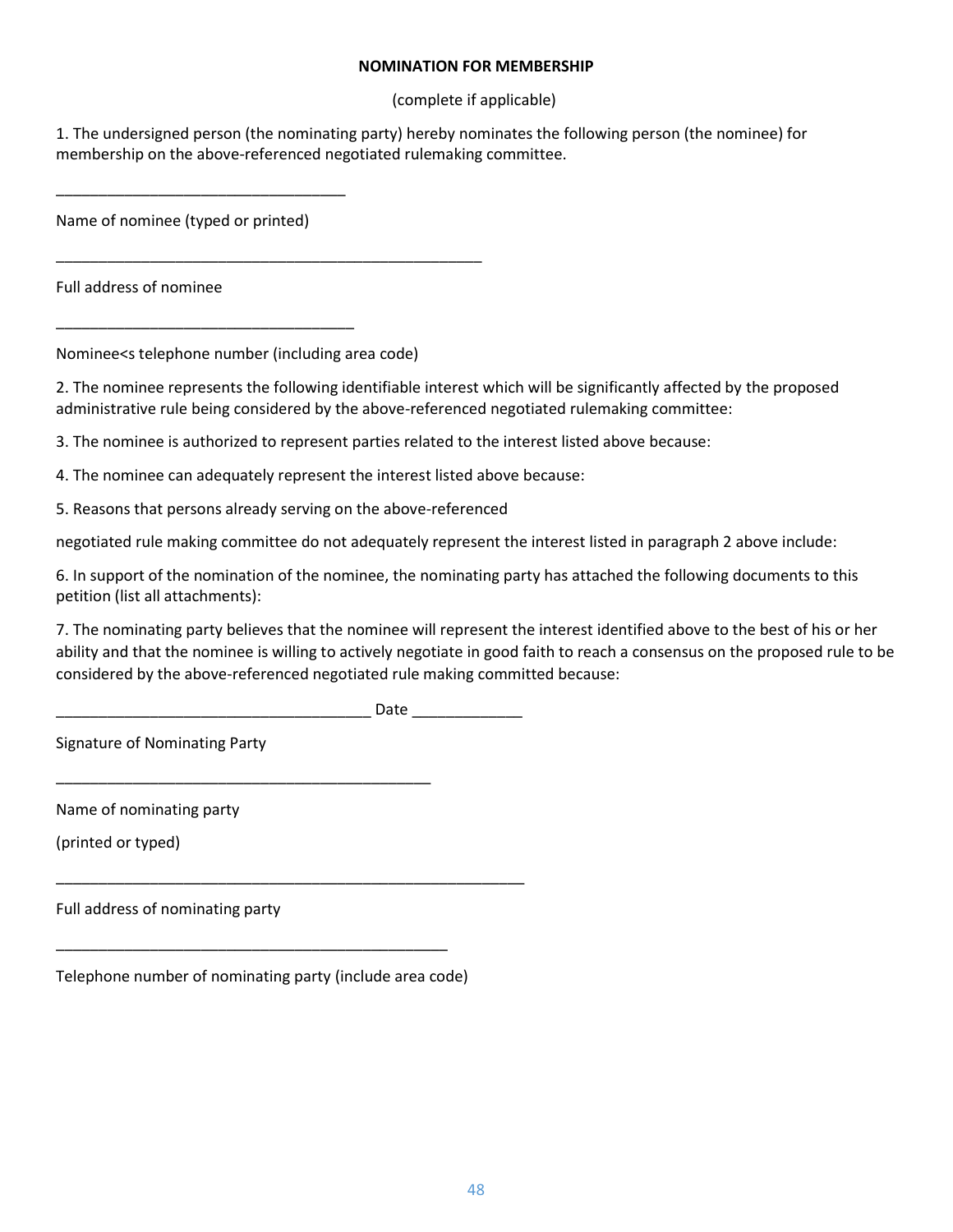**NOMINATION FOR MEMBERSHIP**

(complete if applicable)

1. The undersigned person (the nominating party) hereby nominates the following person (the nominee) for membership on the above-referenced negotiated rulemaking committee.

________________________________

Name of nominee (typed or printed)

_______________________________________________

Full address of nominee

_________________________________

Nominee<s telephone number (including area code)

2. The nominee represents the following identifiable interest which will be significantly affected by the proposed administrative rule being considered by the above-referenced negotiated rulemaking committee:

3. The nominee is authorized to represent parties related to the interest listed above because:

4. The nominee can adequately represent the interest listed above because:

5. Reasons that persons already serving on the above-referenced

negotiated rule making committee do not adequately represent the interest listed in paragraph 2 above include:

6. In support of the nomination of the nominee, the nominating party has attached the following documents to this petition (list all attachments):

7. The nominating party believes that the nominee will represent the interest identified above to the best of his or her ability and that the nominee is willing to actively negotiate in good faith to reach a consensus on the proposed rule to be considered by the above-referenced negotiated rule making committed because:

___________________________________ Date ____________

Signature of Nominating Party

__________________________________________

Name of nominating party

(printed or typed)

____________________________________________________

Full address of nominating party

___________________________________________

Telephone number of nominating party (include area code)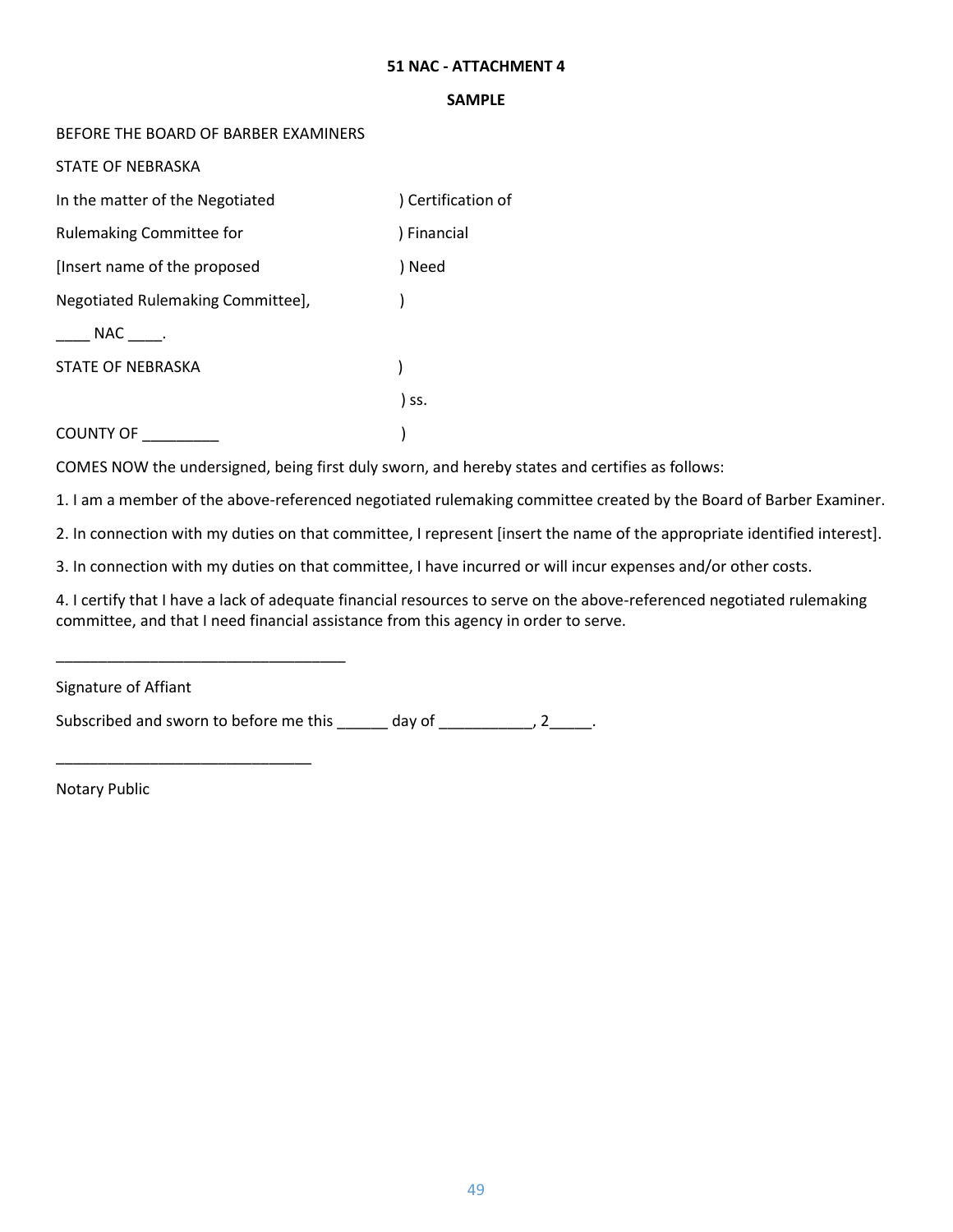**51 NAC - ATTACHMENT 4**

**SAMPLE**

BEFORE THE BOARD OF BARBER EXAMINERS

STATE OF NEBRASKA

| | |
|---|---|
| In the matter of the Negotiated | ) Certification of |
| Rulemaking Committee for | ) Financial |
| [Insert name of the proposed | ) Need |
| Negotiated Rulemaking Committee], | ) |
| ____ NAC ____. | |
| STATE OF NEBRASKA | ) |
| | ) ss. |
| COUNTY OF _________ | ) |

COMES NOW the undersigned, being first duly sworn, and hereby states and certifies as follows:

1. I am a member of the above-referenced negotiated rulemaking committee created by the Board of Barber Examiner.

2. In connection with my duties on that committee, I represent [insert the name of the appropriate identified interest].

3. In connection with my duties on that committee, I have incurred or will incur expenses and/or other costs.

4. I certify that I have a lack of adequate financial resources to serve on the above-referenced negotiated rulemaking committee, and that I need financial assistance from this agency in order to serve.

__________________________________

Signature of Affiant

Subscribed and sworn to before me this ______ day of ___________, 2_____.

______________________________

Notary Public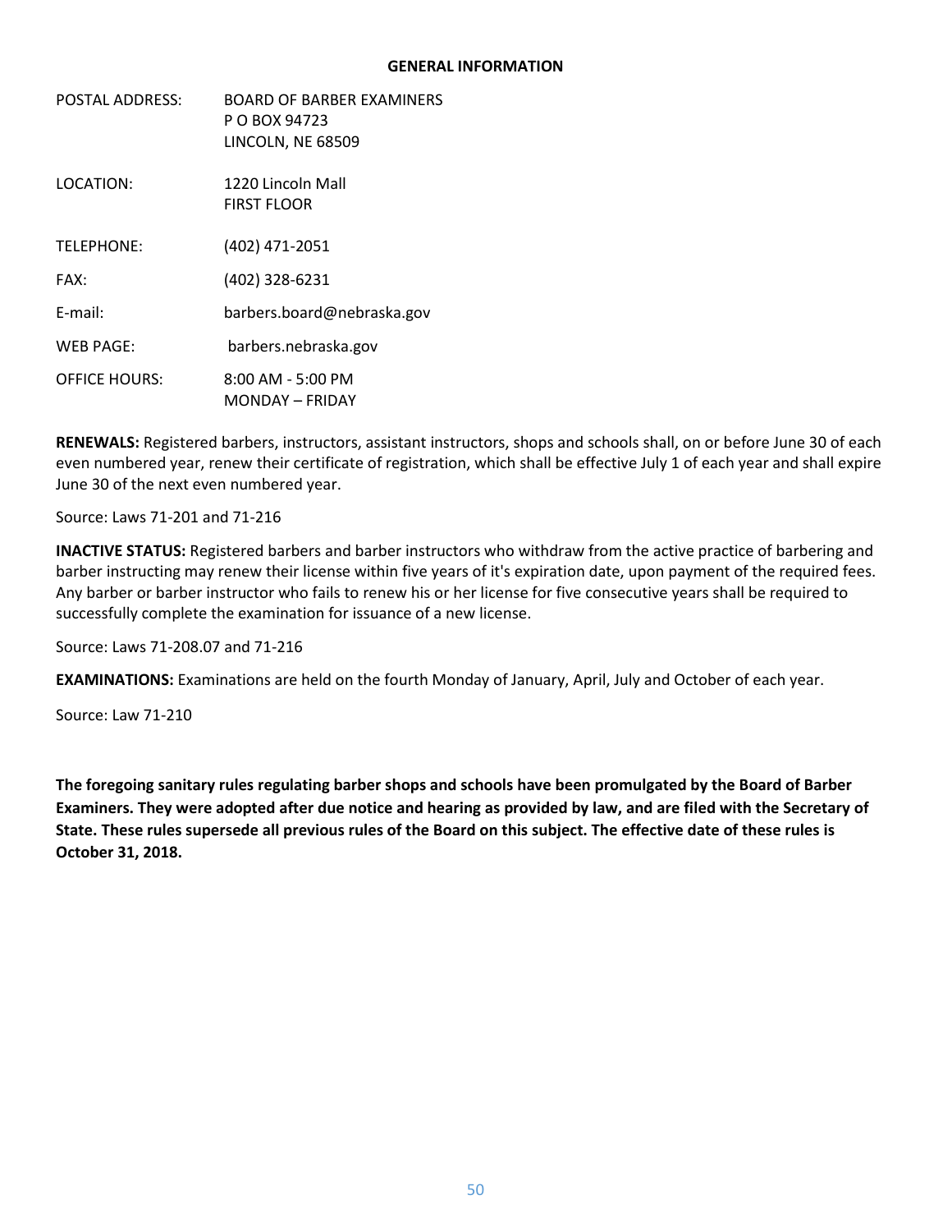## GENERAL INFORMATION

| | |
|---|---|
| POSTAL ADDRESS: | BOARD OF BARBER EXAMINERS<br>P O BOX 94723<br>LINCOLN, NE 68509 |
| LOCATION: | 1220 Lincoln Mall<br>FIRST FLOOR |
| TELEPHONE: | (402) 471-2051 |
| FAX: | (402) 328-6231 |
| E-mail: | barbers.board@nebraska.gov |
| WEB PAGE: | barbers.nebraska.gov |
| OFFICE HOURS: | 8:00 AM - 5:00 PM<br>MONDAY – FRIDAY |

**RENEWALS:** Registered barbers, instructors, assistant instructors, shops and schools shall, on or before June 30 of each even numbered year, renew their certificate of registration, which shall be effective July 1 of each year and shall expire June 30 of the next even numbered year.

Source: Laws 71-201 and 71-216

**INACTIVE STATUS:** Registered barbers and barber instructors who withdraw from the active practice of barbering and barber instructing may renew their license within five years of it's expiration date, upon payment of the required fees. Any barber or barber instructor who fails to renew his or her license for five consecutive years shall be required to successfully complete the examination for issuance of a new license.

Source: Laws 71-208.07 and 71-216

**EXAMINATIONS:** Examinations are held on the fourth Monday of January, April, July and October of each year.

Source: Law 71-210

**The foregoing sanitary rules regulating barber shops and schools have been promulgated by the Board of Barber Examiners. They were adopted after due notice and hearing as provided by law, and are filed with the Secretary of State. These rules supersede all previous rules of the Board on this subject. The effective date of these rules is October 31, 2018.**